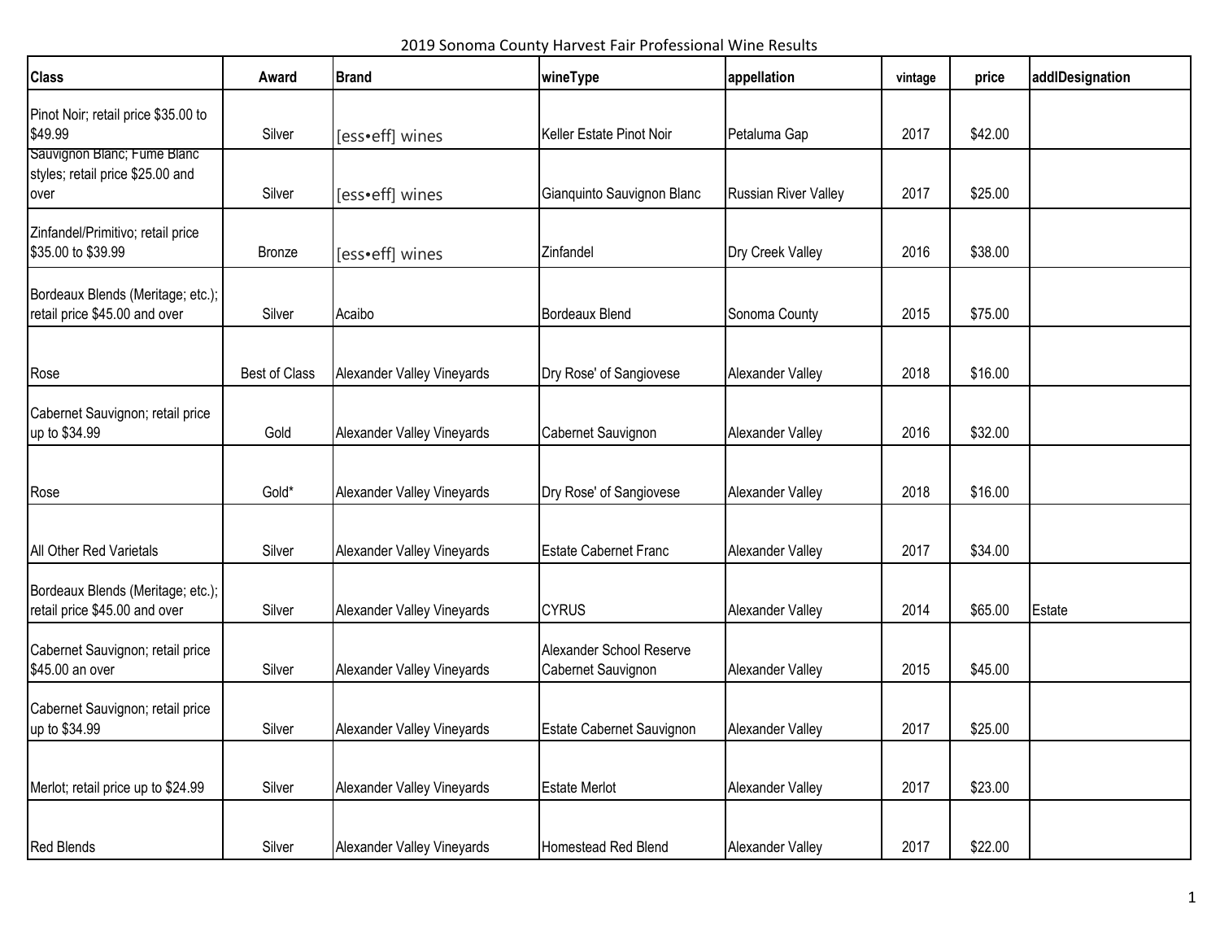# 2019 Sonoma County Harvest Fair Professional Wine Results

| Class | Award | Brand | wineType | appellation | vintage | price | addlDesignation |
|---|---|---|---|---|---|---|---|
| Pinot Noir; retail price $35.00 to $49.99 | Silver | [ess•eff] wines | Keller Estate Pinot Noir | Petaluma Gap | 2017 | $42.00 | |
| Sauvignon Blanc; Fume Blanc styles; retail price $25.00 and over | Silver | [ess•eff] wines | Gianquinto Sauvignon Blanc | Russian River Valley | 2017 | $25.00 | |
| Zinfandel/Primitivo; retail price $35.00 to $39.99 | Bronze | [ess•eff] wines | Zinfandel | Dry Creek Valley | 2016 | $38.00 | |
| Bordeaux Blends (Meritage; etc.); retail price $45.00 and over | Silver | Acaibo | Bordeaux Blend | Sonoma County | 2015 | $75.00 | |
| Rose | Best of Class | Alexander Valley Vineyards | Dry Rose' of Sangiovese | Alexander Valley | 2018 | $16.00 | |
| Cabernet Sauvignon; retail price up to $34.99 | Gold | Alexander Valley Vineyards | Cabernet Sauvignon | Alexander Valley | 2016 | $32.00 | |
| Rose | Gold* | Alexander Valley Vineyards | Dry Rose' of Sangiovese | Alexander Valley | 2018 | $16.00 | |
| All Other Red Varietals | Silver | Alexander Valley Vineyards | Estate Cabernet Franc | Alexander Valley | 2017 | $34.00 | |
| Bordeaux Blends (Meritage; etc.); retail price $45.00 and over | Silver | Alexander Valley Vineyards | CYRUS | Alexander Valley | 2014 | $65.00 | Estate |
| Cabernet Sauvignon; retail price $45.00 an over | Silver | Alexander Valley Vineyards | Alexander School Reserve Cabernet Sauvignon | Alexander Valley | 2015 | $45.00 | |
| Cabernet Sauvignon; retail price up to $34.99 | Silver | Alexander Valley Vineyards | Estate Cabernet Sauvignon | Alexander Valley | 2017 | $25.00 | |
| Merlot; retail price up to $24.99 | Silver | Alexander Valley Vineyards | Estate Merlot | Alexander Valley | 2017 | $23.00 | |
| Red Blends | Silver | Alexander Valley Vineyards | Homestead Red Blend | Alexander Valley | 2017 | $22.00 | |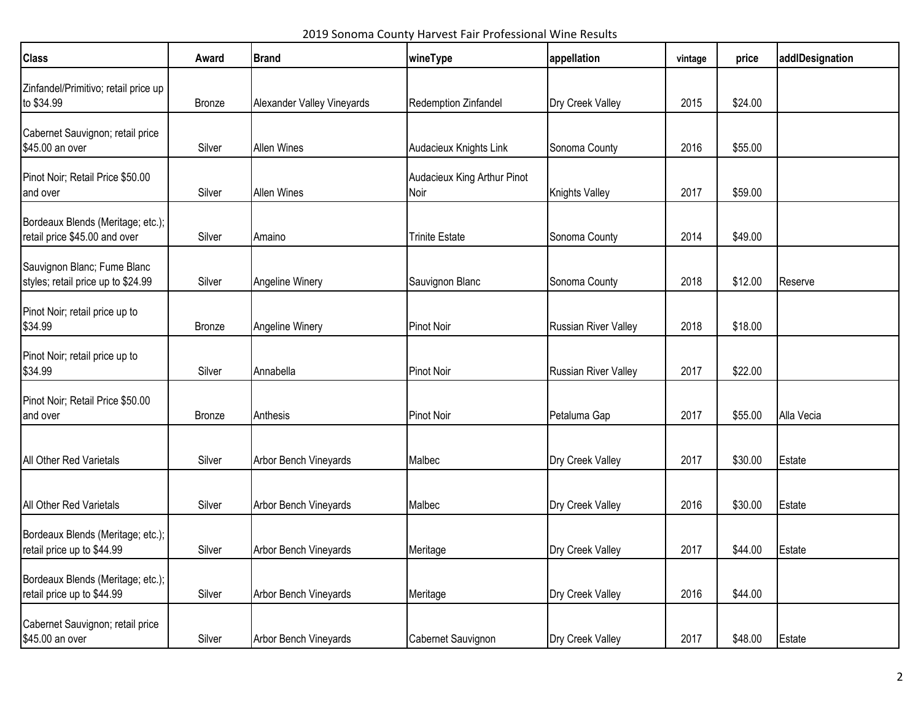2019 Sonoma County Harvest Fair Professional Wine Results

| Class | Award | Brand | wineType | appellation | vintage | price | addlDesignation |
|---|---|---|---|---|---|---|---|
| Zinfandel/Primitivo; retail price up to $34.99 | Bronze | Alexander Valley Vineyards | Redemption Zinfandel | Dry Creek Valley | 2015 | $24.00 | |
| Cabernet Sauvignon; retail price $45.00 an over | Silver | Allen Wines | Audacieux Knights Link | Sonoma County | 2016 | $55.00 | |
| Pinot Noir; Retail Price $50.00 and over | Silver | Allen Wines | Audacieux King Arthur Pinot Noir | Knights Valley | 2017 | $59.00 | |
| Bordeaux Blends (Meritage; etc.); retail price $45.00 and over | Silver | Amaino | Trinite Estate | Sonoma County | 2014 | $49.00 | |
| Sauvignon Blanc; Fume Blanc styles; retail price up to $24.99 | Silver | Angeline Winery | Sauvignon Blanc | Sonoma County | 2018 | $12.00 | Reserve |
| Pinot Noir; retail price up to $34.99 | Bronze | Angeline Winery | Pinot Noir | Russian River Valley | 2018 | $18.00 | |
| Pinot Noir; retail price up to $34.99 | Silver | Annabella | Pinot Noir | Russian River Valley | 2017 | $22.00 | |
| Pinot Noir; Retail Price $50.00 and over | Bronze | Anthesis | Pinot Noir | Petaluma Gap | 2017 | $55.00 | Alla Vecia |
| All Other Red Varietals | Silver | Arbor Bench Vineyards | Malbec | Dry Creek Valley | 2017 | $30.00 | Estate |
| All Other Red Varietals | Silver | Arbor Bench Vineyards | Malbec | Dry Creek Valley | 2016 | $30.00 | Estate |
| Bordeaux Blends (Meritage; etc.); retail price up to $44.99 | Silver | Arbor Bench Vineyards | Meritage | Dry Creek Valley | 2017 | $44.00 | Estate |
| Bordeaux Blends (Meritage; etc.); retail price up to $44.99 | Silver | Arbor Bench Vineyards | Meritage | Dry Creek Valley | 2016 | $44.00 | |
| Cabernet Sauvignon; retail price $45.00 an over | Silver | Arbor Bench Vineyards | Cabernet Sauvignon | Dry Creek Valley | 2017 | $48.00 | Estate |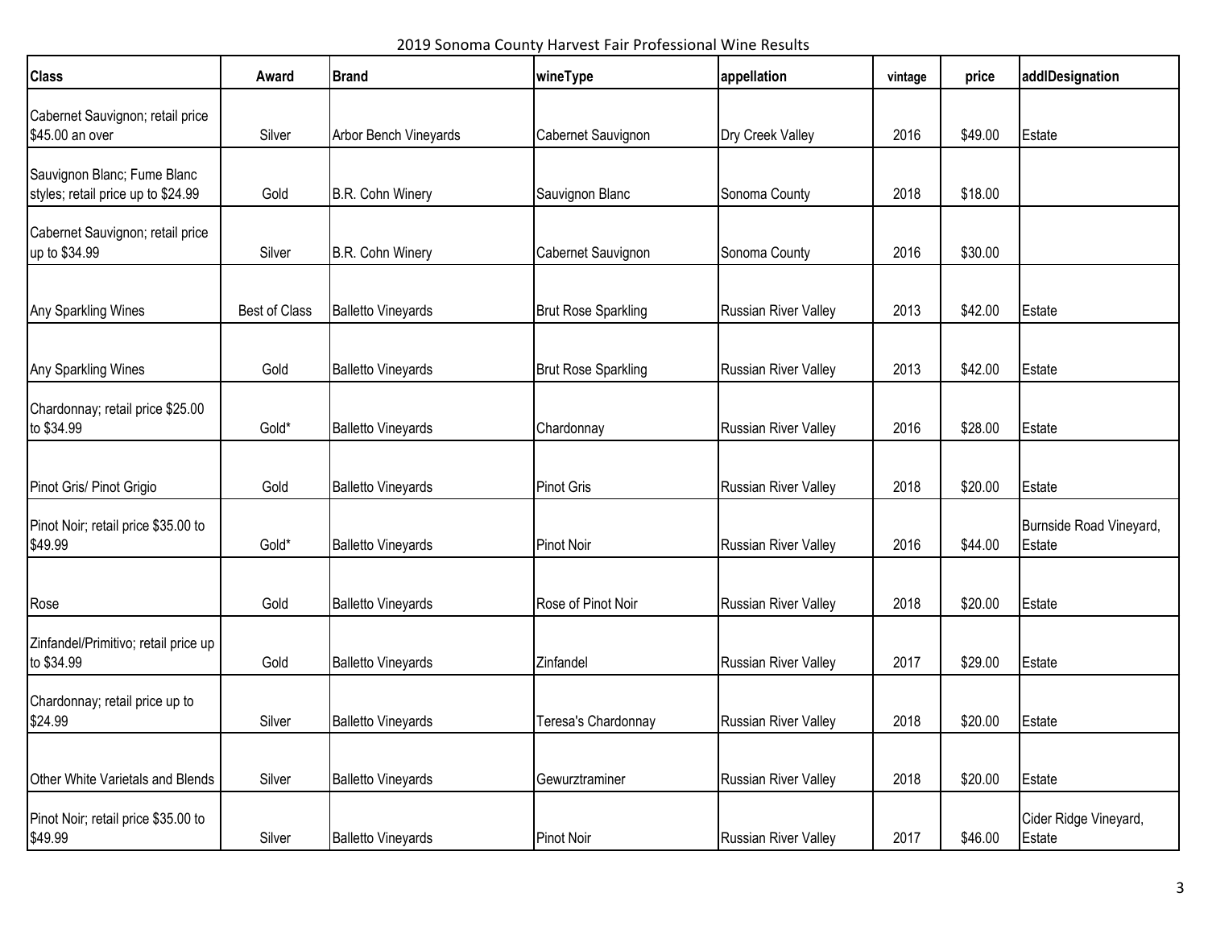2019 Sonoma County Harvest Fair Professional Wine Results

| Class | Award | Brand | wineType | appellation | vintage | price | addlDesignation |
|---|---|---|---|---|---|---|---|
| Cabernet Sauvignon; retail price $45.00 an over | Silver | Arbor Bench Vineyards | Cabernet Sauvignon | Dry Creek Valley | 2016 | $49.00 | Estate |
| Sauvignon Blanc; Fume Blanc styles; retail price up to $24.99 | Gold | B.R. Cohn Winery | Sauvignon Blanc | Sonoma County | 2018 | $18.00 | |
| Cabernet Sauvignon; retail price up to $34.99 | Silver | B.R. Cohn Winery | Cabernet Sauvignon | Sonoma County | 2016 | $30.00 | |
| Any Sparkling Wines | Best of Class | Balletto Vineyards | Brut Rose Sparkling | Russian River Valley | 2013 | $42.00 | Estate |
| Any Sparkling Wines | Gold | Balletto Vineyards | Brut Rose Sparkling | Russian River Valley | 2013 | $42.00 | Estate |
| Chardonnay; retail price $25.00 to $34.99 | Gold* | Balletto Vineyards | Chardonnay | Russian River Valley | 2016 | $28.00 | Estate |
| Pinot Gris/ Pinot Grigio | Gold | Balletto Vineyards | Pinot Gris | Russian River Valley | 2018 | $20.00 | Estate |
| Pinot Noir; retail price $35.00 to $49.99 | Gold* | Balletto Vineyards | Pinot Noir | Russian River Valley | 2016 | $44.00 | Burnside Road Vineyard, Estate |
| Rose | Gold | Balletto Vineyards | Rose of Pinot Noir | Russian River Valley | 2018 | $20.00 | Estate |
| Zinfandel/Primitivo; retail price up to $34.99 | Gold | Balletto Vineyards | Zinfandel | Russian River Valley | 2017 | $29.00 | Estate |
| Chardonnay; retail price up to $24.99 | Silver | Balletto Vineyards | Teresa's Chardonnay | Russian River Valley | 2018 | $20.00 | Estate |
| Other White Varietals and Blends | Silver | Balletto Vineyards | Gewurztraminer | Russian River Valley | 2018 | $20.00 | Estate |
| Pinot Noir; retail price $35.00 to $49.99 | Silver | Balletto Vineyards | Pinot Noir | Russian River Valley | 2017 | $46.00 | Cider Ridge Vineyard, Estate |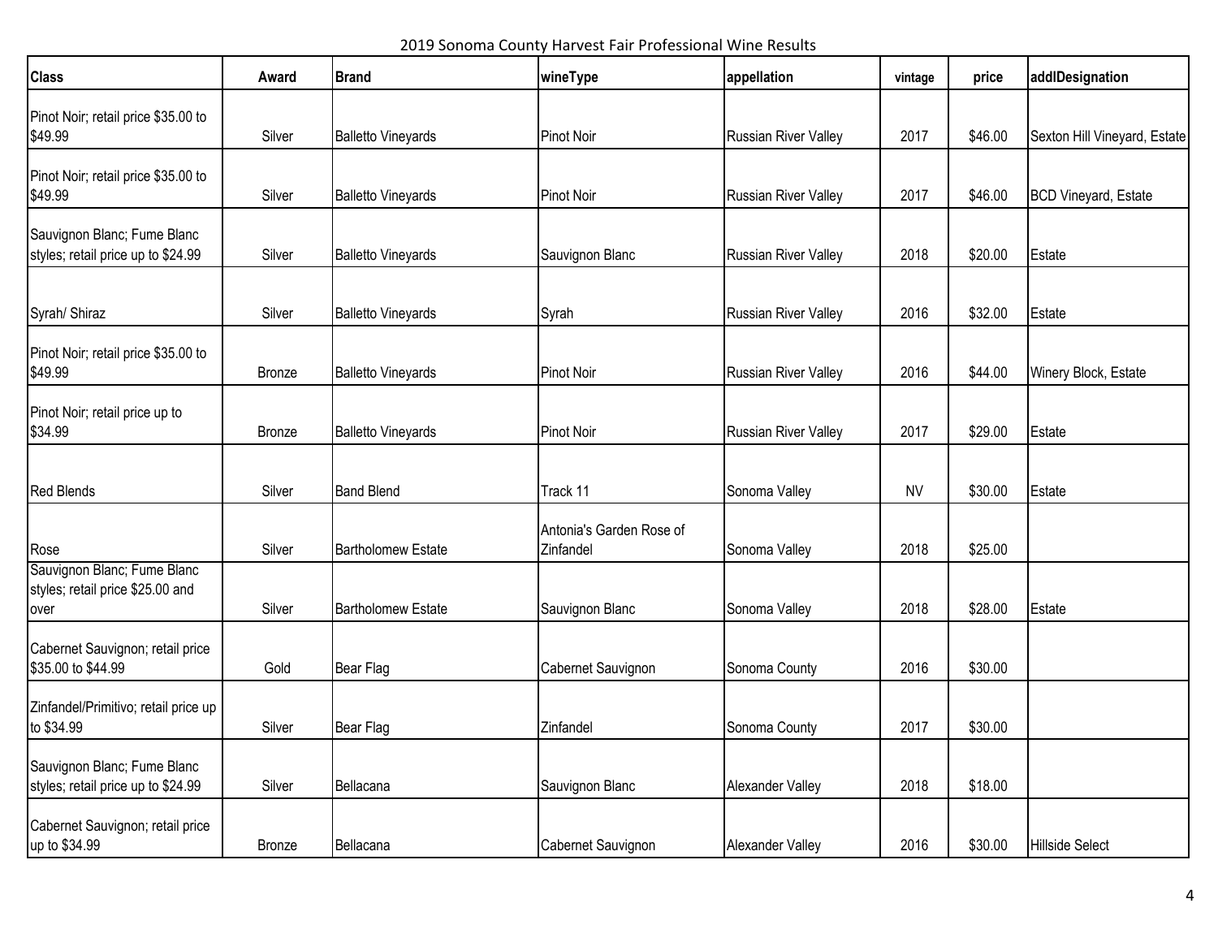2019 Sonoma County Harvest Fair Professional Wine Results

| Class | Award | Brand | wineType | appellation | vintage | price | addlDesignation |
|---|---|---|---|---|---|---|---|
| Pinot Noir; retail price $35.00 to $49.99 | Silver | Balletto Vineyards | Pinot Noir | Russian River Valley | 2017 | $46.00 | Sexton Hill Vineyard, Estate |
| Pinot Noir; retail price $35.00 to $49.99 | Silver | Balletto Vineyards | Pinot Noir | Russian River Valley | 2017 | $46.00 | BCD Vineyard, Estate |
| Sauvignon Blanc; Fume Blanc styles; retail price up to $24.99 | Silver | Balletto Vineyards | Sauvignon Blanc | Russian River Valley | 2018 | $20.00 | Estate |
| Syrah/ Shiraz | Silver | Balletto Vineyards | Syrah | Russian River Valley | 2016 | $32.00 | Estate |
| Pinot Noir; retail price $35.00 to $49.99 | Bronze | Balletto Vineyards | Pinot Noir | Russian River Valley | 2016 | $44.00 | Winery Block, Estate |
| Pinot Noir; retail price up to $34.99 | Bronze | Balletto Vineyards | Pinot Noir | Russian River Valley | 2017 | $29.00 | Estate |
| Red Blends | Silver | Band Blend | Track 11 | Sonoma Valley | NV | $30.00 | Estate |
| Rose | Silver | Bartholomew Estate | Antonia's Garden Rose of Zinfandel | Sonoma Valley | 2018 | $25.00 | |
| Sauvignon Blanc; Fume Blanc styles; retail price $25.00 and over | Silver | Bartholomew Estate | Sauvignon Blanc | Sonoma Valley | 2018 | $28.00 | Estate |
| Cabernet Sauvignon; retail price $35.00 to $44.99 | Gold | Bear Flag | Cabernet Sauvignon | Sonoma County | 2016 | $30.00 | |
| Zinfandel/Primitivo; retail price up to $34.99 | Silver | Bear Flag | Zinfandel | Sonoma County | 2017 | $30.00 | |
| Sauvignon Blanc; Fume Blanc styles; retail price up to $24.99 | Silver | Bellacana | Sauvignon Blanc | Alexander Valley | 2018 | $18.00 | |
| Cabernet Sauvignon; retail price up to $34.99 | Bronze | Bellacana | Cabernet Sauvignon | Alexander Valley | 2016 | $30.00 | Hillside Select |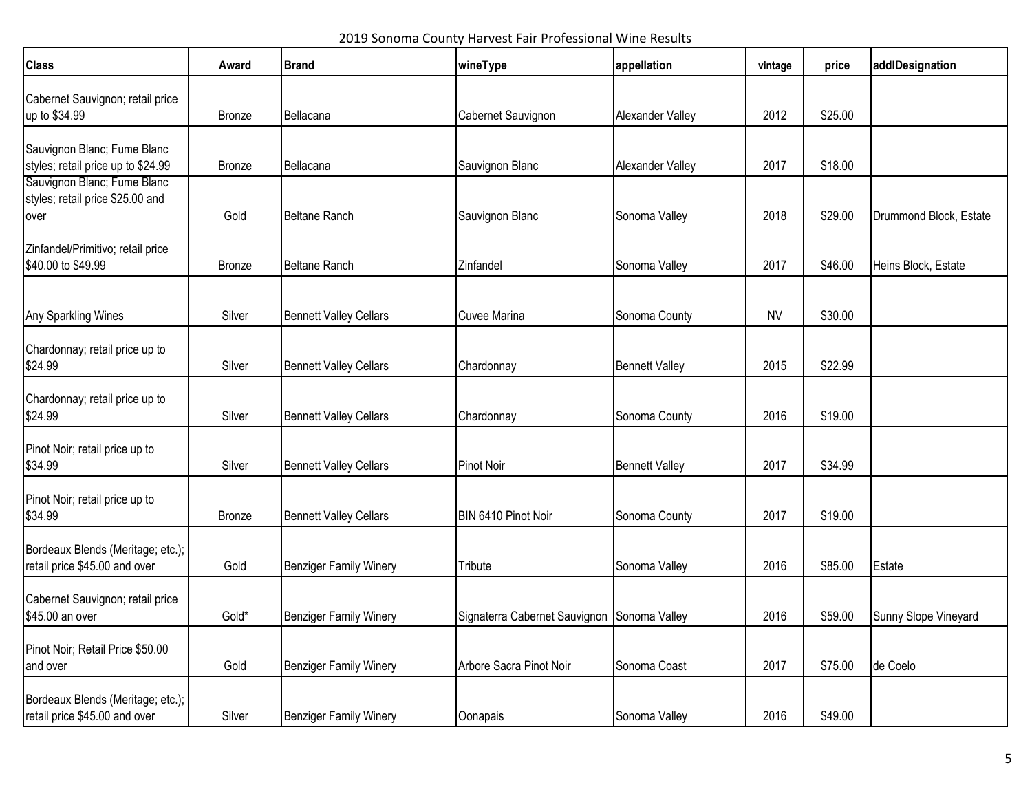2019 Sonoma County Harvest Fair Professional Wine Results

| Class | Award | Brand | wineType | appellation | vintage | price | addlDesignation |
|---|---|---|---|---|---|---|---|
| Cabernet Sauvignon; retail price up to $34.99 | Bronze | Bellacana | Cabernet Sauvignon | Alexander Valley | 2012 | $25.00 | |
| Sauvignon Blanc; Fume Blanc styles; retail price up to $24.99 | Bronze | Bellacana | Sauvignon Blanc | Alexander Valley | 2017 | $18.00 | |
| Sauvignon Blanc; Fume Blanc styles; retail price $25.00 and over | Gold | Beltane Ranch | Sauvignon Blanc | Sonoma Valley | 2018 | $29.00 | Drummond Block, Estate |
| Zinfandel/Primitivo; retail price $40.00 to $49.99 | Bronze | Beltane Ranch | Zinfandel | Sonoma Valley | 2017 | $46.00 | Heins Block, Estate |
| Any Sparkling Wines | Silver | Bennett Valley Cellars | Cuvee Marina | Sonoma County | NV | $30.00 | |
| Chardonnay; retail price up to $24.99 | Silver | Bennett Valley Cellars | Chardonnay | Bennett Valley | 2015 | $22.99 | |
| Chardonnay; retail price up to $24.99 | Silver | Bennett Valley Cellars | Chardonnay | Sonoma County | 2016 | $19.00 | |
| Pinot Noir; retail price up to $34.99 | Silver | Bennett Valley Cellars | Pinot Noir | Bennett Valley | 2017 | $34.99 | |
| Pinot Noir; retail price up to $34.99 | Bronze | Bennett Valley Cellars | BIN 6410 Pinot Noir | Sonoma County | 2017 | $19.00 | |
| Bordeaux Blends (Meritage; etc.); retail price $45.00 and over | Gold | Benziger Family Winery | Tribute | Sonoma Valley | 2016 | $85.00 | Estate |
| Cabernet Sauvignon; retail price $45.00 an over | Gold* | Benziger Family Winery | Signaterra Cabernet Sauvignon | Sonoma Valley | 2016 | $59.00 | Sunny Slope Vineyard |
| Pinot Noir; Retail Price $50.00 and over | Gold | Benziger Family Winery | Arbore Sacra Pinot Noir | Sonoma Coast | 2017 | $75.00 | de Coelo |
| Bordeaux Blends (Meritage; etc.); retail price $45.00 and over | Silver | Benziger Family Winery | Oonapais | Sonoma Valley | 2016 | $49.00 | |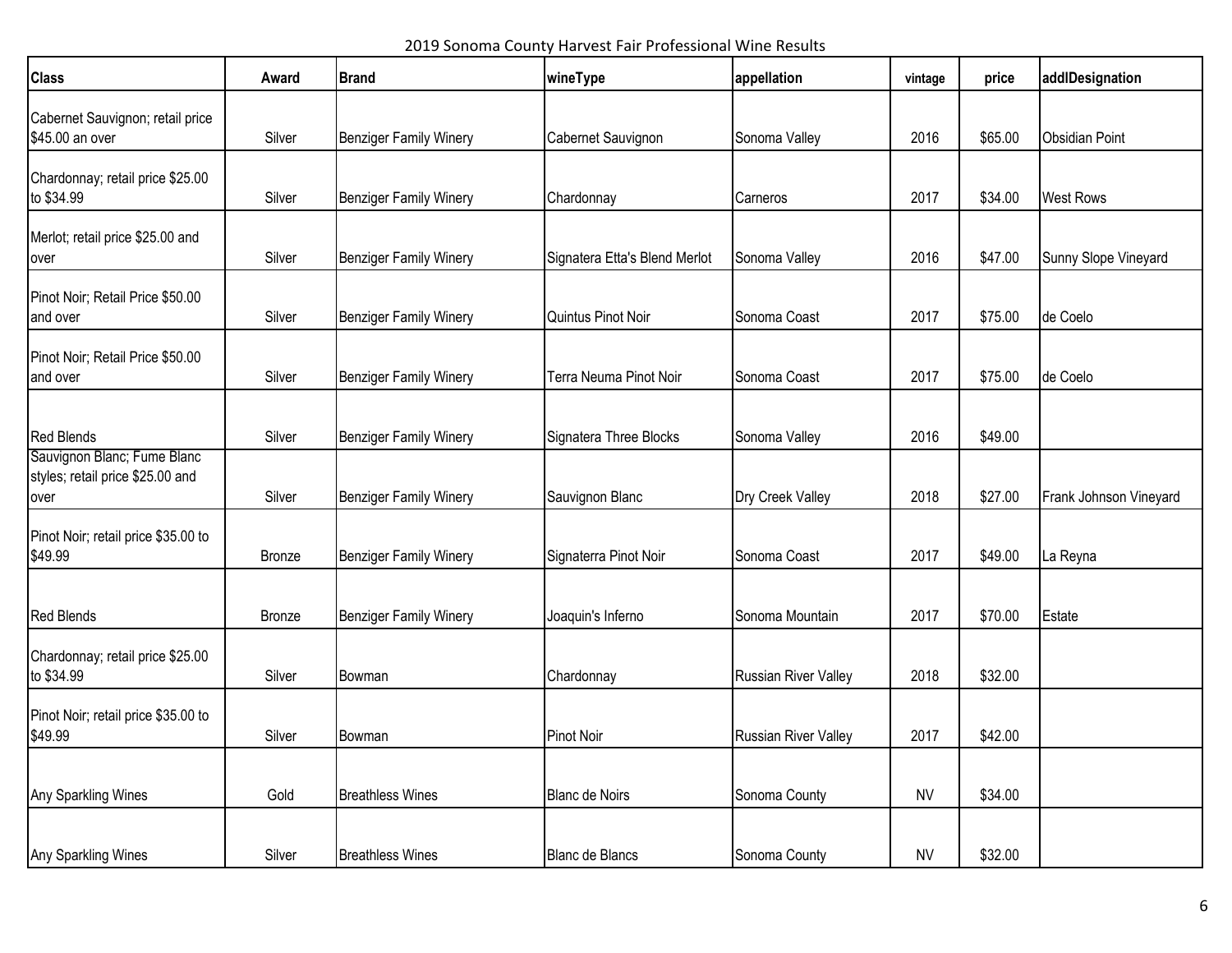2019 Sonoma County Harvest Fair Professional Wine Results

| Class | Award | Brand | wineType | appellation | vintage | price | addlDesignation |
|---|---|---|---|---|---|---|---|
| Cabernet Sauvignon; retail price $45.00 an over | Silver | Benziger Family Winery | Cabernet Sauvignon | Sonoma Valley | 2016 | $65.00 | Obsidian Point |
| Chardonnay; retail price $25.00 to $34.99 | Silver | Benziger Family Winery | Chardonnay | Carneros | 2017 | $34.00 | West Rows |
| Merlot; retail price $25.00 and over | Silver | Benziger Family Winery | Signatera Etta's Blend Merlot | Sonoma Valley | 2016 | $47.00 | Sunny Slope Vineyard |
| Pinot Noir; Retail Price $50.00 and over | Silver | Benziger Family Winery | Quintus Pinot Noir | Sonoma Coast | 2017 | $75.00 | de Coelo |
| Pinot Noir; Retail Price $50.00 and over | Silver | Benziger Family Winery | Terra Neuma Pinot Noir | Sonoma Coast | 2017 | $75.00 | de Coelo |
| Red Blends | Silver | Benziger Family Winery | Signatera Three Blocks | Sonoma Valley | 2016 | $49.00 | |
| Sauvignon Blanc; Fume Blanc styles; retail price $25.00 and over | Silver | Benziger Family Winery | Sauvignon Blanc | Dry Creek Valley | 2018 | $27.00 | Frank Johnson Vineyard |
| Pinot Noir; retail price $35.00 to $49.99 | Bronze | Benziger Family Winery | Signaterra Pinot Noir | Sonoma Coast | 2017 | $49.00 | La Reyna |
| Red Blends | Bronze | Benziger Family Winery | Joaquin's Inferno | Sonoma Mountain | 2017 | $70.00 | Estate |
| Chardonnay; retail price $25.00 to $34.99 | Silver | Bowman | Chardonnay | Russian River Valley | 2018 | $32.00 | |
| Pinot Noir; retail price $35.00 to $49.99 | Silver | Bowman | Pinot Noir | Russian River Valley | 2017 | $42.00 | |
| Any Sparkling Wines | Gold | Breathless Wines | Blanc de Noirs | Sonoma County | NV | $34.00 | |
| Any Sparkling Wines | Silver | Breathless Wines | Blanc de Blancs | Sonoma County | NV | $32.00 | |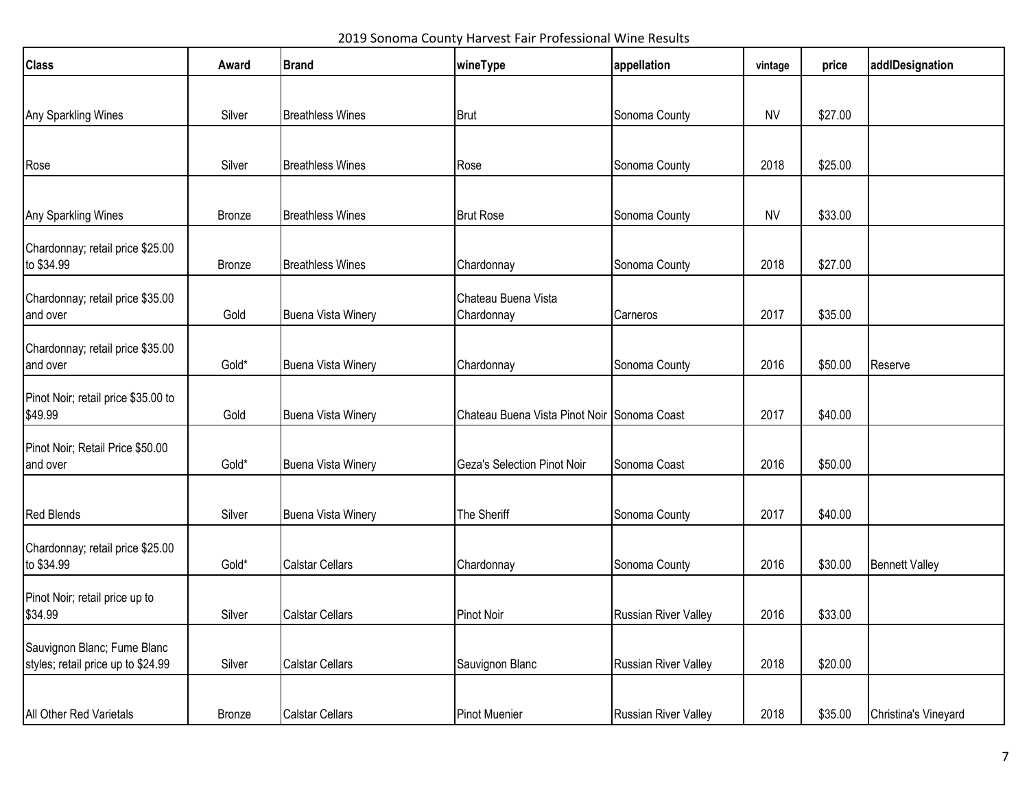2019 Sonoma County Harvest Fair Professional Wine Results

| Class | Award | Brand | wineType | appellation | vintage | price | addlDesignation |
|---|---|---|---|---|---|---|---|
| Any Sparkling Wines | Silver | Breathless Wines | Brut | Sonoma County | NV | $27.00 | |
| Rose | Silver | Breathless Wines | Rose | Sonoma County | 2018 | $25.00 | |
| Any Sparkling Wines | Bronze | Breathless Wines | Brut Rose | Sonoma County | NV | $33.00 | |
| Chardonnay; retail price $25.00 to $34.99 | Bronze | Breathless Wines | Chardonnay | Sonoma County | 2018 | $27.00 | |
| Chardonnay; retail price $35.00 and over | Gold | Buena Vista Winery | Chateau Buena Vista Chardonnay | Carneros | 2017 | $35.00 | |
| Chardonnay; retail price $35.00 and over | Gold* | Buena Vista Winery | Chardonnay | Sonoma County | 2016 | $50.00 | Reserve |
| Pinot Noir; retail price $35.00 to $49.99 | Gold | Buena Vista Winery | Chateau Buena Vista Pinot Noir | Sonoma Coast | 2017 | $40.00 | |
| Pinot Noir; Retail Price $50.00 and over | Gold* | Buena Vista Winery | Geza's Selection Pinot Noir | Sonoma Coast | 2016 | $50.00 | |
| Red Blends | Silver | Buena Vista Winery | The Sheriff | Sonoma County | 2017 | $40.00 | |
| Chardonnay; retail price $25.00 to $34.99 | Gold* | Calstar Cellars | Chardonnay | Sonoma County | 2016 | $30.00 | Bennett Valley |
| Pinot Noir; retail price up to $34.99 | Silver | Calstar Cellars | Pinot Noir | Russian River Valley | 2016 | $33.00 | |
| Sauvignon Blanc; Fume Blanc styles; retail price up to $24.99 | Silver | Calstar Cellars | Sauvignon Blanc | Russian River Valley | 2018 | $20.00 | |
| All Other Red Varietals | Bronze | Calstar Cellars | Pinot Muenier | Russian River Valley | 2018 | $35.00 | Christina's Vineyard |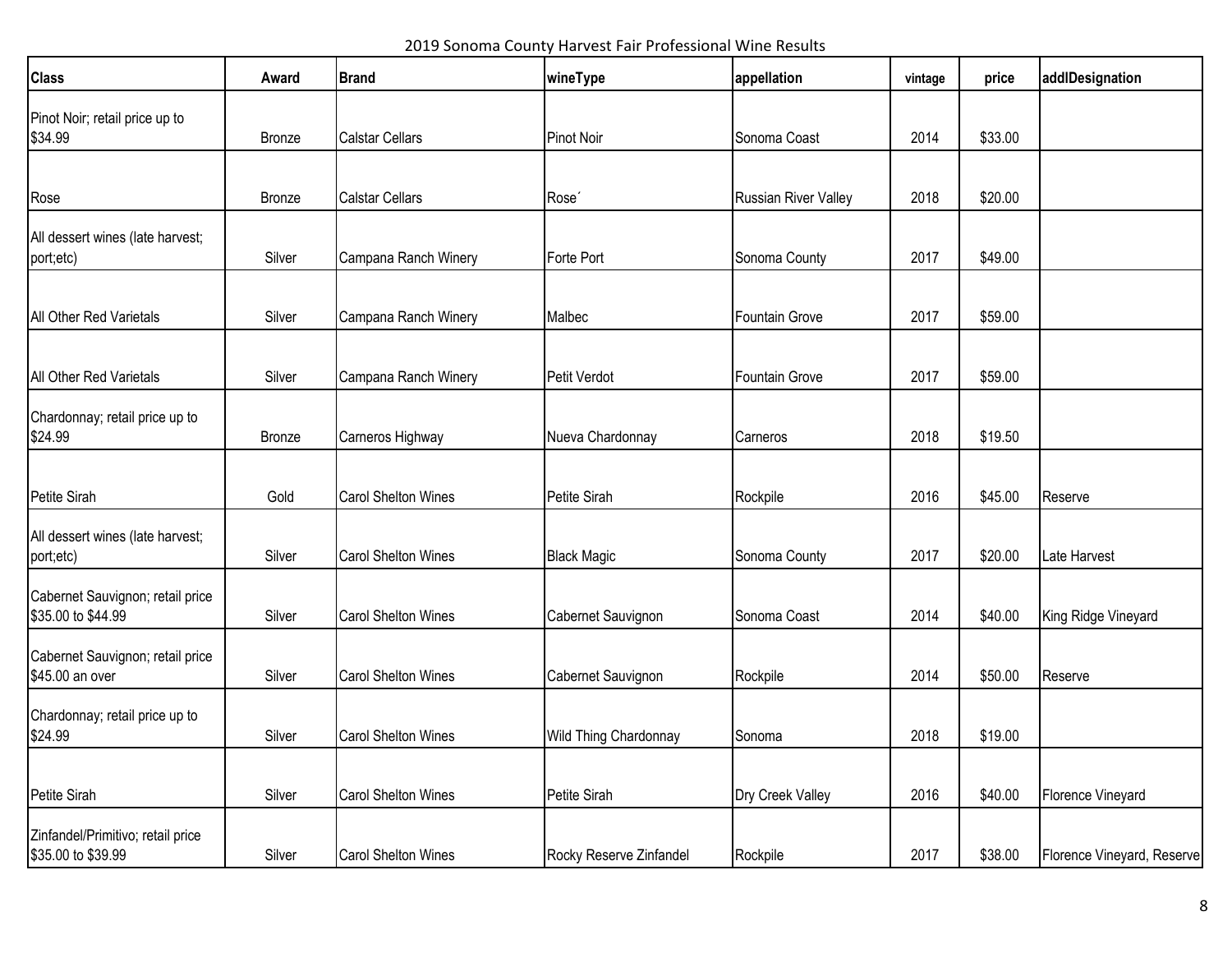2019 Sonoma County Harvest Fair Professional Wine Results

| Class | Award | Brand | wineType | appellation | vintage | price | addlDesignation |
|---|---|---|---|---|---|---|---|
| Pinot Noir; retail price up to $34.99 | Bronze | Calstar Cellars | Pinot Noir | Sonoma Coast | 2014 | $33.00 | |
| Rose | Bronze | Calstar Cellars | Rose´ | Russian River Valley | 2018 | $20.00 | |
| All dessert wines (late harvest; port;etc) | Silver | Campana Ranch Winery | Forte Port | Sonoma County | 2017 | $49.00 | |
| All Other Red Varietals | Silver | Campana Ranch Winery | Malbec | Fountain Grove | 2017 | $59.00 | |
| All Other Red Varietals | Silver | Campana Ranch Winery | Petit Verdot | Fountain Grove | 2017 | $59.00 | |
| Chardonnay; retail price up to $24.99 | Bronze | Carneros Highway | Nueva Chardonnay | Carneros | 2018 | $19.50 | |
| Petite Sirah | Gold | Carol Shelton Wines | Petite Sirah | Rockpile | 2016 | $45.00 | Reserve |
| All dessert wines (late harvest; port;etc) | Silver | Carol Shelton Wines | Black Magic | Sonoma County | 2017 | $20.00 | Late Harvest |
| Cabernet Sauvignon; retail price $35.00 to $44.99 | Silver | Carol Shelton Wines | Cabernet Sauvignon | Sonoma Coast | 2014 | $40.00 | King Ridge Vineyard |
| Cabernet Sauvignon; retail price $45.00 an over | Silver | Carol Shelton Wines | Cabernet Sauvignon | Rockpile | 2014 | $50.00 | Reserve |
| Chardonnay; retail price up to $24.99 | Silver | Carol Shelton Wines | Wild Thing Chardonnay | Sonoma | 2018 | $19.00 | |
| Petite Sirah | Silver | Carol Shelton Wines | Petite Sirah | Dry Creek Valley | 2016 | $40.00 | Florence Vineyard |
| Zinfandel/Primitivo; retail price $35.00 to $39.99 | Silver | Carol Shelton Wines | Rocky Reserve Zinfandel | Rockpile | 2017 | $38.00 | Florence Vineyard, Reserve |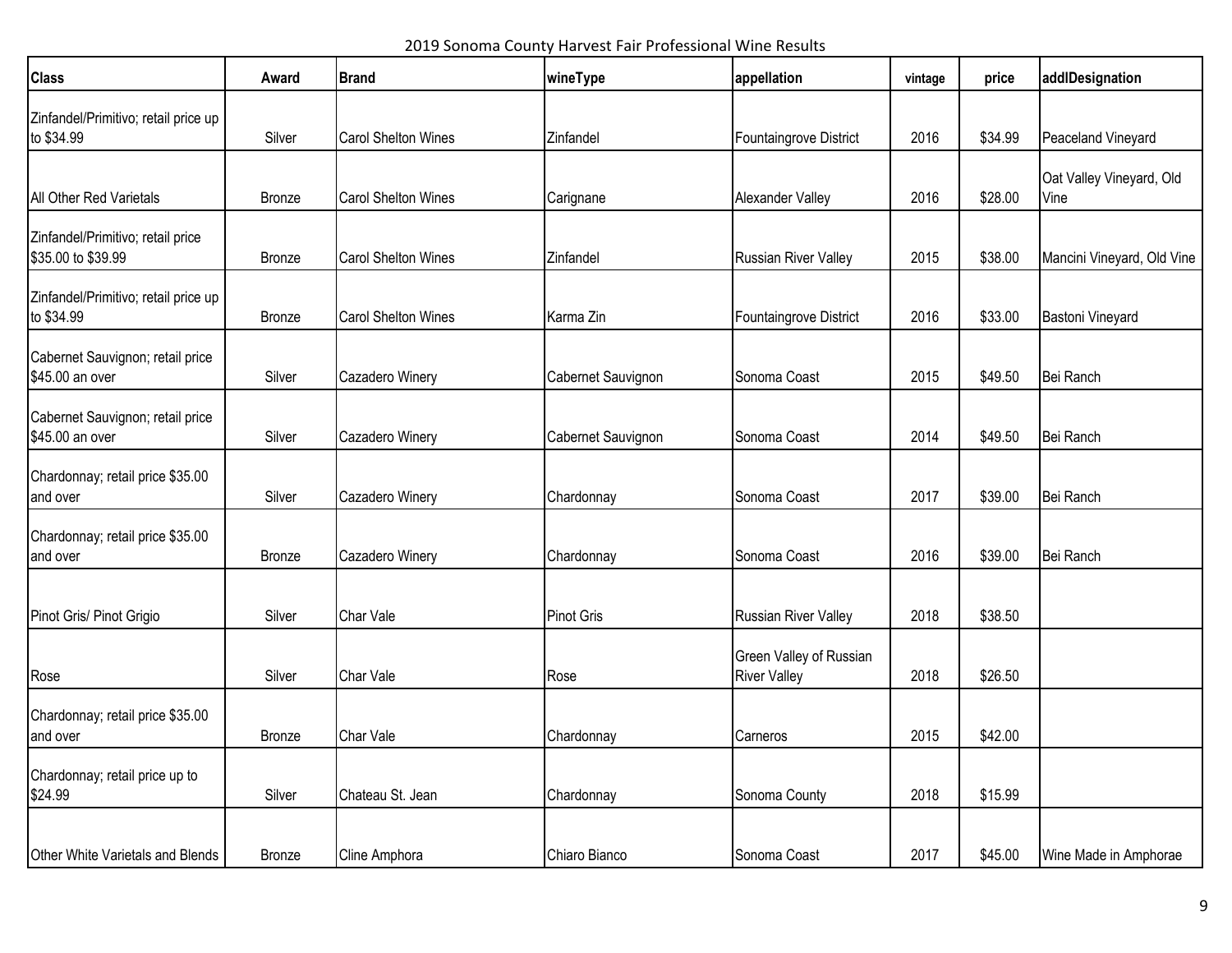2019 Sonoma County Harvest Fair Professional Wine Results

| Class | Award | Brand | wineType | appellation | vintage | price | addlDesignation |
|---|---|---|---|---|---|---|---|
| Zinfandel/Primitivo; retail price up to $34.99 | Silver | Carol Shelton Wines | Zinfandel | Fountaingrove District | 2016 | $34.99 | Peaceland Vineyard |
| All Other Red Varietals | Bronze | Carol Shelton Wines | Carignane | Alexander Valley | 2016 | $28.00 | Oat Valley Vineyard, Old Vine |
| Zinfandel/Primitivo; retail price $35.00 to $39.99 | Bronze | Carol Shelton Wines | Zinfandel | Russian River Valley | 2015 | $38.00 | Mancini Vineyard, Old Vine |
| Zinfandel/Primitivo; retail price up to $34.99 | Bronze | Carol Shelton Wines | Karma Zin | Fountaingrove District | 2016 | $33.00 | Bastoni Vineyard |
| Cabernet Sauvignon; retail price $45.00 an over | Silver | Cazadero Winery | Cabernet Sauvignon | Sonoma Coast | 2015 | $49.50 | Bei Ranch |
| Cabernet Sauvignon; retail price $45.00 an over | Silver | Cazadero Winery | Cabernet Sauvignon | Sonoma Coast | 2014 | $49.50 | Bei Ranch |
| Chardonnay; retail price $35.00 and over | Silver | Cazadero Winery | Chardonnay | Sonoma Coast | 2017 | $39.00 | Bei Ranch |
| Chardonnay; retail price $35.00 and over | Bronze | Cazadero Winery | Chardonnay | Sonoma Coast | 2016 | $39.00 | Bei Ranch |
| Pinot Gris/ Pinot Grigio | Silver | Char Vale | Pinot Gris | Russian River Valley | 2018 | $38.50 | |
| Rose | Silver | Char Vale | Rose | Green Valley of Russian River Valley | 2018 | $26.50 | |
| Chardonnay; retail price $35.00 and over | Bronze | Char Vale | Chardonnay | Carneros | 2015 | $42.00 | |
| Chardonnay; retail price up to $24.99 | Silver | Chateau St. Jean | Chardonnay | Sonoma County | 2018 | $15.99 | |
| Other White Varietals and Blends | Bronze | Cline Amphora | Chiaro Bianco | Sonoma Coast | 2017 | $45.00 | Wine Made in Amphorae |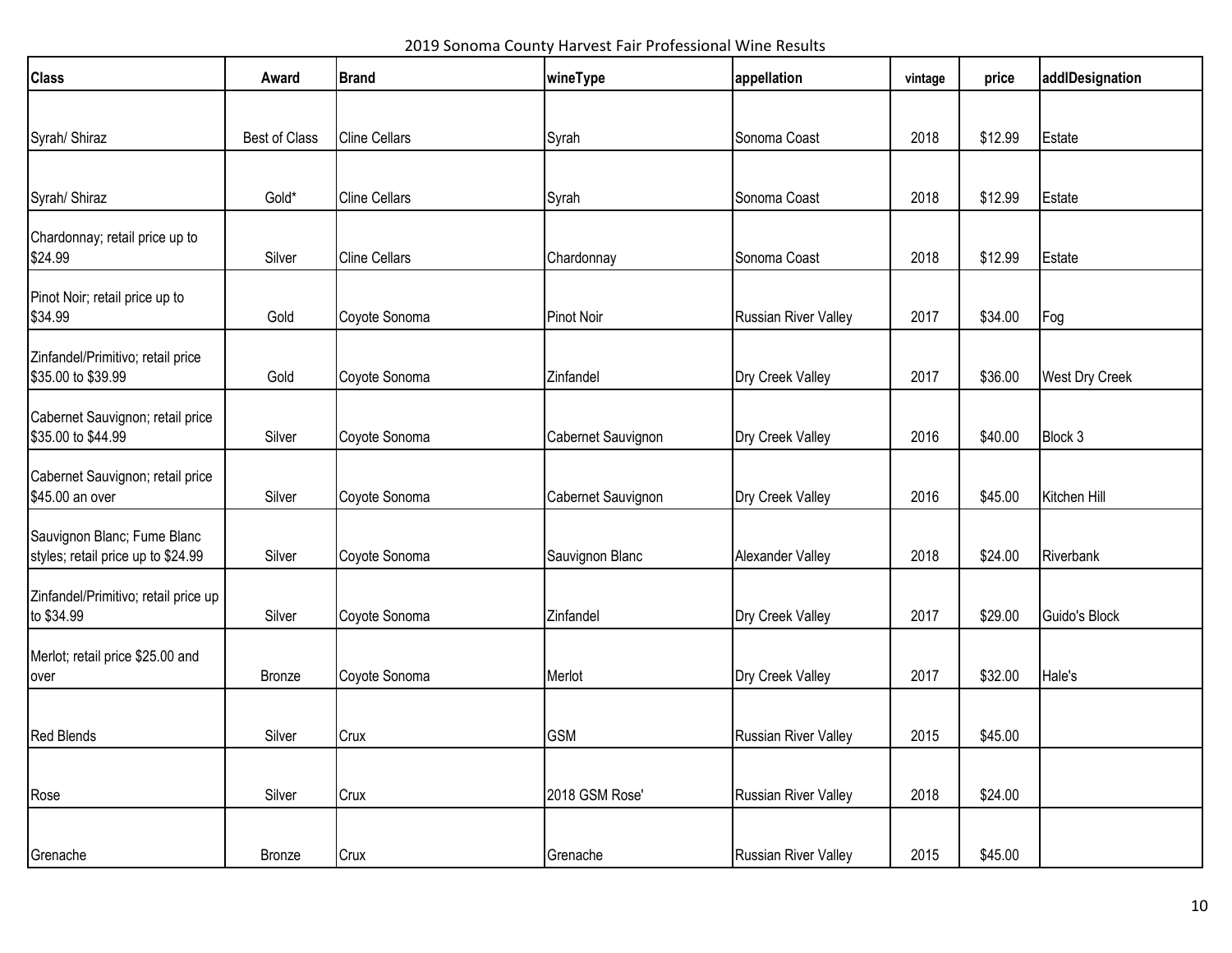2019 Sonoma County Harvest Fair Professional Wine Results

| Class | Award | Brand | wineType | appellation | vintage | price | addlDesignation |
|---|---|---|---|---|---|---|---|
| Syrah/ Shiraz | Best of Class | Cline Cellars | Syrah | Sonoma Coast | 2018 | $12.99 | Estate |
| Syrah/ Shiraz | Gold* | Cline Cellars | Syrah | Sonoma Coast | 2018 | $12.99 | Estate |
| Chardonnay; retail price up to $24.99 | Silver | Cline Cellars | Chardonnay | Sonoma Coast | 2018 | $12.99 | Estate |
| Pinot Noir; retail price up to $34.99 | Gold | Coyote Sonoma | Pinot Noir | Russian River Valley | 2017 | $34.00 | Fog |
| Zinfandel/Primitivo; retail price $35.00 to $39.99 | Gold | Coyote Sonoma | Zinfandel | Dry Creek Valley | 2017 | $36.00 | West Dry Creek |
| Cabernet Sauvignon; retail price $35.00 to $44.99 | Silver | Coyote Sonoma | Cabernet Sauvignon | Dry Creek Valley | 2016 | $40.00 | Block 3 |
| Cabernet Sauvignon; retail price $45.00 an over | Silver | Coyote Sonoma | Cabernet Sauvignon | Dry Creek Valley | 2016 | $45.00 | Kitchen Hill |
| Sauvignon Blanc; Fume Blanc styles; retail price up to $24.99 | Silver | Coyote Sonoma | Sauvignon Blanc | Alexander Valley | 2018 | $24.00 | Riverbank |
| Zinfandel/Primitivo; retail price up to $34.99 | Silver | Coyote Sonoma | Zinfandel | Dry Creek Valley | 2017 | $29.00 | Guido's Block |
| Merlot; retail price $25.00 and over | Bronze | Coyote Sonoma | Merlot | Dry Creek Valley | 2017 | $32.00 | Hale's |
| Red Blends | Silver | Crux | GSM | Russian River Valley | 2015 | $45.00 | |
| Rose | Silver | Crux | 2018 GSM Rose' | Russian River Valley | 2018 | $24.00 | |
| Grenache | Bronze | Crux | Grenache | Russian River Valley | 2015 | $45.00 | |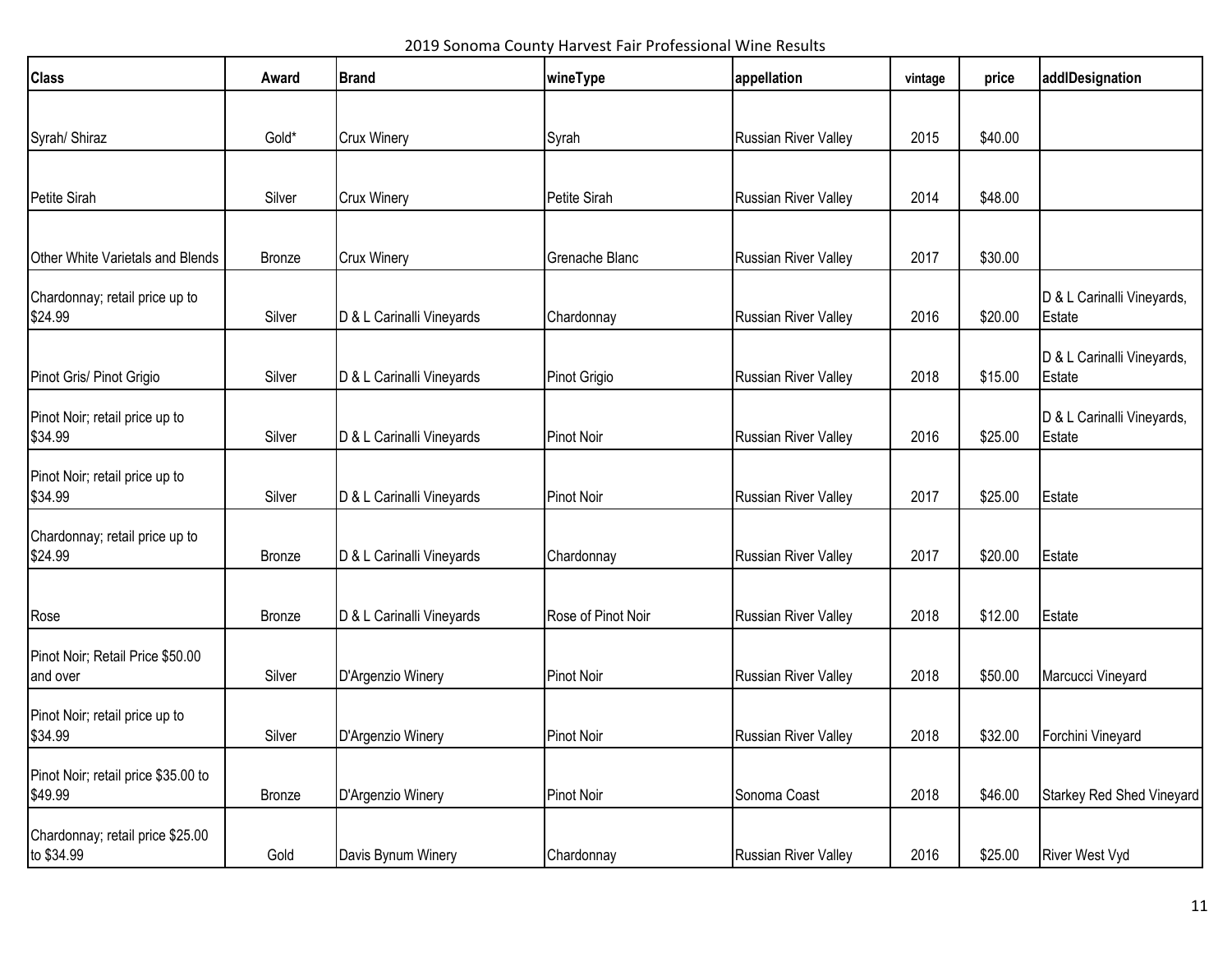2019 Sonoma County Harvest Fair Professional Wine Results

| Class | Award | Brand | wineType | appellation | vintage | price | addlDesignation |
|---|---|---|---|---|---|---|---|
| Syrah/ Shiraz | Gold* | Crux Winery | Syrah | Russian River Valley | 2015 | $40.00 | |
| Petite Sirah | Silver | Crux Winery | Petite Sirah | Russian River Valley | 2014 | $48.00 | |
| Other White Varietals and Blends | Bronze | Crux Winery | Grenache Blanc | Russian River Valley | 2017 | $30.00 | |
| Chardonnay; retail price up to $24.99 | Silver | D & L Carinalli Vineyards | Chardonnay | Russian River Valley | 2016 | $20.00 | D & L Carinalli Vineyards, Estate |
| Pinot Gris/ Pinot Grigio | Silver | D & L Carinalli Vineyards | Pinot Grigio | Russian River Valley | 2018 | $15.00 | D & L Carinalli Vineyards, Estate |
| Pinot Noir; retail price up to $34.99 | Silver | D & L Carinalli Vineyards | Pinot Noir | Russian River Valley | 2016 | $25.00 | D & L Carinalli Vineyards, Estate |
| Pinot Noir; retail price up to $34.99 | Silver | D & L Carinalli Vineyards | Pinot Noir | Russian River Valley | 2017 | $25.00 | Estate |
| Chardonnay; retail price up to $24.99 | Bronze | D & L Carinalli Vineyards | Chardonnay | Russian River Valley | 2017 | $20.00 | Estate |
| Rose | Bronze | D & L Carinalli Vineyards | Rose of Pinot Noir | Russian River Valley | 2018 | $12.00 | Estate |
| Pinot Noir; Retail Price $50.00 and over | Silver | D'Argenzio Winery | Pinot Noir | Russian River Valley | 2018 | $50.00 | Marcucci Vineyard |
| Pinot Noir; retail price up to $34.99 | Silver | D'Argenzio Winery | Pinot Noir | Russian River Valley | 2018 | $32.00 | Forchini Vineyard |
| Pinot Noir; retail price $35.00 to $49.99 | Bronze | D'Argenzio Winery | Pinot Noir | Sonoma Coast | 2018 | $46.00 | Starkey Red Shed Vineyard |
| Chardonnay; retail price $25.00 to $34.99 | Gold | Davis Bynum Winery | Chardonnay | Russian River Valley | 2016 | $25.00 | River West Vyd |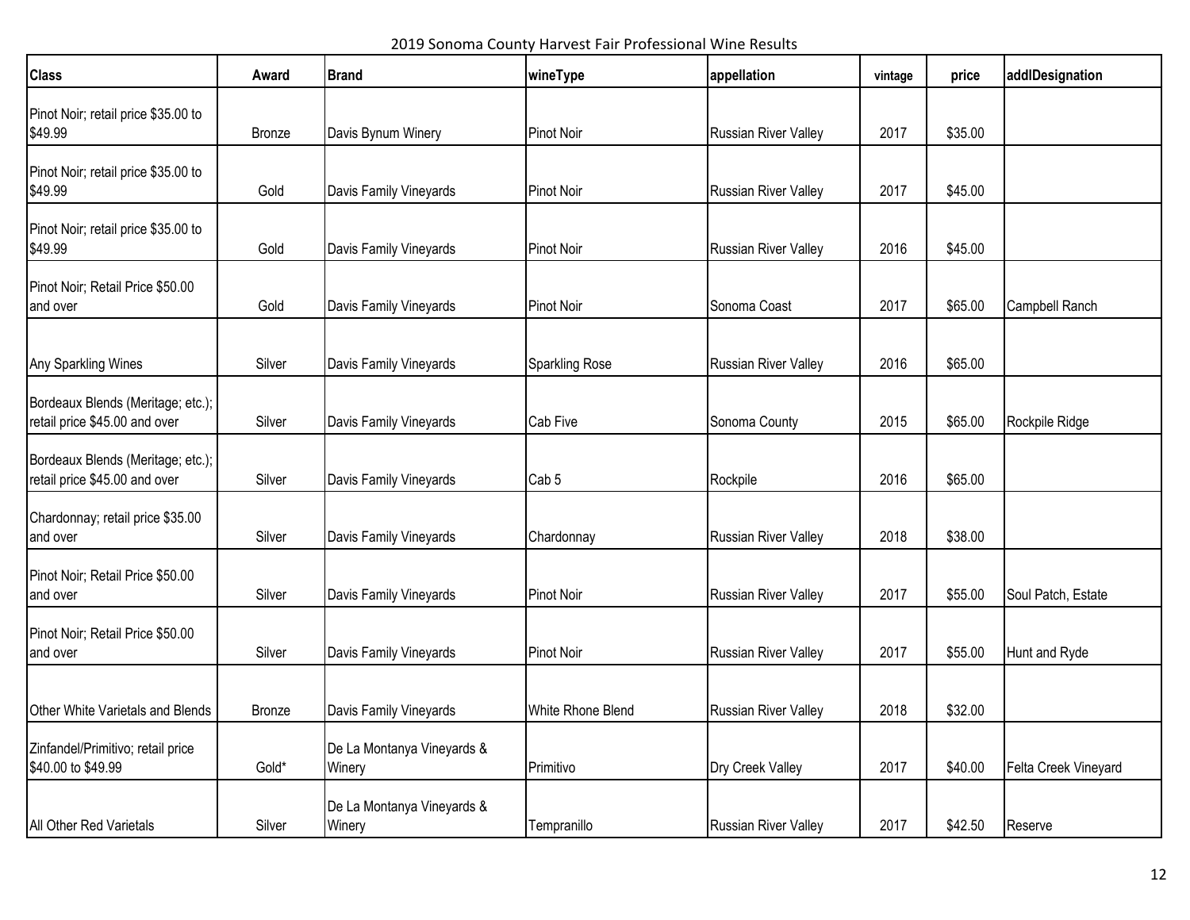2019 Sonoma County Harvest Fair Professional Wine Results

| Class | Award | Brand | wineType | appellation | vintage | price | addlDesignation |
|---|---|---|---|---|---|---|---|
| Pinot Noir; retail price $35.00 to $49.99 | Bronze | Davis Bynum Winery | Pinot Noir | Russian River Valley | 2017 | $35.00 | |
| Pinot Noir; retail price $35.00 to $49.99 | Gold | Davis Family Vineyards | Pinot Noir | Russian River Valley | 2017 | $45.00 | |
| Pinot Noir; retail price $35.00 to $49.99 | Gold | Davis Family Vineyards | Pinot Noir | Russian River Valley | 2016 | $45.00 | |
| Pinot Noir; Retail Price $50.00 and over | Gold | Davis Family Vineyards | Pinot Noir | Sonoma Coast | 2017 | $65.00 | Campbell Ranch |
| Any Sparkling Wines | Silver | Davis Family Vineyards | Sparkling Rose | Russian River Valley | 2016 | $65.00 | |
| Bordeaux Blends (Meritage; etc.); retail price $45.00 and over | Silver | Davis Family Vineyards | Cab Five | Sonoma County | 2015 | $65.00 | Rockpile Ridge |
| Bordeaux Blends (Meritage; etc.); retail price $45.00 and over | Silver | Davis Family Vineyards | Cab 5 | Rockpile | 2016 | $65.00 | |
| Chardonnay; retail price $35.00 and over | Silver | Davis Family Vineyards | Chardonnay | Russian River Valley | 2018 | $38.00 | |
| Pinot Noir; Retail Price $50.00 and over | Silver | Davis Family Vineyards | Pinot Noir | Russian River Valley | 2017 | $55.00 | Soul Patch, Estate |
| Pinot Noir; Retail Price $50.00 and over | Silver | Davis Family Vineyards | Pinot Noir | Russian River Valley | 2017 | $55.00 | Hunt and Ryde |
| Other White Varietals and Blends | Bronze | Davis Family Vineyards | White Rhone Blend | Russian River Valley | 2018 | $32.00 | |
| Zinfandel/Primitivo; retail price $40.00 to $49.99 | Gold* | De La Montanya Vineyards & Winery | Primitivo | Dry Creek Valley | 2017 | $40.00 | Felta Creek Vineyard |
| All Other Red Varietals | Silver | De La Montanya Vineyards & Winery | Tempranillo | Russian River Valley | 2017 | $42.50 | Reserve |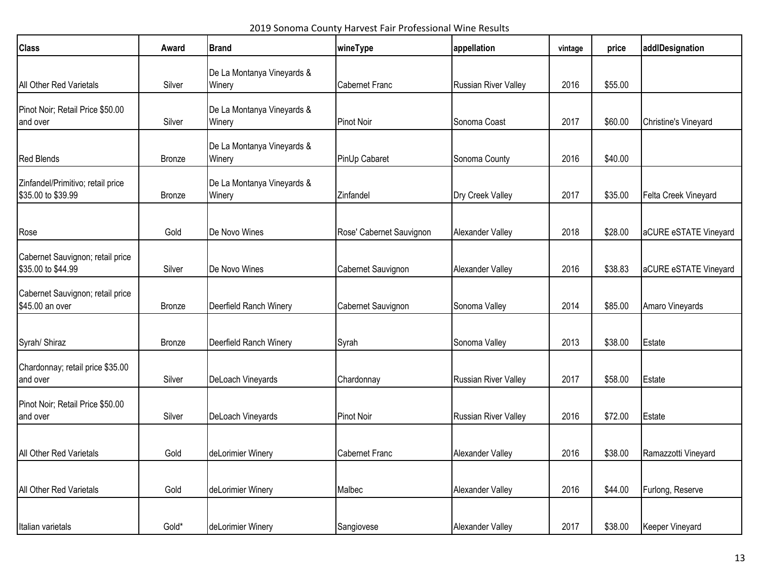2019 Sonoma County Harvest Fair Professional Wine Results

| Class | Award | Brand | wineType | appellation | vintage | price | addlDesignation |
|---|---|---|---|---|---|---|---|
| All Other Red Varietals | Silver | De La Montanya Vineyards & Winery | Cabernet Franc | Russian River Valley | 2016 | $55.00 | |
| Pinot Noir; Retail Price $50.00 and over | Silver | De La Montanya Vineyards & Winery | Pinot Noir | Sonoma Coast | 2017 | $60.00 | Christine's Vineyard |
| Red Blends | Bronze | De La Montanya Vineyards & Winery | PinUp Cabaret | Sonoma County | 2016 | $40.00 | |
| Zinfandel/Primitivo; retail price $35.00 to $39.99 | Bronze | De La Montanya Vineyards & Winery | Zinfandel | Dry Creek Valley | 2017 | $35.00 | Felta Creek Vineyard |
| Rose | Gold | De Novo Wines | Rose' Cabernet Sauvignon | Alexander Valley | 2018 | $28.00 | aCURE eSTATE Vineyard |
| Cabernet Sauvignon; retail price $35.00 to $44.99 | Silver | De Novo Wines | Cabernet Sauvignon | Alexander Valley | 2016 | $38.83 | aCURE eSTATE Vineyard |
| Cabernet Sauvignon; retail price $45.00 an over | Bronze | Deerfield Ranch Winery | Cabernet Sauvignon | Sonoma Valley | 2014 | $85.00 | Amaro Vineyards |
| Syrah/ Shiraz | Bronze | Deerfield Ranch Winery | Syrah | Sonoma Valley | 2013 | $38.00 | Estate |
| Chardonnay; retail price $35.00 and over | Silver | DeLoach Vineyards | Chardonnay | Russian River Valley | 2017 | $58.00 | Estate |
| Pinot Noir; Retail Price $50.00 and over | Silver | DeLoach Vineyards | Pinot Noir | Russian River Valley | 2016 | $72.00 | Estate |
| All Other Red Varietals | Gold | deLorimier Winery | Cabernet Franc | Alexander Valley | 2016 | $38.00 | Ramazzotti Vineyard |
| All Other Red Varietals | Gold | deLorimier Winery | Malbec | Alexander Valley | 2016 | $44.00 | Furlong, Reserve |
| Italian varietals | Gold* | deLorimier Winery | Sangiovese | Alexander Valley | 2017 | $38.00 | Keeper Vineyard |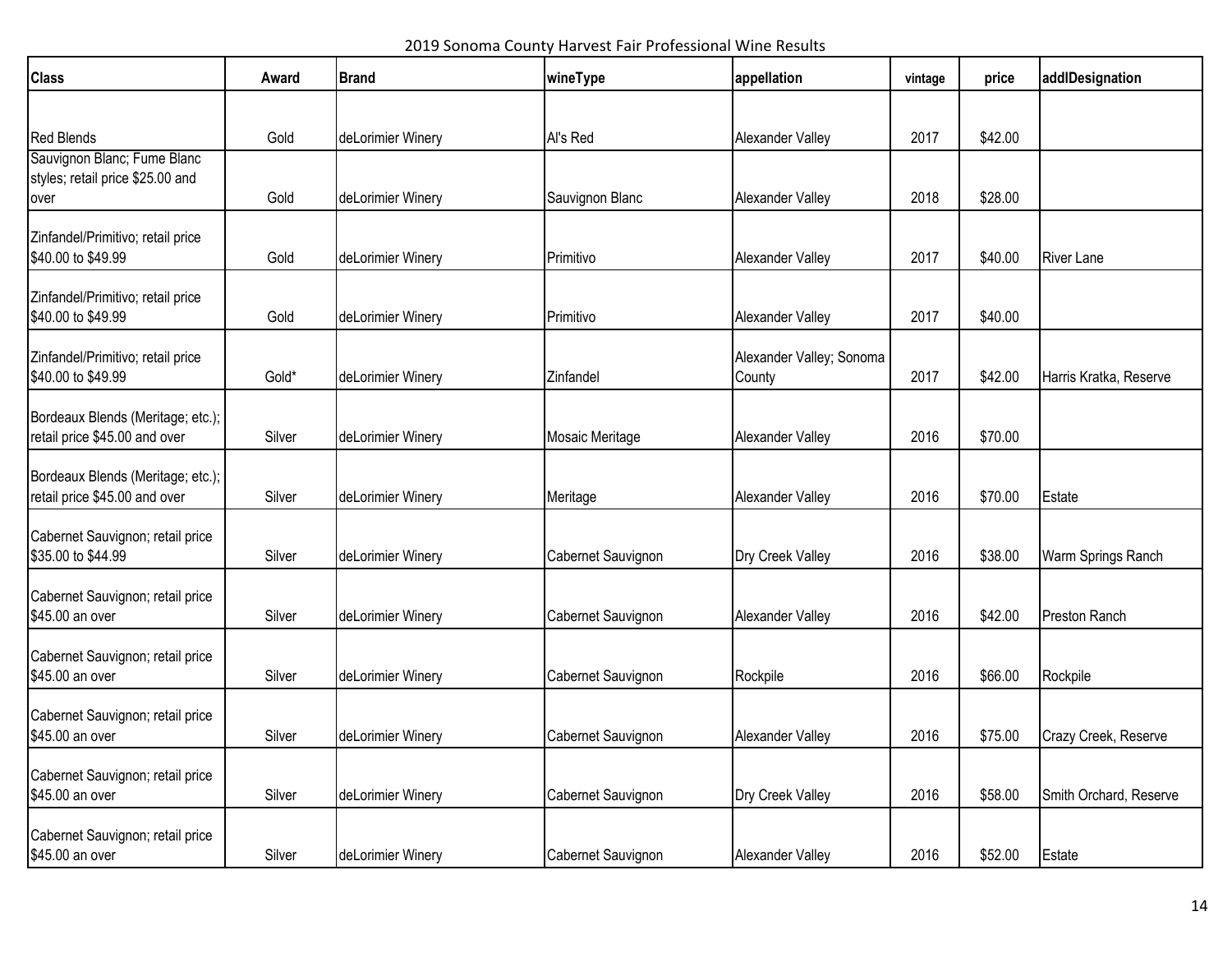2019 Sonoma County Harvest Fair Professional Wine Results

| Class | Award | Brand | wineType | appellation | vintage | price | addlDesignation |
|---|---|---|---|---|---|---|---|
| Red Blends | Gold | deLorimier Winery | Al's Red | Alexander Valley | 2017 | $42.00 | |
| Sauvignon Blanc; Fume Blanc styles; retail price $25.00 and over | Gold | deLorimier Winery | Sauvignon Blanc | Alexander Valley | 2018 | $28.00 | |
| Zinfandel/Primitivo; retail price $40.00 to $49.99 | Gold | deLorimier Winery | Primitivo | Alexander Valley | 2017 | $40.00 | River Lane |
| Zinfandel/Primitivo; retail price $40.00 to $49.99 | Gold | deLorimier Winery | Primitivo | Alexander Valley | 2017 | $40.00 | |
| Zinfandel/Primitivo; retail price $40.00 to $49.99 | Gold* | deLorimier Winery | Zinfandel | Alexander Valley; Sonoma County | 2017 | $42.00 | Harris Kratka, Reserve |
| Bordeaux Blends (Meritage; etc.); retail price $45.00 and over | Silver | deLorimier Winery | Mosaic Meritage | Alexander Valley | 2016 | $70.00 | |
| Bordeaux Blends (Meritage; etc.); retail price $45.00 and over | Silver | deLorimier Winery | Meritage | Alexander Valley | 2016 | $70.00 | Estate |
| Cabernet Sauvignon; retail price $35.00 to $44.99 | Silver | deLorimier Winery | Cabernet Sauvignon | Dry Creek Valley | 2016 | $38.00 | Warm Springs Ranch |
| Cabernet Sauvignon; retail price $45.00 an over | Silver | deLorimier Winery | Cabernet Sauvignon | Alexander Valley | 2016 | $42.00 | Preston Ranch |
| Cabernet Sauvignon; retail price $45.00 an over | Silver | deLorimier Winery | Cabernet Sauvignon | Rockpile | 2016 | $66.00 | Rockpile |
| Cabernet Sauvignon; retail price $45.00 an over | Silver | deLorimier Winery | Cabernet Sauvignon | Alexander Valley | 2016 | $75.00 | Crazy Creek, Reserve |
| Cabernet Sauvignon; retail price $45.00 an over | Silver | deLorimier Winery | Cabernet Sauvignon | Dry Creek Valley | 2016 | $58.00 | Smith Orchard, Reserve |
| Cabernet Sauvignon; retail price $45.00 an over | Silver | deLorimier Winery | Cabernet Sauvignon | Alexander Valley | 2016 | $52.00 | Estate |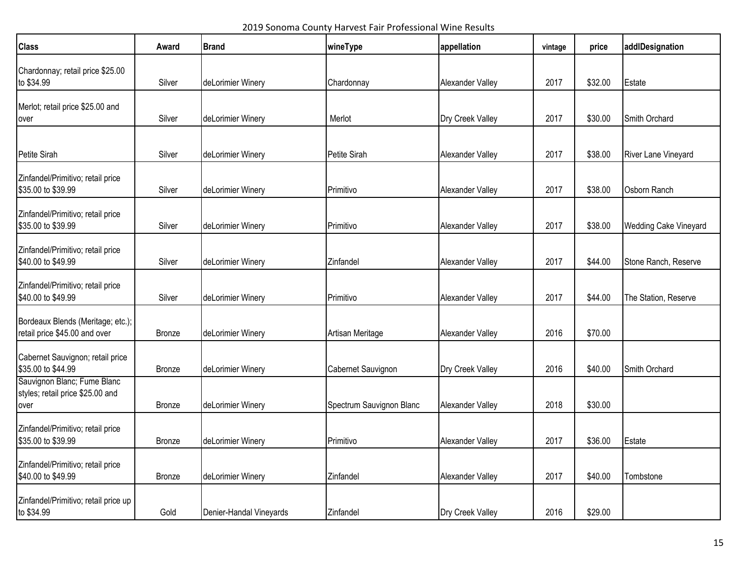2019 Sonoma County Harvest Fair Professional Wine Results

| Class | Award | Brand | wineType | appellation | vintage | price | addlDesignation |
|---|---|---|---|---|---|---|---|
| Chardonnay; retail price $25.00 to $34.99 | Silver | deLorimier Winery | Chardonnay | Alexander Valley | 2017 | $32.00 | Estate |
| Merlot; retail price $25.00 and over | Silver | deLorimier Winery | Merlot | Dry Creek Valley | 2017 | $30.00 | Smith Orchard |
| Petite Sirah | Silver | deLorimier Winery | Petite Sirah | Alexander Valley | 2017 | $38.00 | River Lane Vineyard |
| Zinfandel/Primitivo; retail price $35.00 to $39.99 | Silver | deLorimier Winery | Primitivo | Alexander Valley | 2017 | $38.00 | Osborn Ranch |
| Zinfandel/Primitivo; retail price $35.00 to $39.99 | Silver | deLorimier Winery | Primitivo | Alexander Valley | 2017 | $38.00 | Wedding Cake Vineyard |
| Zinfandel/Primitivo; retail price $40.00 to $49.99 | Silver | deLorimier Winery | Zinfandel | Alexander Valley | 2017 | $44.00 | Stone Ranch, Reserve |
| Zinfandel/Primitivo; retail price $40.00 to $49.99 | Silver | deLorimier Winery | Primitivo | Alexander Valley | 2017 | $44.00 | The Station, Reserve |
| Bordeaux Blends (Meritage; etc.); retail price $45.00 and over | Bronze | deLorimier Winery | Artisan Meritage | Alexander Valley | 2016 | $70.00 | |
| Cabernet Sauvignon; retail price $35.00 to $44.99 | Bronze | deLorimier Winery | Cabernet Sauvignon | Dry Creek Valley | 2016 | $40.00 | Smith Orchard |
| Sauvignon Blanc; Fume Blanc styles; retail price $25.00 and over | Bronze | deLorimier Winery | Spectrum Sauvignon Blanc | Alexander Valley | 2018 | $30.00 | |
| Zinfandel/Primitivo; retail price $35.00 to $39.99 | Bronze | deLorimier Winery | Primitivo | Alexander Valley | 2017 | $36.00 | Estate |
| Zinfandel/Primitivo; retail price $40.00 to $49.99 | Bronze | deLorimier Winery | Zinfandel | Alexander Valley | 2017 | $40.00 | Tombstone |
| Zinfandel/Primitivo; retail price up to $34.99 | Gold | Denier-Handal Vineyards | Zinfandel | Dry Creek Valley | 2016 | $29.00 | |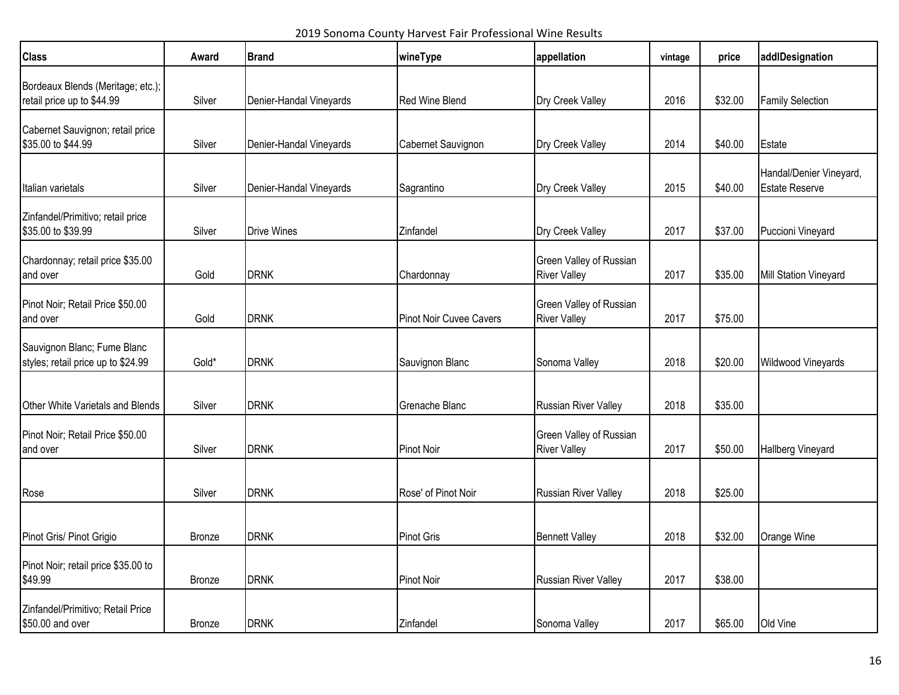2019 Sonoma County Harvest Fair Professional Wine Results

| Class | Award | Brand | wineType | appellation | vintage | price | addlDesignation |
|---|---|---|---|---|---|---|---|
| Bordeaux Blends (Meritage; etc.); retail price up to $44.99 | Silver | Denier-Handal Vineyards | Red Wine Blend | Dry Creek Valley | 2016 | $32.00 | Family Selection |
| Cabernet Sauvignon; retail price $35.00 to $44.99 | Silver | Denier-Handal Vineyards | Cabernet Sauvignon | Dry Creek Valley | 2014 | $40.00 | Estate |
| Italian varietals | Silver | Denier-Handal Vineyards | Sagrantino | Dry Creek Valley | 2015 | $40.00 | Handal/Denier Vineyard, Estate Reserve |
| Zinfandel/Primitivo; retail price $35.00 to $39.99 | Silver | Drive Wines | Zinfandel | Dry Creek Valley | 2017 | $37.00 | Puccioni Vineyard |
| Chardonnay; retail price $35.00 and over | Gold | DRNK | Chardonnay | Green Valley of Russian River Valley | 2017 | $35.00 | Mill Station Vineyard |
| Pinot Noir; Retail Price $50.00 and over | Gold | DRNK | Pinot Noir Cuvee Cavers | Green Valley of Russian River Valley | 2017 | $75.00 | |
| Sauvignon Blanc; Fume Blanc styles; retail price up to $24.99 | Gold* | DRNK | Sauvignon Blanc | Sonoma Valley | 2018 | $20.00 | Wildwood Vineyards |
| Other White Varietals and Blends | Silver | DRNK | Grenache Blanc | Russian River Valley | 2018 | $35.00 | |
| Pinot Noir; Retail Price $50.00 and over | Silver | DRNK | Pinot Noir | Green Valley of Russian River Valley | 2017 | $50.00 | Hallberg Vineyard |
| Rose | Silver | DRNK | Rose' of Pinot Noir | Russian River Valley | 2018 | $25.00 | |
| Pinot Gris/ Pinot Grigio | Bronze | DRNK | Pinot Gris | Bennett Valley | 2018 | $32.00 | Orange Wine |
| Pinot Noir; retail price $35.00 to $49.99 | Bronze | DRNK | Pinot Noir | Russian River Valley | 2017 | $38.00 | |
| Zinfandel/Primitivo; Retail Price $50.00 and over | Bronze | DRNK | Zinfandel | Sonoma Valley | 2017 | $65.00 | Old Vine |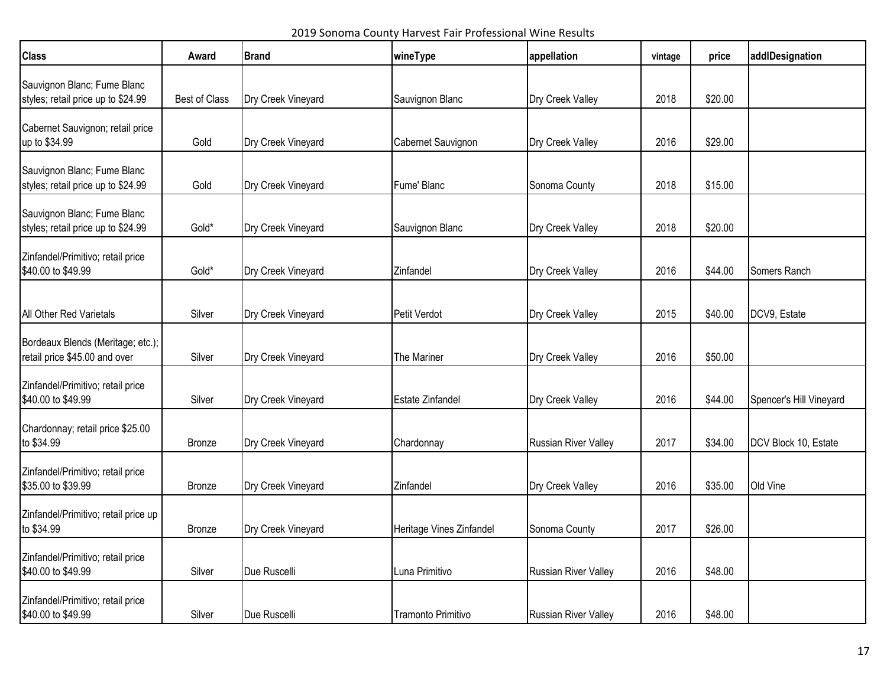2019 Sonoma County Harvest Fair Professional Wine Results

| Class | Award | Brand | wineType | appellation | vintage | price | addlDesignation |
|---|---|---|---|---|---|---|---|
| Sauvignon Blanc; Fume Blanc styles; retail price up to $24.99 | Best of Class | Dry Creek Vineyard | Sauvignon Blanc | Dry Creek Valley | 2018 | $20.00 | |
| Cabernet Sauvignon; retail price up to $34.99 | Gold | Dry Creek Vineyard | Cabernet Sauvignon | Dry Creek Valley | 2016 | $29.00 | |
| Sauvignon Blanc; Fume Blanc styles; retail price up to $24.99 | Gold | Dry Creek Vineyard | Fume' Blanc | Sonoma County | 2018 | $15.00 | |
| Sauvignon Blanc; Fume Blanc styles; retail price up to $24.99 | Gold* | Dry Creek Vineyard | Sauvignon Blanc | Dry Creek Valley | 2018 | $20.00 | |
| Zinfandel/Primitivo; retail price $40.00 to $49.99 | Gold* | Dry Creek Vineyard | Zinfandel | Dry Creek Valley | 2016 | $44.00 | Somers Ranch |
| All Other Red Varietals | Silver | Dry Creek Vineyard | Petit Verdot | Dry Creek Valley | 2015 | $40.00 | DCV9, Estate |
| Bordeaux Blends (Meritage; etc.); retail price $45.00 and over | Silver | Dry Creek Vineyard | The Mariner | Dry Creek Valley | 2016 | $50.00 | |
| Zinfandel/Primitivo; retail price $40.00 to $49.99 | Silver | Dry Creek Vineyard | Estate Zinfandel | Dry Creek Valley | 2016 | $44.00 | Spencer's Hill Vineyard |
| Chardonnay; retail price $25.00 to $34.99 | Bronze | Dry Creek Vineyard | Chardonnay | Russian River Valley | 2017 | $34.00 | DCV Block 10, Estate |
| Zinfandel/Primitivo; retail price $35.00 to $39.99 | Bronze | Dry Creek Vineyard | Zinfandel | Dry Creek Valley | 2016 | $35.00 | Old Vine |
| Zinfandel/Primitivo; retail price up to $34.99 | Bronze | Dry Creek Vineyard | Heritage Vines Zinfandel | Sonoma County | 2017 | $26.00 | |
| Zinfandel/Primitivo; retail price $40.00 to $49.99 | Silver | Due Ruscelli | Luna Primitivo | Russian River Valley | 2016 | $48.00 | |
| Zinfandel/Primitivo; retail price $40.00 to $49.99 | Silver | Due Ruscelli | Tramonto Primitivo | Russian River Valley | 2016 | $48.00 | |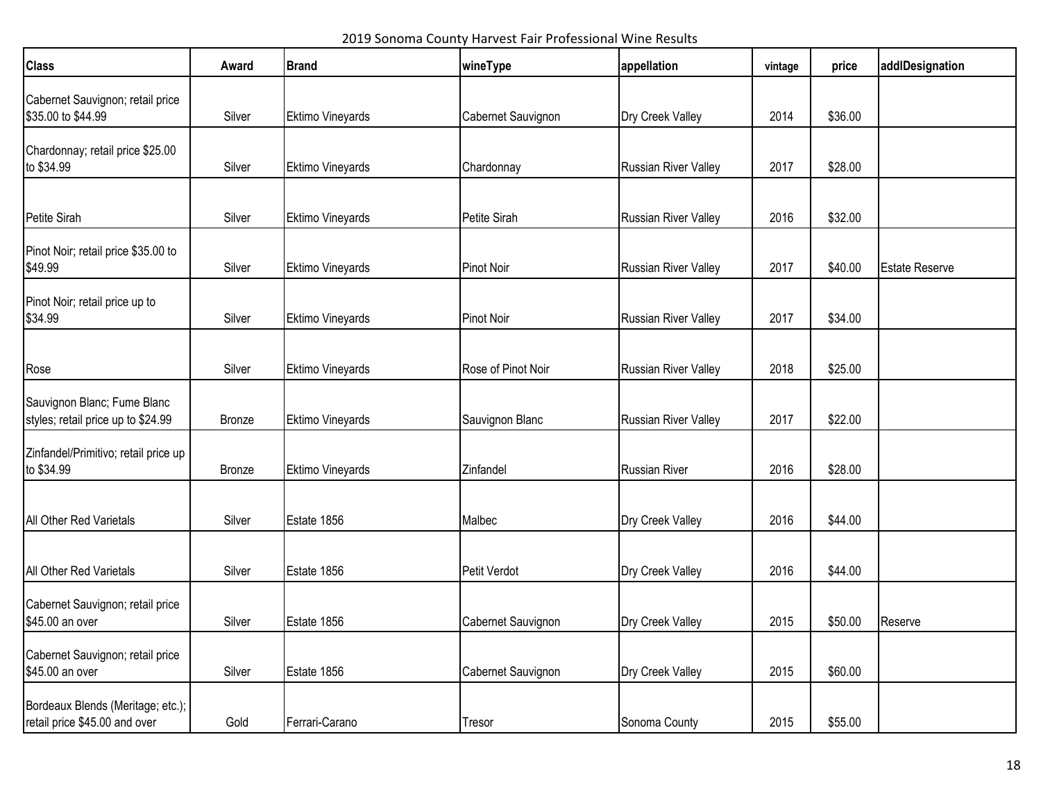2019 Sonoma County Harvest Fair Professional Wine Results

| Class | Award | Brand | wineType | appellation | vintage | price | addlDesignation |
|---|---|---|---|---|---|---|---|
| Cabernet Sauvignon; retail price $35.00 to $44.99 | Silver | Ektimo Vineyards | Cabernet Sauvignon | Dry Creek Valley | 2014 | $36.00 | |
| Chardonnay; retail price $25.00 to $34.99 | Silver | Ektimo Vineyards | Chardonnay | Russian River Valley | 2017 | $28.00 | |
| Petite Sirah | Silver | Ektimo Vineyards | Petite Sirah | Russian River Valley | 2016 | $32.00 | |
| Pinot Noir; retail price $35.00 to $49.99 | Silver | Ektimo Vineyards | Pinot Noir | Russian River Valley | 2017 | $40.00 | Estate Reserve |
| Pinot Noir; retail price up to $34.99 | Silver | Ektimo Vineyards | Pinot Noir | Russian River Valley | 2017 | $34.00 | |
| Rose | Silver | Ektimo Vineyards | Rose of Pinot Noir | Russian River Valley | 2018 | $25.00 | |
| Sauvignon Blanc; Fume Blanc styles; retail price up to $24.99 | Bronze | Ektimo Vineyards | Sauvignon Blanc | Russian River Valley | 2017 | $22.00 | |
| Zinfandel/Primitivo; retail price up to $34.99 | Bronze | Ektimo Vineyards | Zinfandel | Russian River | 2016 | $28.00 | |
| All Other Red Varietals | Silver | Estate 1856 | Malbec | Dry Creek Valley | 2016 | $44.00 | |
| All Other Red Varietals | Silver | Estate 1856 | Petit Verdot | Dry Creek Valley | 2016 | $44.00 | |
| Cabernet Sauvignon; retail price $45.00 an over | Silver | Estate 1856 | Cabernet Sauvignon | Dry Creek Valley | 2015 | $50.00 | Reserve |
| Cabernet Sauvignon; retail price $45.00 an over | Silver | Estate 1856 | Cabernet Sauvignon | Dry Creek Valley | 2015 | $60.00 | |
| Bordeaux Blends (Meritage; etc.); retail price $45.00 and over | Gold | Ferrari-Carano | Tresor | Sonoma County | 2015 | $55.00 | |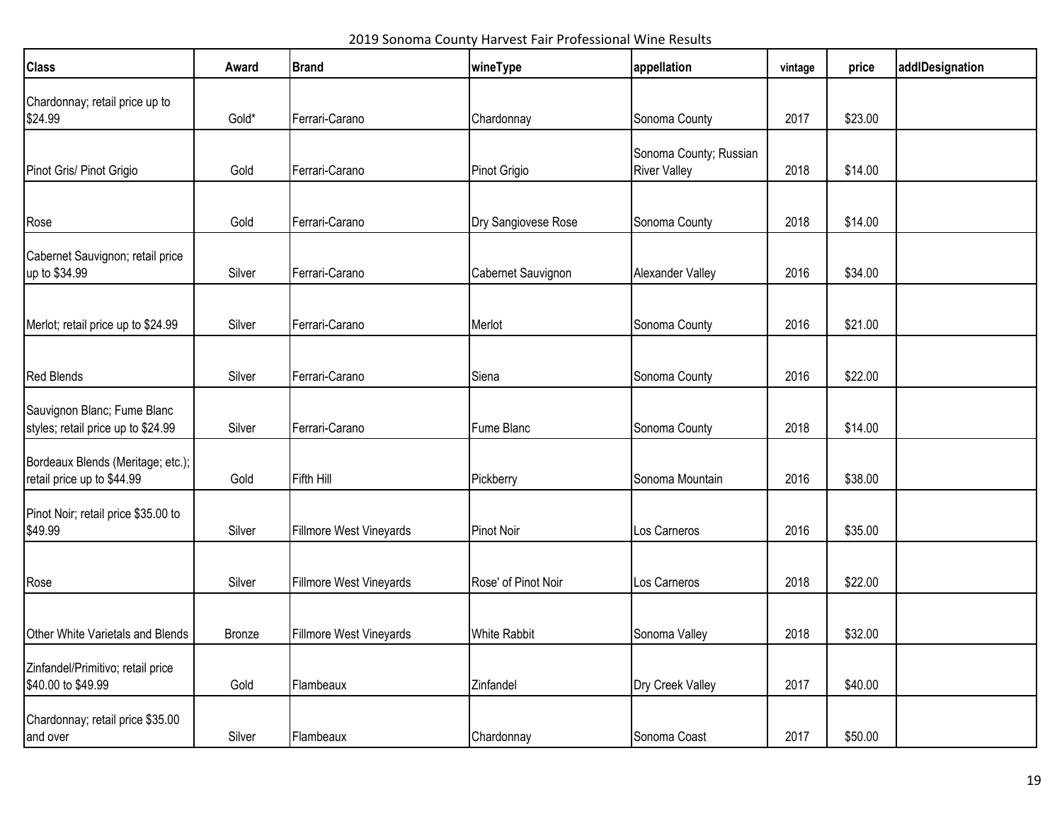2019 Sonoma County Harvest Fair Professional Wine Results

| Class | Award | Brand | wineType | appellation | vintage | price | addlDesignation |
|---|---|---|---|---|---|---|---|
| Chardonnay; retail price up to $24.99 | Gold* | Ferrari-Carano | Chardonnay | Sonoma County | 2017 | $23.00 | |
| Pinot Gris/ Pinot Grigio | Gold | Ferrari-Carano | Pinot Grigio | Sonoma County; Russian River Valley | 2018 | $14.00 | |
| Rose | Gold | Ferrari-Carano | Dry Sangiovese Rose | Sonoma County | 2018 | $14.00 | |
| Cabernet Sauvignon; retail price up to $34.99 | Silver | Ferrari-Carano | Cabernet Sauvignon | Alexander Valley | 2016 | $34.00 | |
| Merlot; retail price up to $24.99 | Silver | Ferrari-Carano | Merlot | Sonoma County | 2016 | $21.00 | |
| Red Blends | Silver | Ferrari-Carano | Siena | Sonoma County | 2016 | $22.00 | |
| Sauvignon Blanc; Fume Blanc styles; retail price up to $24.99 | Silver | Ferrari-Carano | Fume Blanc | Sonoma County | 2018 | $14.00 | |
| Bordeaux Blends (Meritage; etc.); retail price up to $44.99 | Gold | Fifth Hill | Pickberry | Sonoma Mountain | 2016 | $38.00 | |
| Pinot Noir; retail price $35.00 to $49.99 | Silver | Fillmore West Vineyards | Pinot Noir | Los Carneros | 2016 | $35.00 | |
| Rose | Silver | Fillmore West Vineyards | Rose' of Pinot Noir | Los Carneros | 2018 | $22.00 | |
| Other White Varietals and Blends | Bronze | Fillmore West Vineyards | White Rabbit | Sonoma Valley | 2018 | $32.00 | |
| Zinfandel/Primitivo; retail price $40.00 to $49.99 | Gold | Flambeaux | Zinfandel | Dry Creek Valley | 2017 | $40.00 | |
| Chardonnay; retail price $35.00 and over | Silver | Flambeaux | Chardonnay | Sonoma Coast | 2017 | $50.00 | |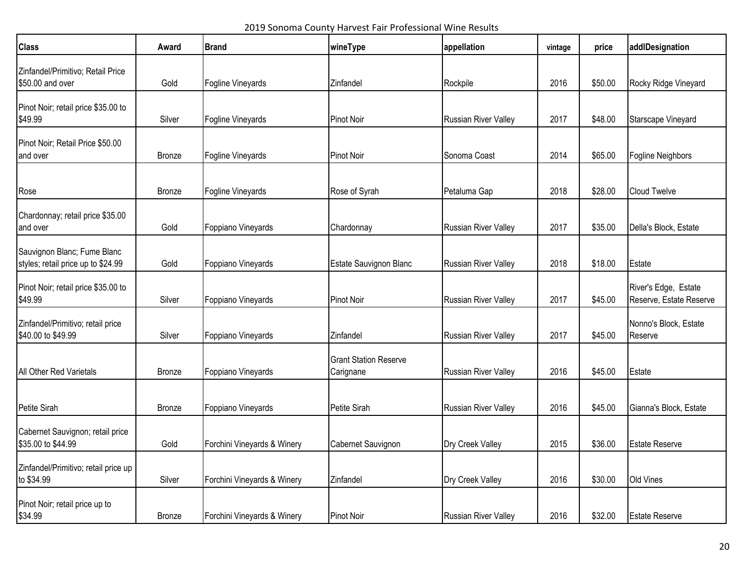2019 Sonoma County Harvest Fair Professional Wine Results

| Class | Award | Brand | wineType | appellation | vintage | price | addlDesignation |
|---|---|---|---|---|---|---|---|
| Zinfandel/Primitivo; Retail Price $50.00 and over | Gold | Fogline Vineyards | Zinfandel | Rockpile | 2016 | $50.00 | Rocky Ridge Vineyard |
| Pinot Noir; retail price $35.00 to $49.99 | Silver | Fogline Vineyards | Pinot Noir | Russian River Valley | 2017 | $48.00 | Starscape Vineyard |
| Pinot Noir; Retail Price $50.00 and over | Bronze | Fogline Vineyards | Pinot Noir | Sonoma Coast | 2014 | $65.00 | Fogline Neighbors |
| Rose | Bronze | Fogline Vineyards | Rose of Syrah | Petaluma Gap | 2018 | $28.00 | Cloud Twelve |
| Chardonnay; retail price $35.00 and over | Gold | Foppiano Vineyards | Chardonnay | Russian River Valley | 2017 | $35.00 | Della's Block, Estate |
| Sauvignon Blanc; Fume Blanc styles; retail price up to $24.99 | Gold | Foppiano Vineyards | Estate Sauvignon Blanc | Russian River Valley | 2018 | $18.00 | Estate |
| Pinot Noir; retail price $35.00 to $49.99 | Silver | Foppiano Vineyards | Pinot Noir | Russian River Valley | 2017 | $45.00 | River's Edge, Estate Reserve, Estate Reserve |
| Zinfandel/Primitivo; retail price $40.00 to $49.99 | Silver | Foppiano Vineyards | Zinfandel | Russian River Valley | 2017 | $45.00 | Nonno's Block, Estate Reserve |
| All Other Red Varietals | Bronze | Foppiano Vineyards | Grant Station Reserve Carignane | Russian River Valley | 2016 | $45.00 | Estate |
| Petite Sirah | Bronze | Foppiano Vineyards | Petite Sirah | Russian River Valley | 2016 | $45.00 | Gianna's Block, Estate |
| Cabernet Sauvignon; retail price $35.00 to $44.99 | Gold | Forchini Vineyards & Winery | Cabernet Sauvignon | Dry Creek Valley | 2015 | $36.00 | Estate Reserve |
| Zinfandel/Primitivo; retail price up to $34.99 | Silver | Forchini Vineyards & Winery | Zinfandel | Dry Creek Valley | 2016 | $30.00 | Old Vines |
| Pinot Noir; retail price up to $34.99 | Bronze | Forchini Vineyards & Winery | Pinot Noir | Russian River Valley | 2016 | $32.00 | Estate Reserve |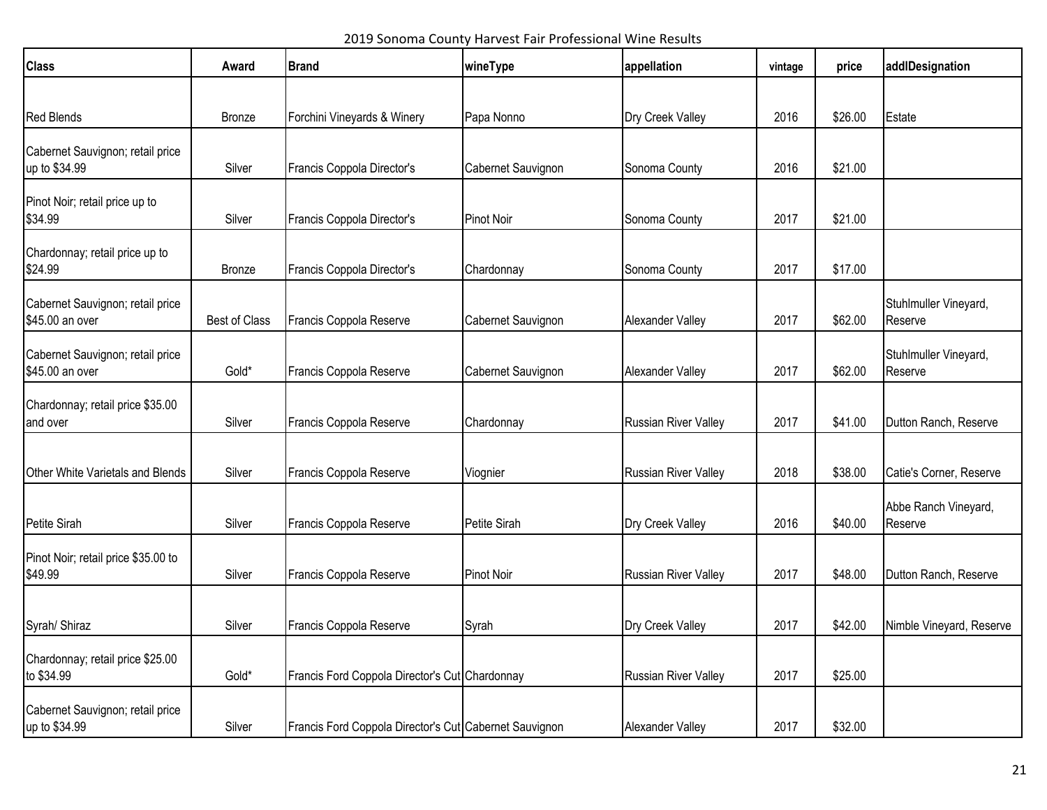2019 Sonoma County Harvest Fair Professional Wine Results

| Class | Award | Brand | wineType | appellation | vintage | price | addlDesignation |
|---|---|---|---|---|---|---|---|
| Red Blends | Bronze | Forchini Vineyards & Winery | Papa Nonno | Dry Creek Valley | 2016 | $26.00 | Estate |
| Cabernet Sauvignon; retail price up to $34.99 | Silver | Francis Coppola Director's | Cabernet Sauvignon | Sonoma County | 2016 | $21.00 | |
| Pinot Noir; retail price up to $34.99 | Silver | Francis Coppola Director's | Pinot Noir | Sonoma County | 2017 | $21.00 | |
| Chardonnay; retail price up to $24.99 | Bronze | Francis Coppola Director's | Chardonnay | Sonoma County | 2017 | $17.00 | |
| Cabernet Sauvignon; retail price $45.00 an over | Best of Class | Francis Coppola Reserve | Cabernet Sauvignon | Alexander Valley | 2017 | $62.00 | Stuhlmuller Vineyard, Reserve |
| Cabernet Sauvignon; retail price $45.00 an over | Gold* | Francis Coppola Reserve | Cabernet Sauvignon | Alexander Valley | 2017 | $62.00 | Stuhlmuller Vineyard, Reserve |
| Chardonnay; retail price $35.00 and over | Silver | Francis Coppola Reserve | Chardonnay | Russian River Valley | 2017 | $41.00 | Dutton Ranch, Reserve |
| Other White Varietals and Blends | Silver | Francis Coppola Reserve | Viognier | Russian River Valley | 2018 | $38.00 | Catie's Corner, Reserve |
| Petite Sirah | Silver | Francis Coppola Reserve | Petite Sirah | Dry Creek Valley | 2016 | $40.00 | Abbe Ranch Vineyard, Reserve |
| Pinot Noir; retail price $35.00 to $49.99 | Silver | Francis Coppola Reserve | Pinot Noir | Russian River Valley | 2017 | $48.00 | Dutton Ranch, Reserve |
| Syrah/ Shiraz | Silver | Francis Coppola Reserve | Syrah | Dry Creek Valley | 2017 | $42.00 | Nimble Vineyard, Reserve |
| Chardonnay; retail price $25.00 to $34.99 | Gold* | Francis Ford Coppola Director's Cut | Chardonnay | Russian River Valley | 2017 | $25.00 | |
| Cabernet Sauvignon; retail price up to $34.99 | Silver | Francis Ford Coppola Director's Cut | Cabernet Sauvignon | Alexander Valley | 2017 | $32.00 | |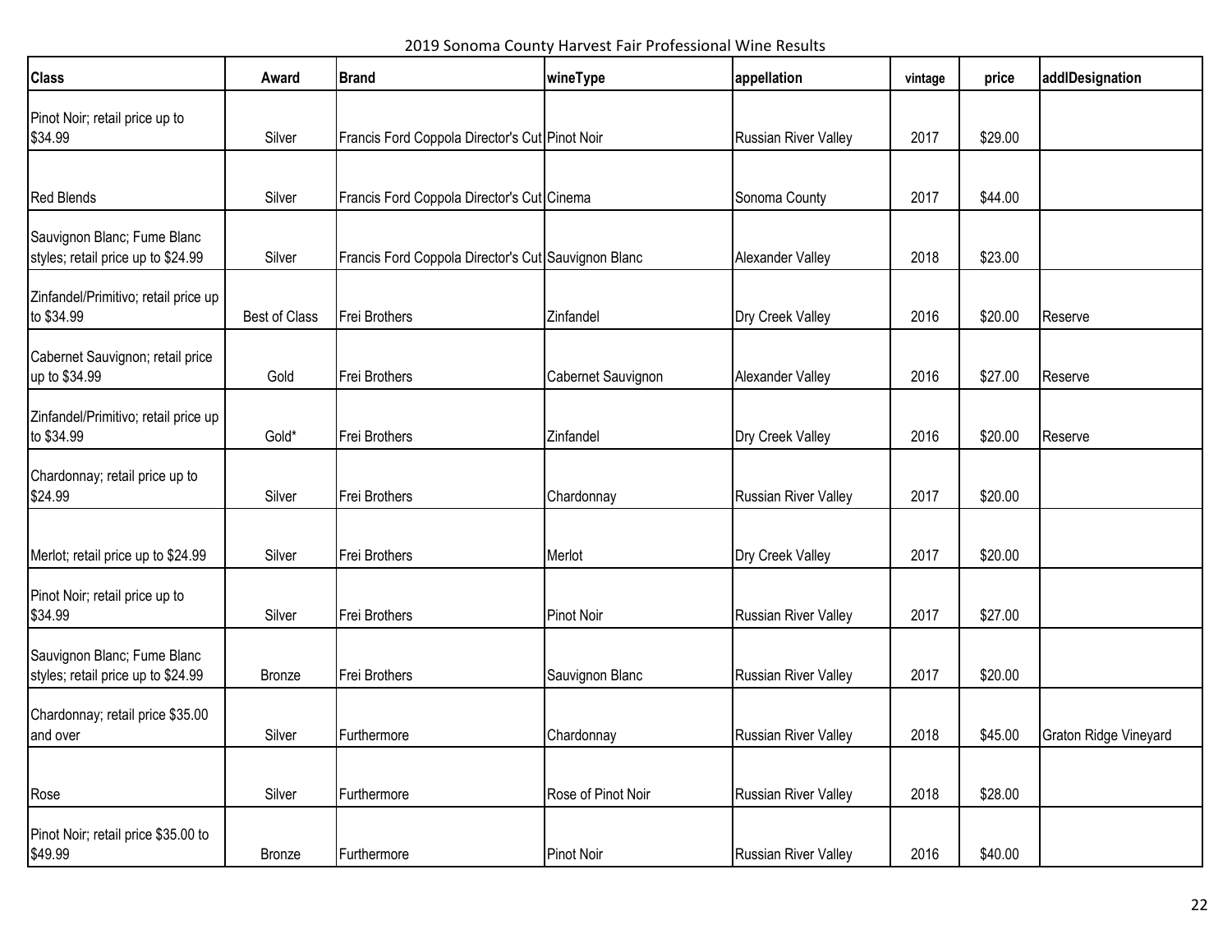2019 Sonoma County Harvest Fair Professional Wine Results

| Class | Award | Brand | wineType | appellation | vintage | price | addlDesignation |
|---|---|---|---|---|---|---|---|
| Pinot Noir; retail price up to $34.99 | Silver | Francis Ford Coppola Director's Cut | Pinot Noir | Russian River Valley | 2017 | $29.00 | |
| Red Blends | Silver | Francis Ford Coppola Director's Cut | Cinema | Sonoma County | 2017 | $44.00 | |
| Sauvignon Blanc; Fume Blanc styles; retail price up to $24.99 | Silver | Francis Ford Coppola Director's Cut | Sauvignon Blanc | Alexander Valley | 2018 | $23.00 | |
| Zinfandel/Primitivo; retail price up to $34.99 | Best of Class | Frei Brothers | Zinfandel | Dry Creek Valley | 2016 | $20.00 | Reserve |
| Cabernet Sauvignon; retail price up to $34.99 | Gold | Frei Brothers | Cabernet Sauvignon | Alexander Valley | 2016 | $27.00 | Reserve |
| Zinfandel/Primitivo; retail price up to $34.99 | Gold* | Frei Brothers | Zinfandel | Dry Creek Valley | 2016 | $20.00 | Reserve |
| Chardonnay; retail price up to $24.99 | Silver | Frei Brothers | Chardonnay | Russian River Valley | 2017 | $20.00 | |
| Merlot; retail price up to $24.99 | Silver | Frei Brothers | Merlot | Dry Creek Valley | 2017 | $20.00 | |
| Pinot Noir; retail price up to $34.99 | Silver | Frei Brothers | Pinot Noir | Russian River Valley | 2017 | $27.00 | |
| Sauvignon Blanc; Fume Blanc styles; retail price up to $24.99 | Bronze | Frei Brothers | Sauvignon Blanc | Russian River Valley | 2017 | $20.00 | |
| Chardonnay; retail price $35.00 and over | Silver | Furthermore | Chardonnay | Russian River Valley | 2018 | $45.00 | Graton Ridge Vineyard |
| Rose | Silver | Furthermore | Rose of Pinot Noir | Russian River Valley | 2018 | $28.00 | |
| Pinot Noir; retail price $35.00 to $49.99 | Bronze | Furthermore | Pinot Noir | Russian River Valley | 2016 | $40.00 | |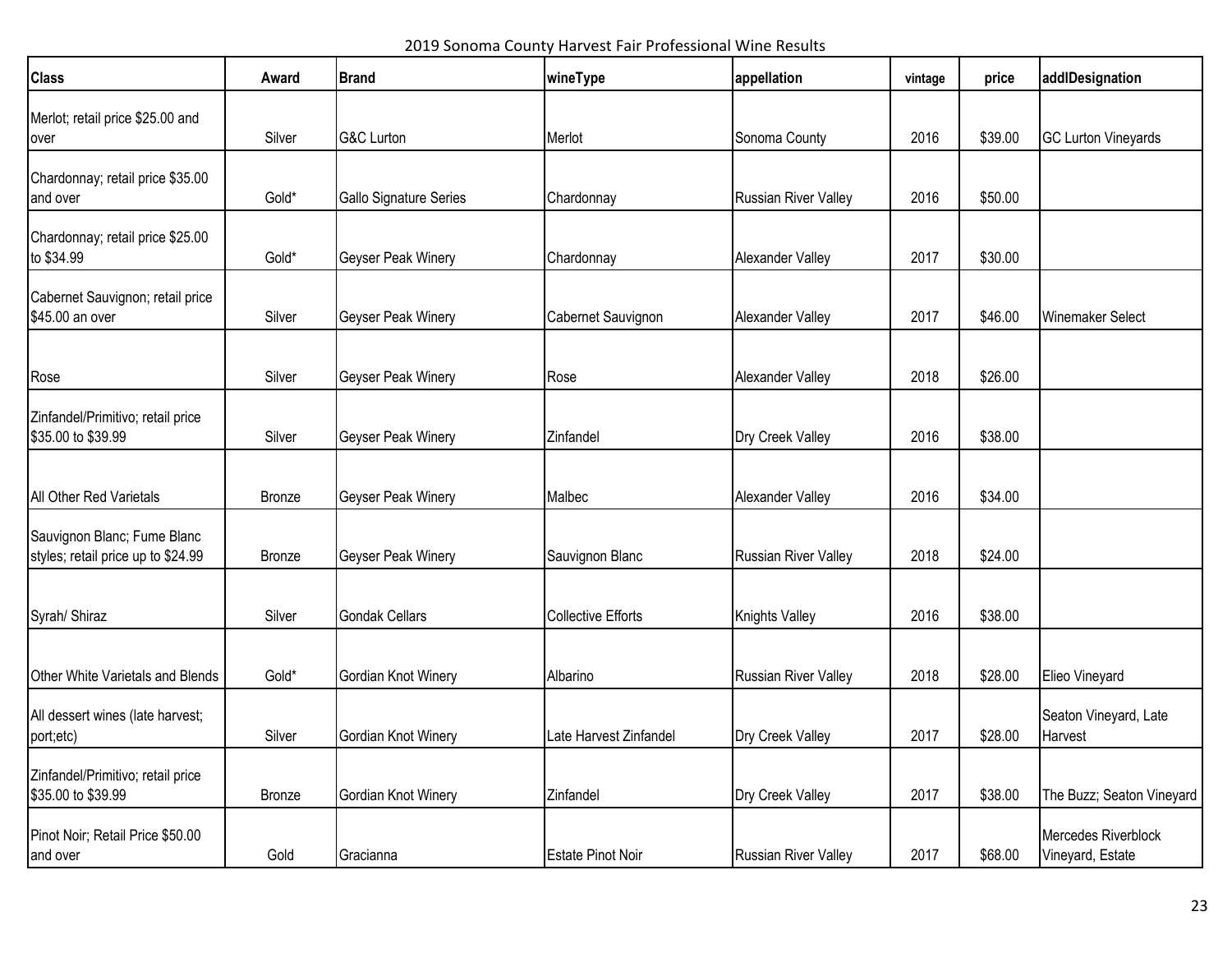2019 Sonoma County Harvest Fair Professional Wine Results

| Class | Award | Brand | wineType | appellation | vintage | price | addlDesignation |
|---|---|---|---|---|---|---|---|
| Merlot; retail price $25.00 and over | Silver | G&C Lurton | Merlot | Sonoma County | 2016 | $39.00 | GC Lurton Vineyards |
| Chardonnay; retail price $35.00 and over | Gold* | Gallo Signature Series | Chardonnay | Russian River Valley | 2016 | $50.00 | |
| Chardonnay; retail price $25.00 to $34.99 | Gold* | Geyser Peak Winery | Chardonnay | Alexander Valley | 2017 | $30.00 | |
| Cabernet Sauvignon; retail price $45.00 an over | Silver | Geyser Peak Winery | Cabernet Sauvignon | Alexander Valley | 2017 | $46.00 | Winemaker Select |
| Rose | Silver | Geyser Peak Winery | Rose | Alexander Valley | 2018 | $26.00 | |
| Zinfandel/Primitivo; retail price $35.00 to $39.99 | Silver | Geyser Peak Winery | Zinfandel | Dry Creek Valley | 2016 | $38.00 | |
| All Other Red Varietals | Bronze | Geyser Peak Winery | Malbec | Alexander Valley | 2016 | $34.00 | |
| Sauvignon Blanc; Fume Blanc styles; retail price up to $24.99 | Bronze | Geyser Peak Winery | Sauvignon Blanc | Russian River Valley | 2018 | $24.00 | |
| Syrah/ Shiraz | Silver | Gondak Cellars | Collective Efforts | Knights Valley | 2016 | $38.00 | |
| Other White Varietals and Blends | Gold* | Gordian Knot Winery | Albarino | Russian River Valley | 2018 | $28.00 | Elieo Vineyard |
| All dessert wines (late harvest; port;etc) | Silver | Gordian Knot Winery | Late Harvest Zinfandel | Dry Creek Valley | 2017 | $28.00 | Seaton Vineyard, Late Harvest |
| Zinfandel/Primitivo; retail price $35.00 to $39.99 | Bronze | Gordian Knot Winery | Zinfandel | Dry Creek Valley | 2017 | $38.00 | The Buzz; Seaton Vineyard |
| Pinot Noir; Retail Price $50.00 and over | Gold | Gracianna | Estate Pinot Noir | Russian River Valley | 2017 | $68.00 | Mercedes Riverblock Vineyard, Estate |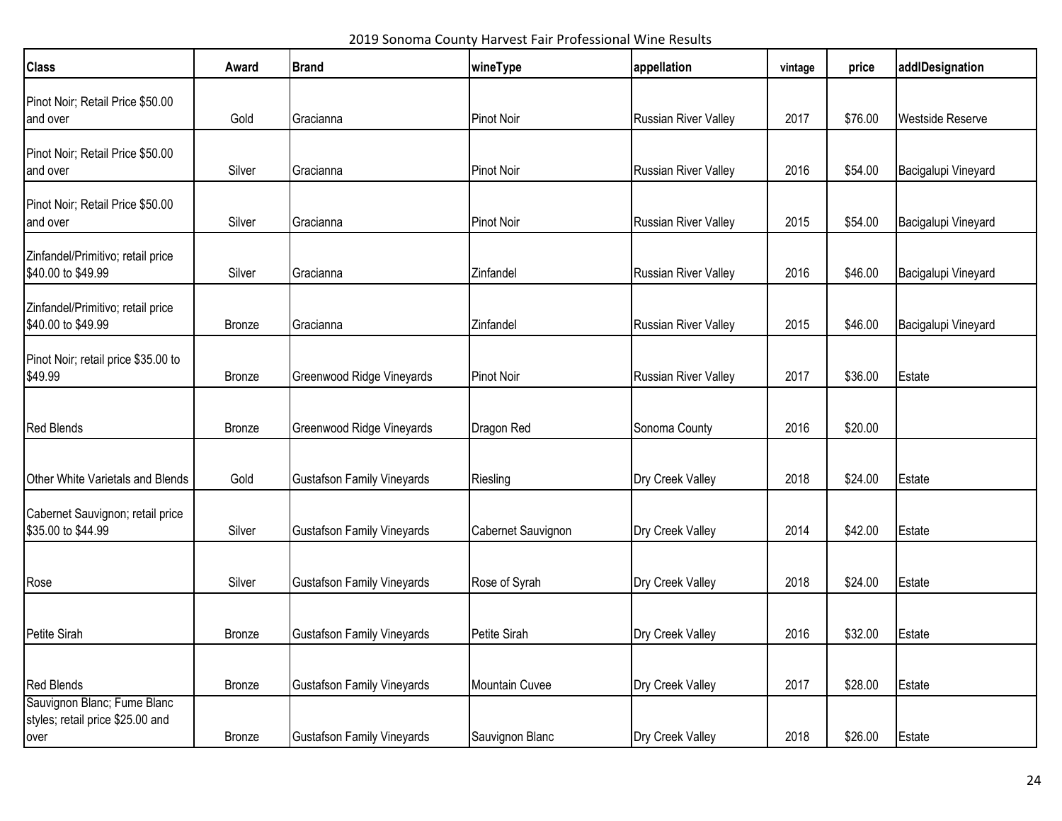2019 Sonoma County Harvest Fair Professional Wine Results

| Class | Award | Brand | wineType | appellation | vintage | price | addlDesignation |
|---|---|---|---|---|---|---|---|
| Pinot Noir; Retail Price $50.00 and over | Gold | Gracianna | Pinot Noir | Russian River Valley | 2017 | $76.00 | Westside Reserve |
| Pinot Noir; Retail Price $50.00 and over | Silver | Gracianna | Pinot Noir | Russian River Valley | 2016 | $54.00 | Bacigalupi Vineyard |
| Pinot Noir; Retail Price $50.00 and over | Silver | Gracianna | Pinot Noir | Russian River Valley | 2015 | $54.00 | Bacigalupi Vineyard |
| Zinfandel/Primitivo; retail price $40.00 to $49.99 | Silver | Gracianna | Zinfandel | Russian River Valley | 2016 | $46.00 | Bacigalupi Vineyard |
| Zinfandel/Primitivo; retail price $40.00 to $49.99 | Bronze | Gracianna | Zinfandel | Russian River Valley | 2015 | $46.00 | Bacigalupi Vineyard |
| Pinot Noir; retail price $35.00 to $49.99 | Bronze | Greenwood Ridge Vineyards | Pinot Noir | Russian River Valley | 2017 | $36.00 | Estate |
| Red Blends | Bronze | Greenwood Ridge Vineyards | Dragon Red | Sonoma County | 2016 | $20.00 | |
| Other White Varietals and Blends | Gold | Gustafson Family Vineyards | Riesling | Dry Creek Valley | 2018 | $24.00 | Estate |
| Cabernet Sauvignon; retail price $35.00 to $44.99 | Silver | Gustafson Family Vineyards | Cabernet Sauvignon | Dry Creek Valley | 2014 | $42.00 | Estate |
| Rose | Silver | Gustafson Family Vineyards | Rose of Syrah | Dry Creek Valley | 2018 | $24.00 | Estate |
| Petite Sirah | Bronze | Gustafson Family Vineyards | Petite Sirah | Dry Creek Valley | 2016 | $32.00 | Estate |
| Red Blends | Bronze | Gustafson Family Vineyards | Mountain Cuvee | Dry Creek Valley | 2017 | $28.00 | Estate |
| Sauvignon Blanc; Fume Blanc styles; retail price $25.00 and over | Bronze | Gustafson Family Vineyards | Sauvignon Blanc | Dry Creek Valley | 2018 | $26.00 | Estate |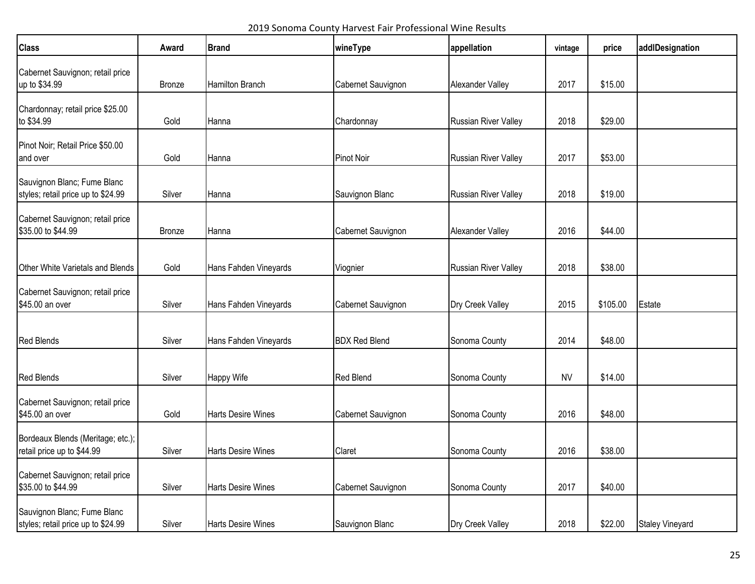2019 Sonoma County Harvest Fair Professional Wine Results

| Class | Award | Brand | wineType | appellation | vintage | price | addlDesignation |
|---|---|---|---|---|---|---|---|
| Cabernet Sauvignon; retail price up to $34.99 | Bronze | Hamilton Branch | Cabernet Sauvignon | Alexander Valley | 2017 | $15.00 | |
| Chardonnay; retail price $25.00 to $34.99 | Gold | Hanna | Chardonnay | Russian River Valley | 2018 | $29.00 | |
| Pinot Noir; Retail Price $50.00 and over | Gold | Hanna | Pinot Noir | Russian River Valley | 2017 | $53.00 | |
| Sauvignon Blanc; Fume Blanc styles; retail price up to $24.99 | Silver | Hanna | Sauvignon Blanc | Russian River Valley | 2018 | $19.00 | |
| Cabernet Sauvignon; retail price $35.00 to $44.99 | Bronze | Hanna | Cabernet Sauvignon | Alexander Valley | 2016 | $44.00 | |
| Other White Varietals and Blends | Gold | Hans Fahden Vineyards | Viognier | Russian River Valley | 2018 | $38.00 | |
| Cabernet Sauvignon; retail price $45.00 an over | Silver | Hans Fahden Vineyards | Cabernet Sauvignon | Dry Creek Valley | 2015 | $105.00 | Estate |
| Red Blends | Silver | Hans Fahden Vineyards | BDX Red Blend | Sonoma County | 2014 | $48.00 | |
| Red Blends | Silver | Happy Wife | Red Blend | Sonoma County | NV | $14.00 | |
| Cabernet Sauvignon; retail price $45.00 an over | Gold | Harts Desire Wines | Cabernet Sauvignon | Sonoma County | 2016 | $48.00 | |
| Bordeaux Blends (Meritage; etc.); retail price up to $44.99 | Silver | Harts Desire Wines | Claret | Sonoma County | 2016 | $38.00 | |
| Cabernet Sauvignon; retail price $35.00 to $44.99 | Silver | Harts Desire Wines | Cabernet Sauvignon | Sonoma County | 2017 | $40.00 | |
| Sauvignon Blanc; Fume Blanc styles; retail price up to $24.99 | Silver | Harts Desire Wines | Sauvignon Blanc | Dry Creek Valley | 2018 | $22.00 | Staley Vineyard |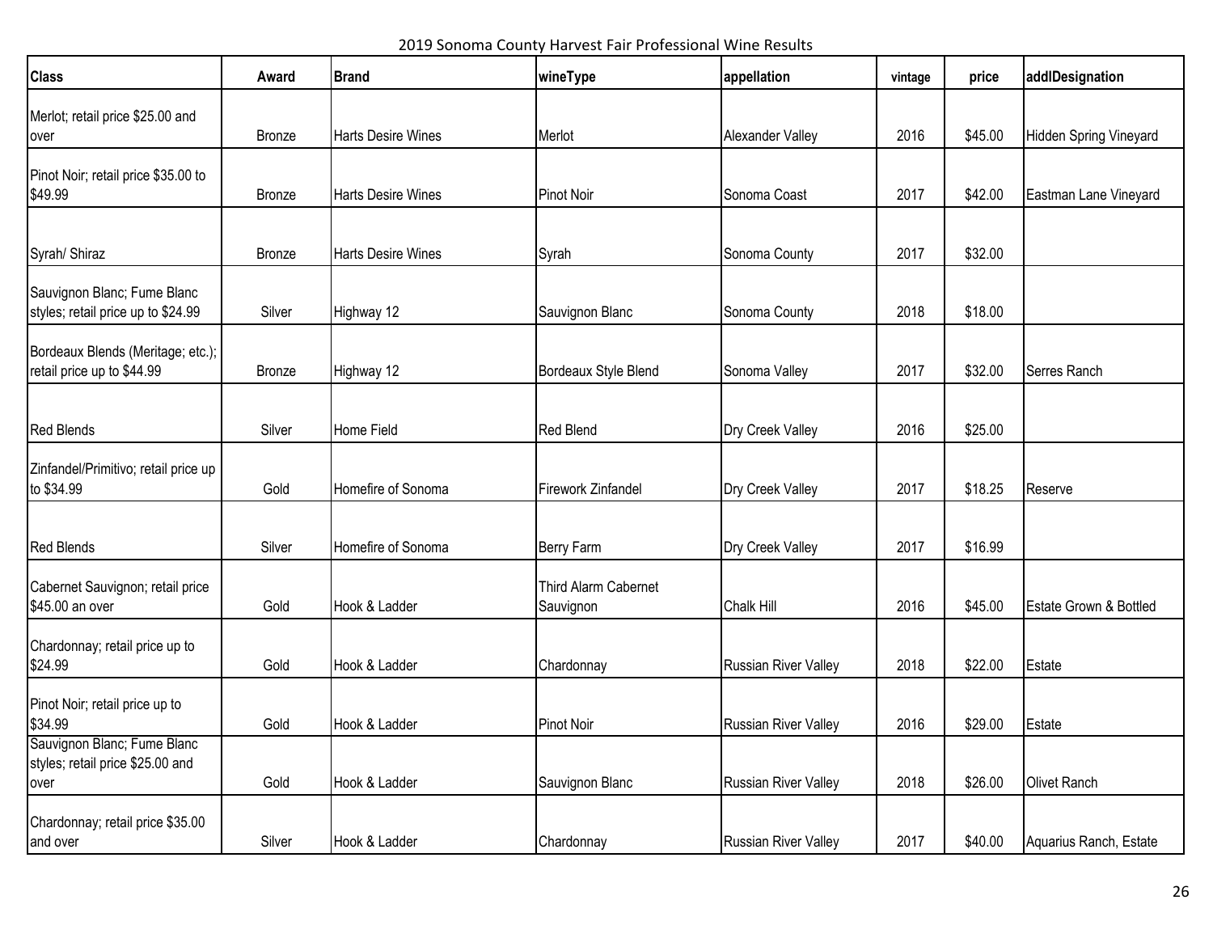2019 Sonoma County Harvest Fair Professional Wine Results

| Class | Award | Brand | wineType | appellation | vintage | price | addlDesignation |
|---|---|---|---|---|---|---|---|
| Merlot; retail price $25.00 and over | Bronze | Harts Desire Wines | Merlot | Alexander Valley | 2016 | $45.00 | Hidden Spring Vineyard |
| Pinot Noir; retail price $35.00 to $49.99 | Bronze | Harts Desire Wines | Pinot Noir | Sonoma Coast | 2017 | $42.00 | Eastman Lane Vineyard |
| Syrah/ Shiraz | Bronze | Harts Desire Wines | Syrah | Sonoma County | 2017 | $32.00 | |
| Sauvignon Blanc; Fume Blanc styles; retail price up to $24.99 | Silver | Highway 12 | Sauvignon Blanc | Sonoma County | 2018 | $18.00 | |
| Bordeaux Blends (Meritage; etc.); retail price up to $44.99 | Bronze | Highway 12 | Bordeaux Style Blend | Sonoma Valley | 2017 | $32.00 | Serres Ranch |
| Red Blends | Silver | Home Field | Red Blend | Dry Creek Valley | 2016 | $25.00 | |
| Zinfandel/Primitivo; retail price up to $34.99 | Gold | Homefire of Sonoma | Firework Zinfandel | Dry Creek Valley | 2017 | $18.25 | Reserve |
| Red Blends | Silver | Homefire of Sonoma | Berry Farm | Dry Creek Valley | 2017 | $16.99 | |
| Cabernet Sauvignon; retail price $45.00 an over | Gold | Hook & Ladder | Third Alarm Cabernet Sauvignon | Chalk Hill | 2016 | $45.00 | Estate Grown & Bottled |
| Chardonnay; retail price up to $24.99 | Gold | Hook & Ladder | Chardonnay | Russian River Valley | 2018 | $22.00 | Estate |
| Pinot Noir; retail price up to $34.99 | Gold | Hook & Ladder | Pinot Noir | Russian River Valley | 2016 | $29.00 | Estate |
| Sauvignon Blanc; Fume Blanc styles; retail price $25.00 and over | Gold | Hook & Ladder | Sauvignon Blanc | Russian River Valley | 2018 | $26.00 | Olivet Ranch |
| Chardonnay; retail price $35.00 and over | Silver | Hook & Ladder | Chardonnay | Russian River Valley | 2017 | $40.00 | Aquarius Ranch, Estate |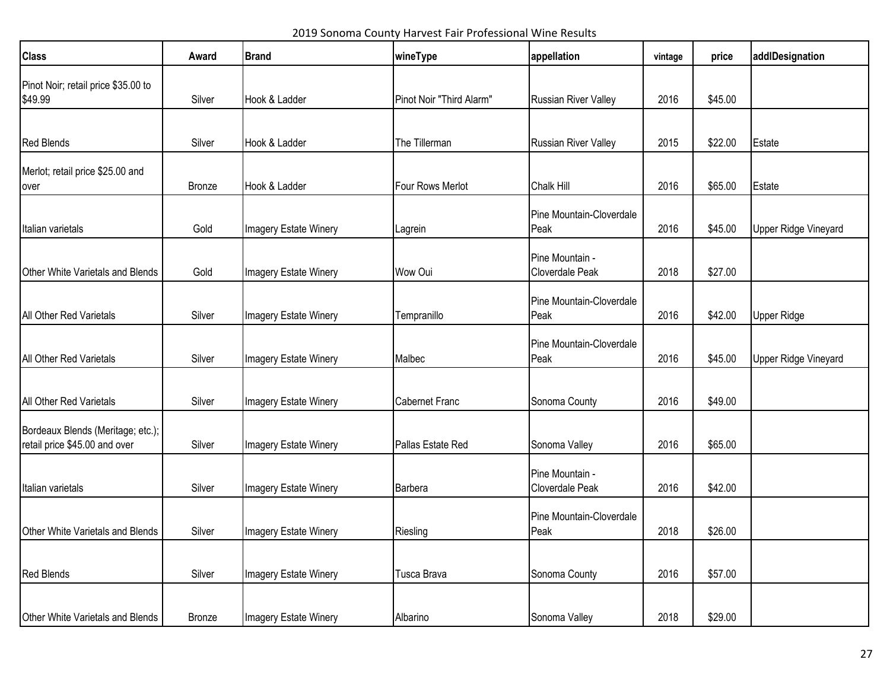2019 Sonoma County Harvest Fair Professional Wine Results

| Class | Award | Brand | wineType | appellation | vintage | price | addlDesignation |
|---|---|---|---|---|---|---|---|
| Pinot Noir; retail price $35.00 to $49.99 | Silver | Hook & Ladder | Pinot Noir "Third Alarm" | Russian River Valley | 2016 | $45.00 | |
| Red Blends | Silver | Hook & Ladder | The Tillerman | Russian River Valley | 2015 | $22.00 | Estate |
| Merlot; retail price $25.00 and over | Bronze | Hook & Ladder | Four Rows Merlot | Chalk Hill | 2016 | $65.00 | Estate |
| Italian varietals | Gold | Imagery Estate Winery | Lagrein | Pine Mountain-Cloverdale Peak | 2016 | $45.00 | Upper Ridge Vineyard |
| Other White Varietals and Blends | Gold | Imagery Estate Winery | Wow Oui | Pine Mountain - Cloverdale Peak | 2018 | $27.00 | |
| All Other Red Varietals | Silver | Imagery Estate Winery | Tempranillo | Pine Mountain-Cloverdale Peak | 2016 | $42.00 | Upper Ridge |
| All Other Red Varietals | Silver | Imagery Estate Winery | Malbec | Pine Mountain-Cloverdale Peak | 2016 | $45.00 | Upper Ridge Vineyard |
| All Other Red Varietals | Silver | Imagery Estate Winery | Cabernet Franc | Sonoma County | 2016 | $49.00 | |
| Bordeaux Blends (Meritage; etc.); retail price $45.00 and over | Silver | Imagery Estate Winery | Pallas Estate Red | Sonoma Valley | 2016 | $65.00 | |
| Italian varietals | Silver | Imagery Estate Winery | Barbera | Pine Mountain - Cloverdale Peak | 2016 | $42.00 | |
| Other White Varietals and Blends | Silver | Imagery Estate Winery | Riesling | Pine Mountain-Cloverdale Peak | 2018 | $26.00 | |
| Red Blends | Silver | Imagery Estate Winery | Tusca Brava | Sonoma County | 2016 | $57.00 | |
| Other White Varietals and Blends | Bronze | Imagery Estate Winery | Albarino | Sonoma Valley | 2018 | $29.00 | |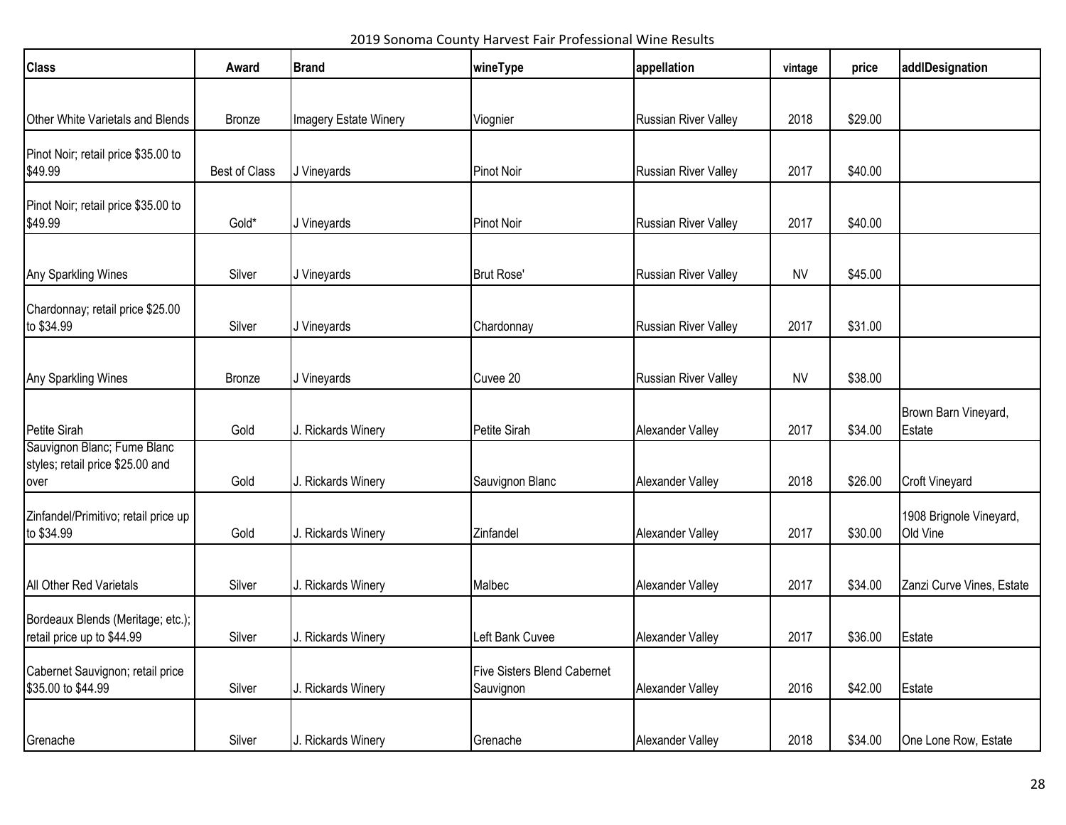2019 Sonoma County Harvest Fair Professional Wine Results

| Class | Award | Brand | wineType | appellation | vintage | price | addlDesignation |
|---|---|---|---|---|---|---|---|
| Other White Varietals and Blends | Bronze | Imagery Estate Winery | Viognier | Russian River Valley | 2018 | $29.00 | |
| Pinot Noir; retail price $35.00 to $49.99 | Best of Class | J Vineyards | Pinot Noir | Russian River Valley | 2017 | $40.00 | |
| Pinot Noir; retail price $35.00 to $49.99 | Gold* | J Vineyards | Pinot Noir | Russian River Valley | 2017 | $40.00 | |
| Any Sparkling Wines | Silver | J Vineyards | Brut Rose' | Russian River Valley | NV | $45.00 | |
| Chardonnay; retail price $25.00 to $34.99 | Silver | J Vineyards | Chardonnay | Russian River Valley | 2017 | $31.00 | |
| Any Sparkling Wines | Bronze | J Vineyards | Cuvee 20 | Russian River Valley | NV | $38.00 | |
| Petite Sirah | Gold | J. Rickards Winery | Petite Sirah | Alexander Valley | 2017 | $34.00 | Brown Barn Vineyard, Estate |
| Sauvignon Blanc; Fume Blanc styles; retail price $25.00 and over | Gold | J. Rickards Winery | Sauvignon Blanc | Alexander Valley | 2018 | $26.00 | Croft Vineyard |
| Zinfandel/Primitivo; retail price up to $34.99 | Gold | J. Rickards Winery | Zinfandel | Alexander Valley | 2017 | $30.00 | 1908 Brignole Vineyard, Old Vine |
| All Other Red Varietals | Silver | J. Rickards Winery | Malbec | Alexander Valley | 2017 | $34.00 | Zanzi Curve Vines, Estate |
| Bordeaux Blends (Meritage; etc.); retail price up to $44.99 | Silver | J. Rickards Winery | Left Bank Cuvee | Alexander Valley | 2017 | $36.00 | Estate |
| Cabernet Sauvignon; retail price $35.00 to $44.99 | Silver | J. Rickards Winery | Five Sisters Blend Cabernet Sauvignon | Alexander Valley | 2016 | $42.00 | Estate |
| Grenache | Silver | J. Rickards Winery | Grenache | Alexander Valley | 2018 | $34.00 | One Lone Row, Estate |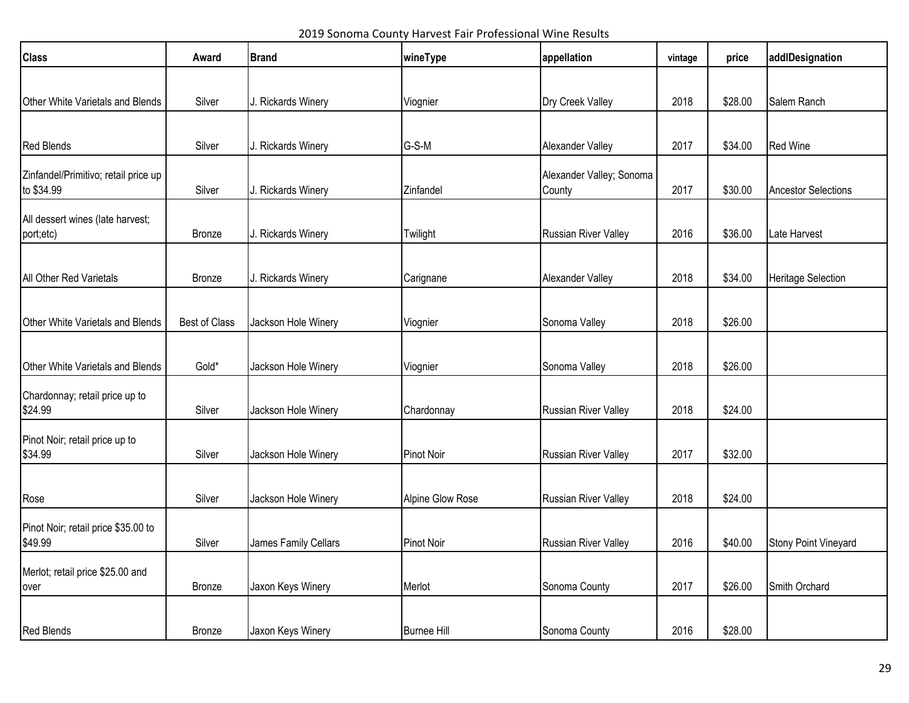2019 Sonoma County Harvest Fair Professional Wine Results

| Class | Award | Brand | wineType | appellation | vintage | price | addlDesignation |
|---|---|---|---|---|---|---|---|
| Other White Varietals and Blends | Silver | J. Rickards Winery | Viognier | Dry Creek Valley | 2018 | $28.00 | Salem Ranch |
| Red Blends | Silver | J. Rickards Winery | G-S-M | Alexander Valley | 2017 | $34.00 | Red Wine |
| Zinfandel/Primitivo; retail price up to $34.99 | Silver | J. Rickards Winery | Zinfandel | Alexander Valley; Sonoma County | 2017 | $30.00 | Ancestor Selections |
| All dessert wines (late harvest; port;etc) | Bronze | J. Rickards Winery | Twilight | Russian River Valley | 2016 | $36.00 | Late Harvest |
| All Other Red Varietals | Bronze | J. Rickards Winery | Carignane | Alexander Valley | 2018 | $34.00 | Heritage Selection |
| Other White Varietals and Blends | Best of Class | Jackson Hole Winery | Viognier | Sonoma Valley | 2018 | $26.00 | |
| Other White Varietals and Blends | Gold* | Jackson Hole Winery | Viognier | Sonoma Valley | 2018 | $26.00 | |
| Chardonnay; retail price up to $24.99 | Silver | Jackson Hole Winery | Chardonnay | Russian River Valley | 2018 | $24.00 | |
| Pinot Noir; retail price up to $34.99 | Silver | Jackson Hole Winery | Pinot Noir | Russian River Valley | 2017 | $32.00 | |
| Rose | Silver | Jackson Hole Winery | Alpine Glow Rose | Russian River Valley | 2018 | $24.00 | |
| Pinot Noir; retail price $35.00 to $49.99 | Silver | James Family Cellars | Pinot Noir | Russian River Valley | 2016 | $40.00 | Stony Point Vineyard |
| Merlot; retail price $25.00 and over | Bronze | Jaxon Keys Winery | Merlot | Sonoma County | 2017 | $26.00 | Smith Orchard |
| Red Blends | Bronze | Jaxon Keys Winery | Burnee Hill | Sonoma County | 2016 | $28.00 | |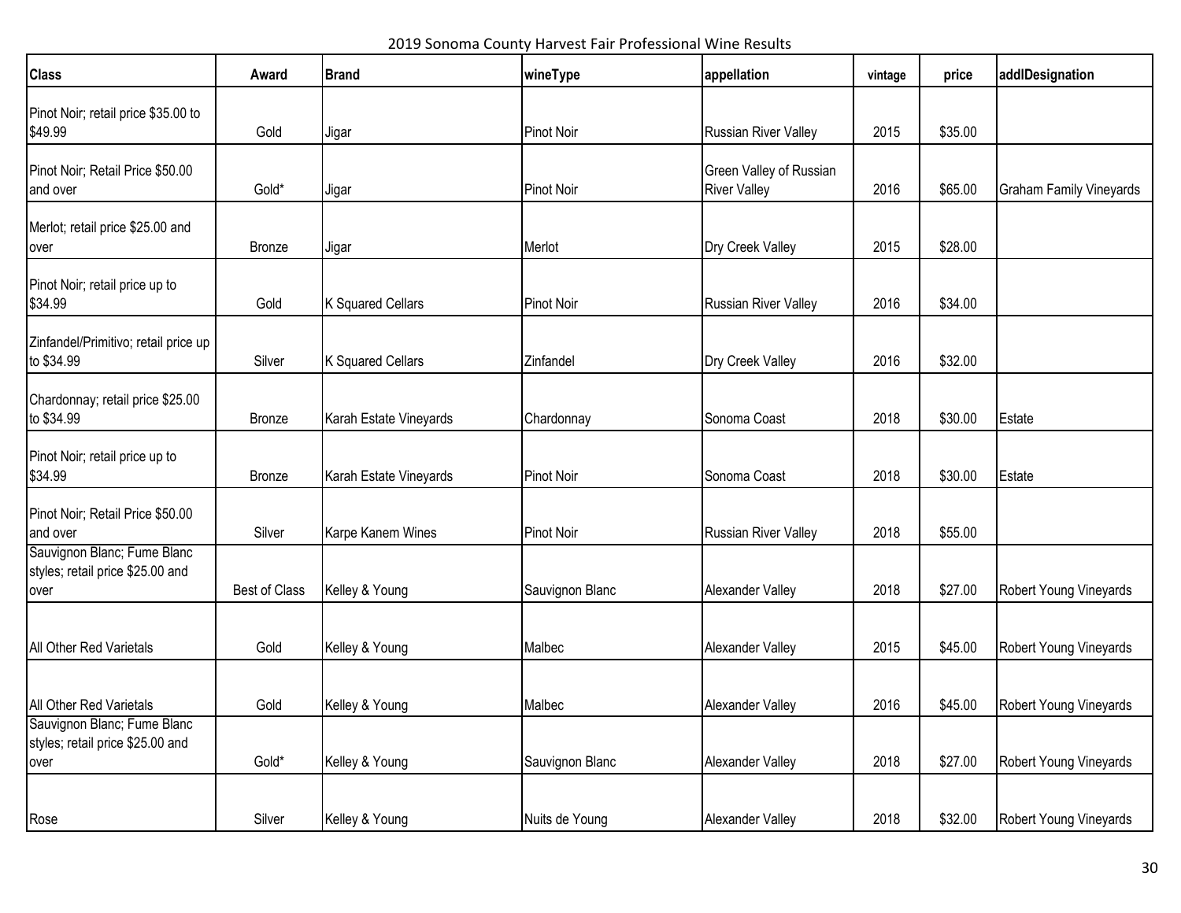2019 Sonoma County Harvest Fair Professional Wine Results

| Class | Award | Brand | wineType | appellation | vintage | price | addlDesignation |
| --- | --- | --- | --- | --- | --- | --- | --- |
| Pinot Noir; retail price $35.00 to $49.99 | Gold | Jigar | Pinot Noir | Russian River Valley | 2015 | $35.00 | |
| Pinot Noir; Retail Price $50.00 and over | Gold* | Jigar | Pinot Noir | Green Valley of Russian River Valley | 2016 | $65.00 | Graham Family Vineyards |
| Merlot; retail price $25.00 and over | Bronze | Jigar | Merlot | Dry Creek Valley | 2015 | $28.00 | |
| Pinot Noir; retail price up to $34.99 | Gold | K Squared Cellars | Pinot Noir | Russian River Valley | 2016 | $34.00 | |
| Zinfandel/Primitivo; retail price up to $34.99 | Silver | K Squared Cellars | Zinfandel | Dry Creek Valley | 2016 | $32.00 | |
| Chardonnay; retail price $25.00 to $34.99 | Bronze | Karah Estate Vineyards | Chardonnay | Sonoma Coast | 2018 | $30.00 | Estate |
| Pinot Noir; retail price up to $34.99 | Bronze | Karah Estate Vineyards | Pinot Noir | Sonoma Coast | 2018 | $30.00 | Estate |
| Pinot Noir; Retail Price $50.00 and over | Silver | Karpe Kanem Wines | Pinot Noir | Russian River Valley | 2018 | $55.00 | |
| Sauvignon Blanc; Fume Blanc styles; retail price $25.00 and over | Best of Class | Kelley & Young | Sauvignon Blanc | Alexander Valley | 2018 | $27.00 | Robert Young Vineyards |
| All Other Red Varietals | Gold | Kelley & Young | Malbec | Alexander Valley | 2015 | $45.00 | Robert Young Vineyards |
| All Other Red Varietals | Gold | Kelley & Young | Malbec | Alexander Valley | 2016 | $45.00 | Robert Young Vineyards |
| Sauvignon Blanc; Fume Blanc styles; retail price $25.00 and over | Gold* | Kelley & Young | Sauvignon Blanc | Alexander Valley | 2018 | $27.00 | Robert Young Vineyards |
| Rose | Silver | Kelley & Young | Nuits de Young | Alexander Valley | 2018 | $32.00 | Robert Young Vineyards |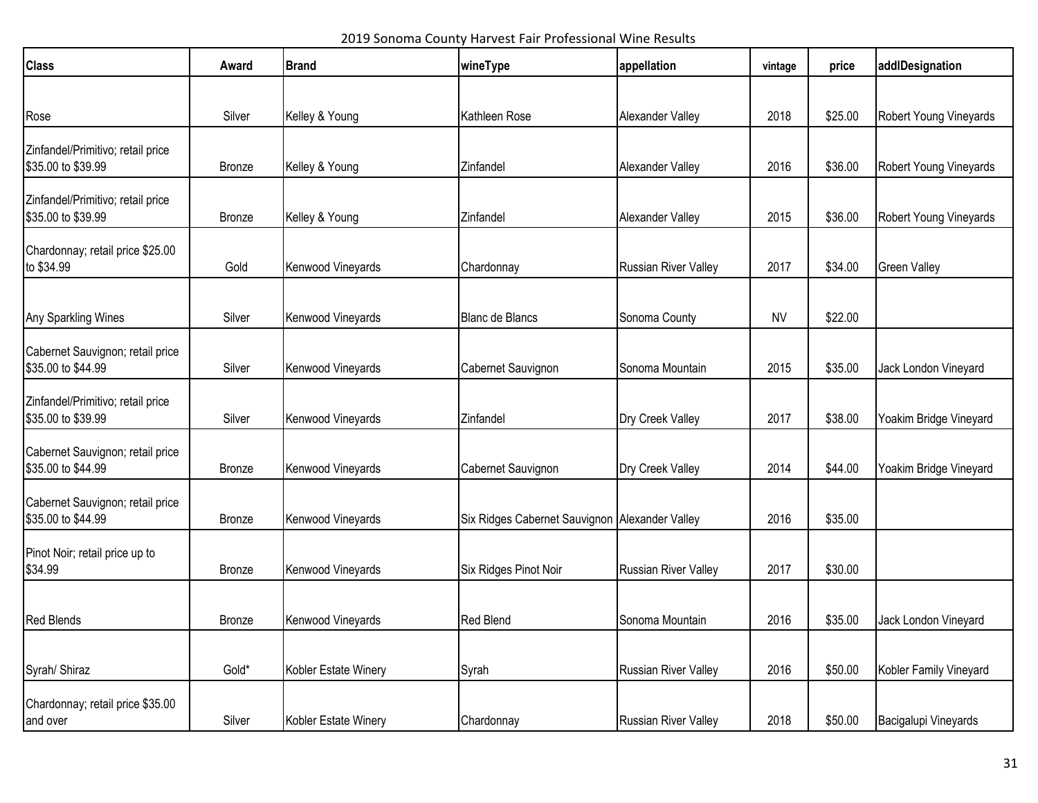2019 Sonoma County Harvest Fair Professional Wine Results

| Class | Award | Brand | wineType | appellation | vintage | price | addlDesignation |
|---|---|---|---|---|---|---|---|
| Rose | Silver | Kelley & Young | Kathleen Rose | Alexander Valley | 2018 | $25.00 | Robert Young Vineyards |
| Zinfandel/Primitivo; retail price $35.00 to $39.99 | Bronze | Kelley & Young | Zinfandel | Alexander Valley | 2016 | $36.00 | Robert Young Vineyards |
| Zinfandel/Primitivo; retail price $35.00 to $39.99 | Bronze | Kelley & Young | Zinfandel | Alexander Valley | 2015 | $36.00 | Robert Young Vineyards |
| Chardonnay; retail price $25.00 to $34.99 | Gold | Kenwood Vineyards | Chardonnay | Russian River Valley | 2017 | $34.00 | Green Valley |
| Any Sparkling Wines | Silver | Kenwood Vineyards | Blanc de Blancs | Sonoma County | NV | $22.00 | |
| Cabernet Sauvignon; retail price $35.00 to $44.99 | Silver | Kenwood Vineyards | Cabernet Sauvignon | Sonoma Mountain | 2015 | $35.00 | Jack London Vineyard |
| Zinfandel/Primitivo; retail price $35.00 to $39.99 | Silver | Kenwood Vineyards | Zinfandel | Dry Creek Valley | 2017 | $38.00 | Yoakim Bridge Vineyard |
| Cabernet Sauvignon; retail price $35.00 to $44.99 | Bronze | Kenwood Vineyards | Cabernet Sauvignon | Dry Creek Valley | 2014 | $44.00 | Yoakim Bridge Vineyard |
| Cabernet Sauvignon; retail price $35.00 to $44.99 | Bronze | Kenwood Vineyards | Six Ridges Cabernet Sauvignon | Alexander Valley | 2016 | $35.00 | |
| Pinot Noir; retail price up to $34.99 | Bronze | Kenwood Vineyards | Six Ridges Pinot Noir | Russian River Valley | 2017 | $30.00 | |
| Red Blends | Bronze | Kenwood Vineyards | Red Blend | Sonoma Mountain | 2016 | $35.00 | Jack London Vineyard |
| Syrah/ Shiraz | Gold* | Kobler Estate Winery | Syrah | Russian River Valley | 2016 | $50.00 | Kobler Family Vineyard |
| Chardonnay; retail price $35.00 and over | Silver | Kobler Estate Winery | Chardonnay | Russian River Valley | 2018 | $50.00 | Bacigalupi Vineyards |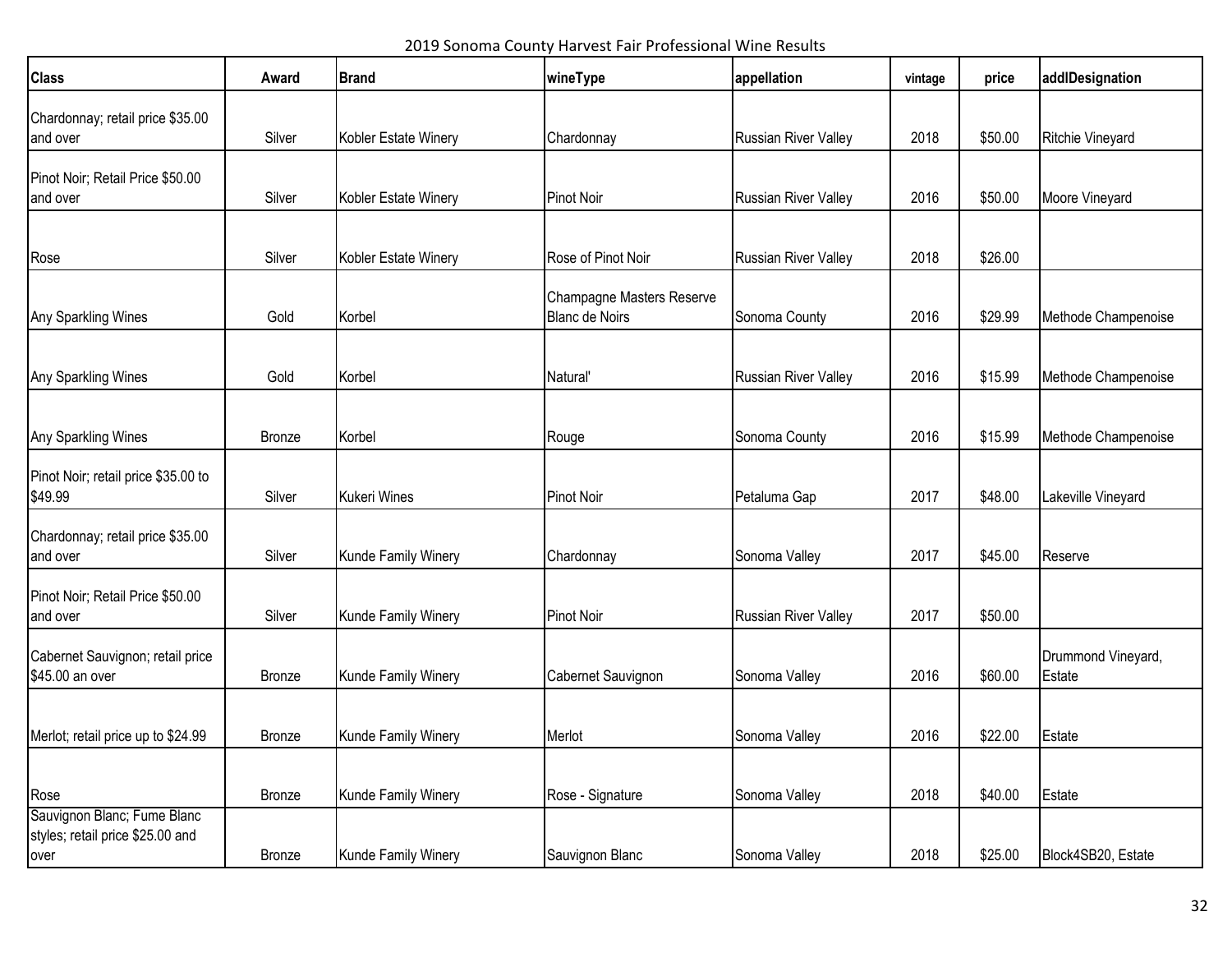2019 Sonoma County Harvest Fair Professional Wine Results

| Class | Award | Brand | wineType | appellation | vintage | price | addlDesignation |
|---|---|---|---|---|---|---|---|
| Chardonnay; retail price $35.00 and over | Silver | Kobler Estate Winery | Chardonnay | Russian River Valley | 2018 | $50.00 | Ritchie Vineyard |
| Pinot Noir; Retail Price $50.00 and over | Silver | Kobler Estate Winery | Pinot Noir | Russian River Valley | 2016 | $50.00 | Moore Vineyard |
| Rose | Silver | Kobler Estate Winery | Rose of Pinot Noir | Russian River Valley | 2018 | $26.00 | |
| Any Sparkling Wines | Gold | Korbel | Champagne Masters Reserve Blanc de Noirs | Sonoma County | 2016 | $29.99 | Methode Champenoise |
| Any Sparkling Wines | Gold | Korbel | Natural' | Russian River Valley | 2016 | $15.99 | Methode Champenoise |
| Any Sparkling Wines | Bronze | Korbel | Rouge | Sonoma County | 2016 | $15.99 | Methode Champenoise |
| Pinot Noir; retail price $35.00 to $49.99 | Silver | Kukeri Wines | Pinot Noir | Petaluma Gap | 2017 | $48.00 | Lakeville Vineyard |
| Chardonnay; retail price $35.00 and over | Silver | Kunde Family Winery | Chardonnay | Sonoma Valley | 2017 | $45.00 | Reserve |
| Pinot Noir; Retail Price $50.00 and over | Silver | Kunde Family Winery | Pinot Noir | Russian River Valley | 2017 | $50.00 | |
| Cabernet Sauvignon; retail price $45.00 an over | Bronze | Kunde Family Winery | Cabernet Sauvignon | Sonoma Valley | 2016 | $60.00 | Drummond Vineyard, Estate |
| Merlot; retail price up to $24.99 | Bronze | Kunde Family Winery | Merlot | Sonoma Valley | 2016 | $22.00 | Estate |
| Rose | Bronze | Kunde Family Winery | Rose - Signature | Sonoma Valley | 2018 | $40.00 | Estate |
| Sauvignon Blanc; Fume Blanc styles; retail price $25.00 and over | Bronze | Kunde Family Winery | Sauvignon Blanc | Sonoma Valley | 2018 | $25.00 | Block4SB20, Estate |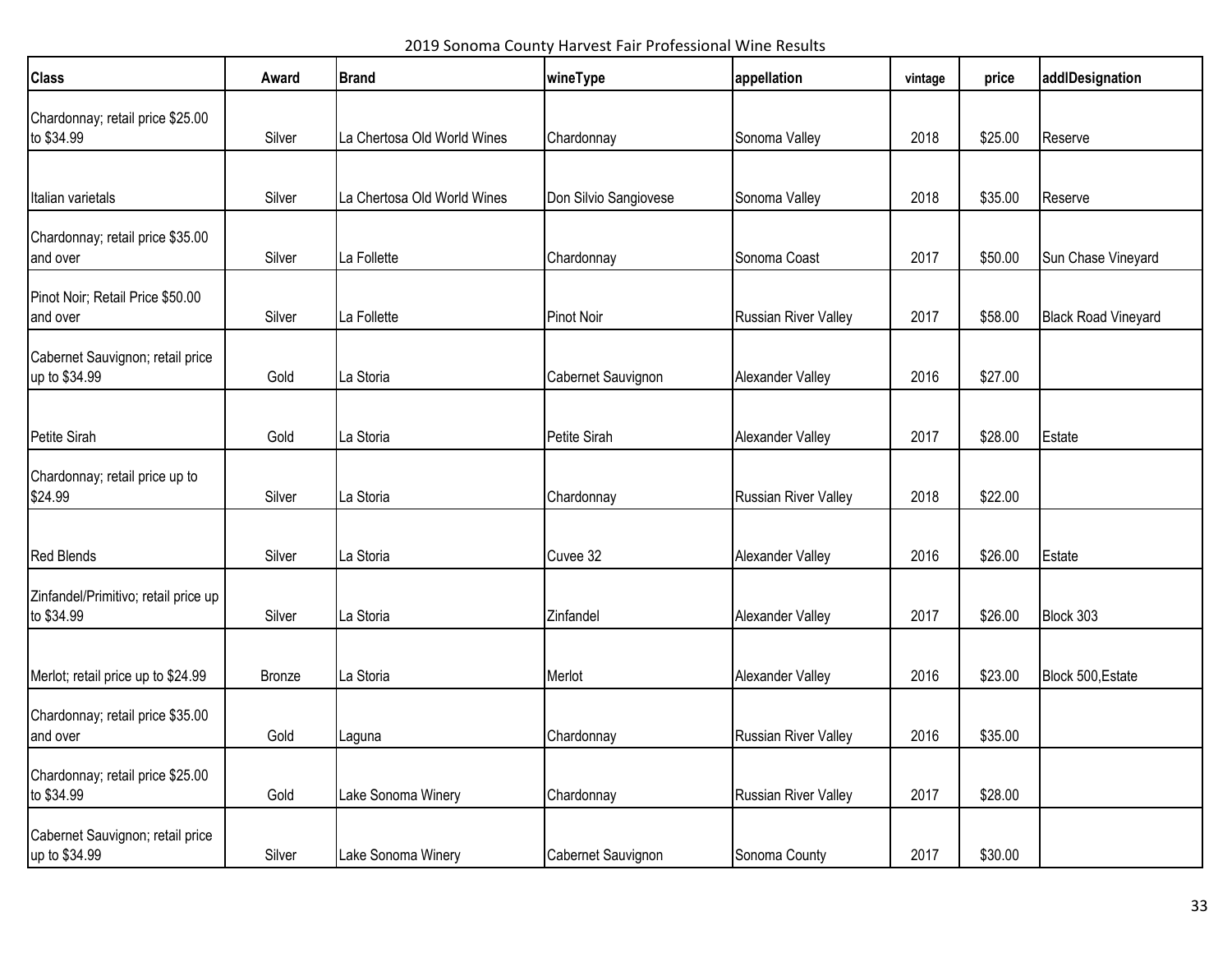2019 Sonoma County Harvest Fair Professional Wine Results

| Class | Award | Brand | wineType | appellation | vintage | price | addlDesignation |
|---|---|---|---|---|---|---|---|
| Chardonnay; retail price $25.00 to $34.99 | Silver | La Chertosa Old World Wines | Chardonnay | Sonoma Valley | 2018 | $25.00 | Reserve |
| Italian varietals | Silver | La Chertosa Old World Wines | Don Silvio Sangiovese | Sonoma Valley | 2018 | $35.00 | Reserve |
| Chardonnay; retail price $35.00 and over | Silver | La Follette | Chardonnay | Sonoma Coast | 2017 | $50.00 | Sun Chase Vineyard |
| Pinot Noir; Retail Price $50.00 and over | Silver | La Follette | Pinot Noir | Russian River Valley | 2017 | $58.00 | Black Road Vineyard |
| Cabernet Sauvignon; retail price up to $34.99 | Gold | La Storia | Cabernet Sauvignon | Alexander Valley | 2016 | $27.00 | |
| Petite Sirah | Gold | La Storia | Petite Sirah | Alexander Valley | 2017 | $28.00 | Estate |
| Chardonnay; retail price up to $24.99 | Silver | La Storia | Chardonnay | Russian River Valley | 2018 | $22.00 | |
| Red Blends | Silver | La Storia | Cuvee 32 | Alexander Valley | 2016 | $26.00 | Estate |
| Zinfandel/Primitivo; retail price up to $34.99 | Silver | La Storia | Zinfandel | Alexander Valley | 2017 | $26.00 | Block 303 |
| Merlot; retail price up to $24.99 | Bronze | La Storia | Merlot | Alexander Valley | 2016 | $23.00 | Block 500,Estate |
| Chardonnay; retail price $35.00 and over | Gold | Laguna | Chardonnay | Russian River Valley | 2016 | $35.00 | |
| Chardonnay; retail price $25.00 to $34.99 | Gold | Lake Sonoma Winery | Chardonnay | Russian River Valley | 2017 | $28.00 | |
| Cabernet Sauvignon; retail price up to $34.99 | Silver | Lake Sonoma Winery | Cabernet Sauvignon | Sonoma County | 2017 | $30.00 | |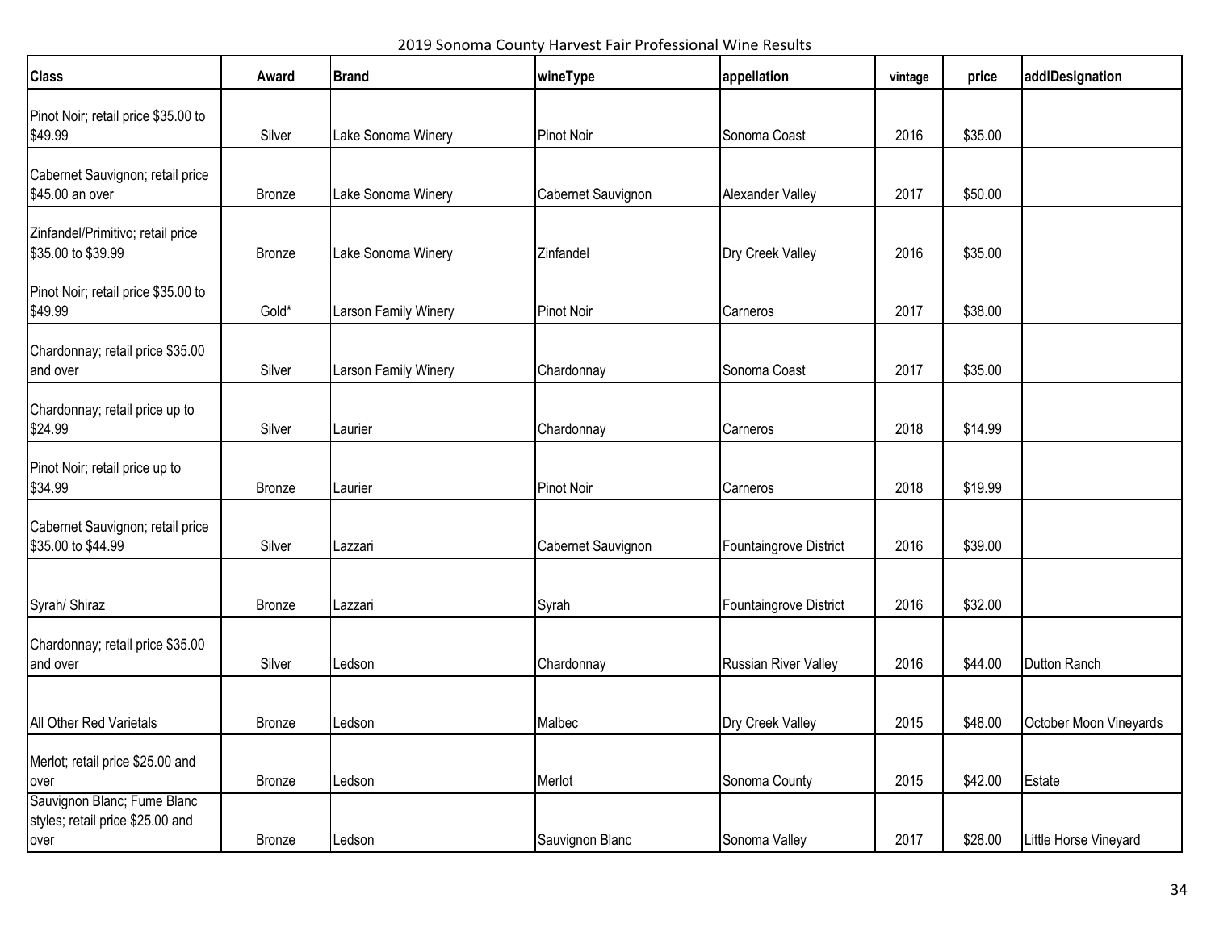2019 Sonoma County Harvest Fair Professional Wine Results

| Class | Award | Brand | wineType | appellation | vintage | price | addlDesignation |
|---|---|---|---|---|---|---|---|
| Pinot Noir; retail price $35.00 to $49.99 | Silver | Lake Sonoma Winery | Pinot Noir | Sonoma Coast | 2016 | $35.00 | |
| Cabernet Sauvignon; retail price $45.00 an over | Bronze | Lake Sonoma Winery | Cabernet Sauvignon | Alexander Valley | 2017 | $50.00 | |
| Zinfandel/Primitivo; retail price $35.00 to $39.99 | Bronze | Lake Sonoma Winery | Zinfandel | Dry Creek Valley | 2016 | $35.00 | |
| Pinot Noir; retail price $35.00 to $49.99 | Gold* | Larson Family Winery | Pinot Noir | Carneros | 2017 | $38.00 | |
| Chardonnay; retail price $35.00 and over | Silver | Larson Family Winery | Chardonnay | Sonoma Coast | 2017 | $35.00 | |
| Chardonnay; retail price up to $24.99 | Silver | Laurier | Chardonnay | Carneros | 2018 | $14.99 | |
| Pinot Noir; retail price up to $34.99 | Bronze | Laurier | Pinot Noir | Carneros | 2018 | $19.99 | |
| Cabernet Sauvignon; retail price $35.00 to $44.99 | Silver | Lazzari | Cabernet Sauvignon | Fountaingrove District | 2016 | $39.00 | |
| Syrah/ Shiraz | Bronze | Lazzari | Syrah | Fountaingrove District | 2016 | $32.00 | |
| Chardonnay; retail price $35.00 and over | Silver | Ledson | Chardonnay | Russian River Valley | 2016 | $44.00 | Dutton Ranch |
| All Other Red Varietals | Bronze | Ledson | Malbec | Dry Creek Valley | 2015 | $48.00 | October Moon Vineyards |
| Merlot; retail price $25.00 and over | Bronze | Ledson | Merlot | Sonoma County | 2015 | $42.00 | Estate |
| Sauvignon Blanc; Fume Blanc styles; retail price $25.00 and over | Bronze | Ledson | Sauvignon Blanc | Sonoma Valley | 2017 | $28.00 | Little Horse Vineyard |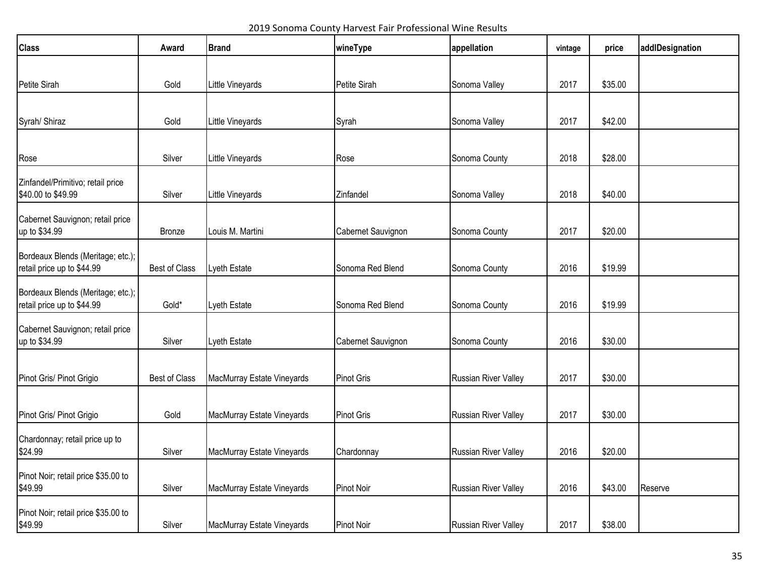2019 Sonoma County Harvest Fair Professional Wine Results

| Class | Award | Brand | wineType | appellation | vintage | price | addlDesignation |
|---|---|---|---|---|---|---|---|
| Petite Sirah | Gold | Little Vineyards | Petite Sirah | Sonoma Valley | 2017 | $35.00 | |
| Syrah/ Shiraz | Gold | Little Vineyards | Syrah | Sonoma Valley | 2017 | $42.00 | |
| Rose | Silver | Little Vineyards | Rose | Sonoma County | 2018 | $28.00 | |
| Zinfandel/Primitivo; retail price $40.00 to $49.99 | Silver | Little Vineyards | Zinfandel | Sonoma Valley | 2018 | $40.00 | |
| Cabernet Sauvignon; retail price up to $34.99 | Bronze | Louis M. Martini | Cabernet Sauvignon | Sonoma County | 2017 | $20.00 | |
| Bordeaux Blends (Meritage; etc.); retail price up to $44.99 | Best of Class | Lyeth Estate | Sonoma Red Blend | Sonoma County | 2016 | $19.99 | |
| Bordeaux Blends (Meritage; etc.); retail price up to $44.99 | Gold* | Lyeth Estate | Sonoma Red Blend | Sonoma County | 2016 | $19.99 | |
| Cabernet Sauvignon; retail price up to $34.99 | Silver | Lyeth Estate | Cabernet Sauvignon | Sonoma County | 2016 | $30.00 | |
| Pinot Gris/ Pinot Grigio | Best of Class | MacMurray Estate Vineyards | Pinot Gris | Russian River Valley | 2017 | $30.00 | |
| Pinot Gris/ Pinot Grigio | Gold | MacMurray Estate Vineyards | Pinot Gris | Russian River Valley | 2017 | $30.00 | |
| Chardonnay; retail price up to $24.99 | Silver | MacMurray Estate Vineyards | Chardonnay | Russian River Valley | 2016 | $20.00 | |
| Pinot Noir; retail price $35.00 to $49.99 | Silver | MacMurray Estate Vineyards | Pinot Noir | Russian River Valley | 2016 | $43.00 | Reserve |
| Pinot Noir; retail price $35.00 to $49.99 | Silver | MacMurray Estate Vineyards | Pinot Noir | Russian River Valley | 2017 | $38.00 | |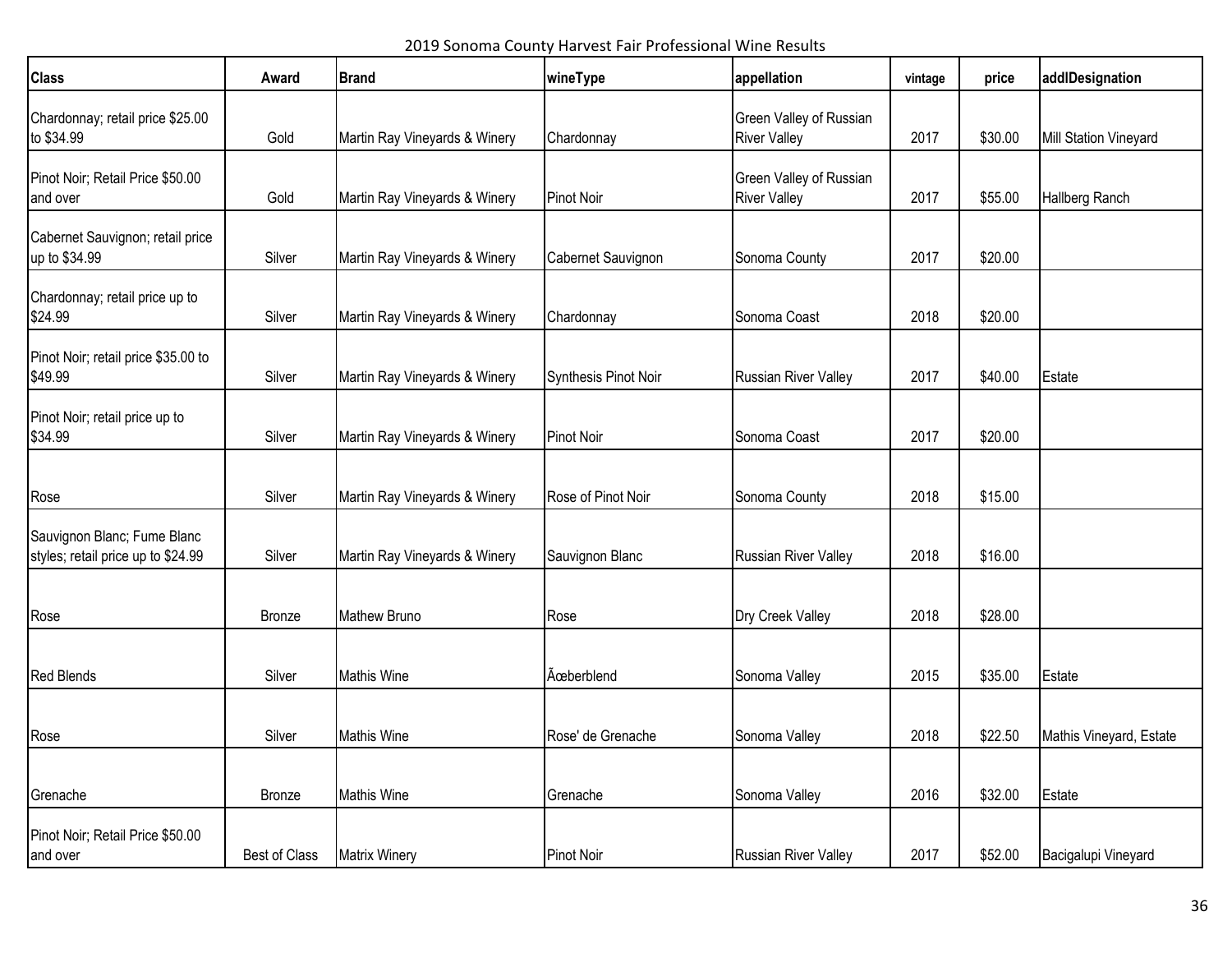2019 Sonoma County Harvest Fair Professional Wine Results

| Class | Award | Brand | wineType | appellation | vintage | price | addlDesignation |
|---|---|---|---|---|---|---|---|
| Chardonnay; retail price $25.00 to $34.99 | Gold | Martin Ray Vineyards & Winery | Chardonnay | Green Valley of Russian River Valley | 2017 | $30.00 | Mill Station Vineyard |
| Pinot Noir; Retail Price $50.00 and over | Gold | Martin Ray Vineyards & Winery | Pinot Noir | Green Valley of Russian River Valley | 2017 | $55.00 | Hallberg Ranch |
| Cabernet Sauvignon; retail price up to $34.99 | Silver | Martin Ray Vineyards & Winery | Cabernet Sauvignon | Sonoma County | 2017 | $20.00 | |
| Chardonnay; retail price up to $24.99 | Silver | Martin Ray Vineyards & Winery | Chardonnay | Sonoma Coast | 2018 | $20.00 | |
| Pinot Noir; retail price $35.00 to $49.99 | Silver | Martin Ray Vineyards & Winery | Synthesis Pinot Noir | Russian River Valley | 2017 | $40.00 | Estate |
| Pinot Noir; retail price up to $34.99 | Silver | Martin Ray Vineyards & Winery | Pinot Noir | Sonoma Coast | 2017 | $20.00 | |
| Rose | Silver | Martin Ray Vineyards & Winery | Rose of Pinot Noir | Sonoma County | 2018 | $15.00 | |
| Sauvignon Blanc; Fume Blanc styles; retail price up to $24.99 | Silver | Martin Ray Vineyards & Winery | Sauvignon Blanc | Russian River Valley | 2018 | $16.00 | |
| Rose | Bronze | Mathew Bruno | Rose | Dry Creek Valley | 2018 | $28.00 | |
| Red Blends | Silver | Mathis Wine | Ãœberblend | Sonoma Valley | 2015 | $35.00 | Estate |
| Rose | Silver | Mathis Wine | Rose' de Grenache | Sonoma Valley | 2018 | $22.50 | Mathis Vineyard, Estate |
| Grenache | Bronze | Mathis Wine | Grenache | Sonoma Valley | 2016 | $32.00 | Estate |
| Pinot Noir; Retail Price $50.00 and over | Best of Class | Matrix Winery | Pinot Noir | Russian River Valley | 2017 | $52.00 | Bacigalupi Vineyard |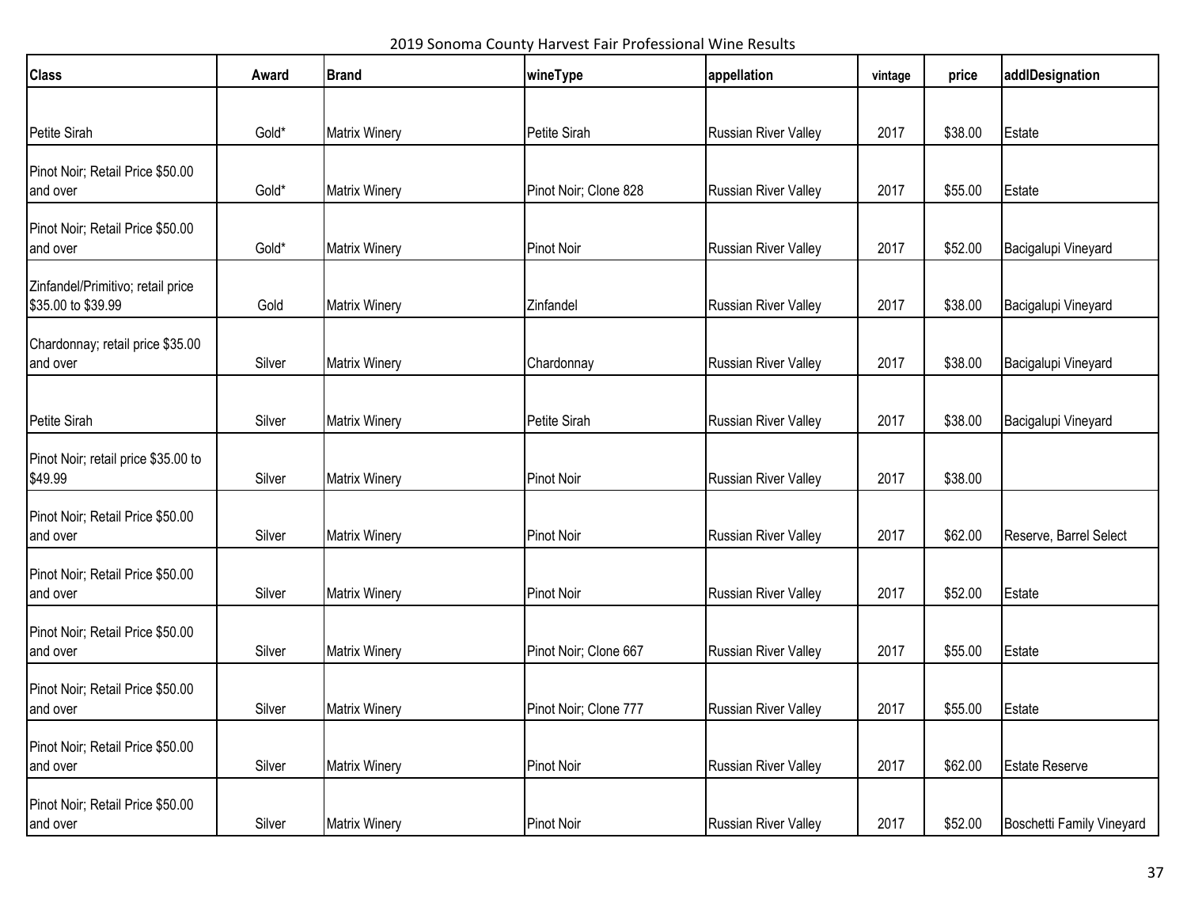2019 Sonoma County Harvest Fair Professional Wine Results

| Class | Award | Brand | wineType | appellation | vintage | price | addlDesignation |
| --- | --- | --- | --- | --- | --- | --- | --- |
| Petite Sirah | Gold* | Matrix Winery | Petite Sirah | Russian River Valley | 2017 | $38.00 | Estate |
| Pinot Noir; Retail Price $50.00 and over | Gold* | Matrix Winery | Pinot Noir; Clone 828 | Russian River Valley | 2017 | $55.00 | Estate |
| Pinot Noir; Retail Price $50.00 and over | Gold* | Matrix Winery | Pinot Noir | Russian River Valley | 2017 | $52.00 | Bacigalupi Vineyard |
| Zinfandel/Primitivo; retail price $35.00 to $39.99 | Gold | Matrix Winery | Zinfandel | Russian River Valley | 2017 | $38.00 | Bacigalupi Vineyard |
| Chardonnay; retail price $35.00 and over | Silver | Matrix Winery | Chardonnay | Russian River Valley | 2017 | $38.00 | Bacigalupi Vineyard |
| Petite Sirah | Silver | Matrix Winery | Petite Sirah | Russian River Valley | 2017 | $38.00 | Bacigalupi Vineyard |
| Pinot Noir; retail price $35.00 to $49.99 | Silver | Matrix Winery | Pinot Noir | Russian River Valley | 2017 | $38.00 | |
| Pinot Noir; Retail Price $50.00 and over | Silver | Matrix Winery | Pinot Noir | Russian River Valley | 2017 | $62.00 | Reserve, Barrel Select |
| Pinot Noir; Retail Price $50.00 and over | Silver | Matrix Winery | Pinot Noir | Russian River Valley | 2017 | $52.00 | Estate |
| Pinot Noir; Retail Price $50.00 and over | Silver | Matrix Winery | Pinot Noir; Clone 667 | Russian River Valley | 2017 | $55.00 | Estate |
| Pinot Noir; Retail Price $50.00 and over | Silver | Matrix Winery | Pinot Noir; Clone 777 | Russian River Valley | 2017 | $55.00 | Estate |
| Pinot Noir; Retail Price $50.00 and over | Silver | Matrix Winery | Pinot Noir | Russian River Valley | 2017 | $62.00 | Estate Reserve |
| Pinot Noir; Retail Price $50.00 and over | Silver | Matrix Winery | Pinot Noir | Russian River Valley | 2017 | $52.00 | Boschetti Family Vineyard |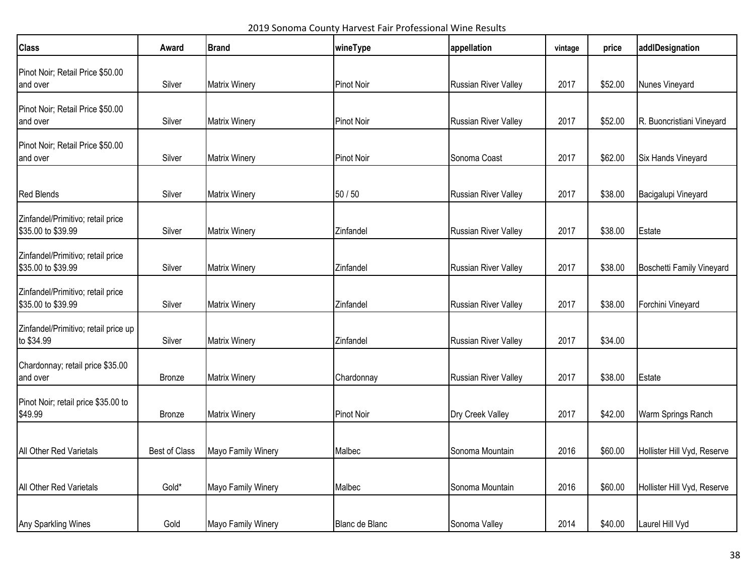2019 Sonoma County Harvest Fair Professional Wine Results

| Class | Award | Brand | wineType | appellation | vintage | price | addlDesignation |
|---|---|---|---|---|---|---|---|
| Pinot Noir; Retail Price $50.00 and over | Silver | Matrix Winery | Pinot Noir | Russian River Valley | 2017 | $52.00 | Nunes Vineyard |
| Pinot Noir; Retail Price $50.00 and over | Silver | Matrix Winery | Pinot Noir | Russian River Valley | 2017 | $52.00 | R. Buoncristiani Vineyard |
| Pinot Noir; Retail Price $50.00 and over | Silver | Matrix Winery | Pinot Noir | Sonoma Coast | 2017 | $62.00 | Six Hands Vineyard |
| Red Blends | Silver | Matrix Winery | 50 / 50 | Russian River Valley | 2017 | $38.00 | Bacigalupi Vineyard |
| Zinfandel/Primitivo; retail price $35.00 to $39.99 | Silver | Matrix Winery | Zinfandel | Russian River Valley | 2017 | $38.00 | Estate |
| Zinfandel/Primitivo; retail price $35.00 to $39.99 | Silver | Matrix Winery | Zinfandel | Russian River Valley | 2017 | $38.00 | Boschetti Family Vineyard |
| Zinfandel/Primitivo; retail price $35.00 to $39.99 | Silver | Matrix Winery | Zinfandel | Russian River Valley | 2017 | $38.00 | Forchini Vineyard |
| Zinfandel/Primitivo; retail price up to $34.99 | Silver | Matrix Winery | Zinfandel | Russian River Valley | 2017 | $34.00 | |
| Chardonnay; retail price $35.00 and over | Bronze | Matrix Winery | Chardonnay | Russian River Valley | 2017 | $38.00 | Estate |
| Pinot Noir; retail price $35.00 to $49.99 | Bronze | Matrix Winery | Pinot Noir | Dry Creek Valley | 2017 | $42.00 | Warm Springs Ranch |
| All Other Red Varietals | Best of Class | Mayo Family Winery | Malbec | Sonoma Mountain | 2016 | $60.00 | Hollister Hill Vyd, Reserve |
| All Other Red Varietals | Gold* | Mayo Family Winery | Malbec | Sonoma Mountain | 2016 | $60.00 | Hollister Hill Vyd, Reserve |
| Any Sparkling Wines | Gold | Mayo Family Winery | Blanc de Blanc | Sonoma Valley | 2014 | $40.00 | Laurel Hill Vyd |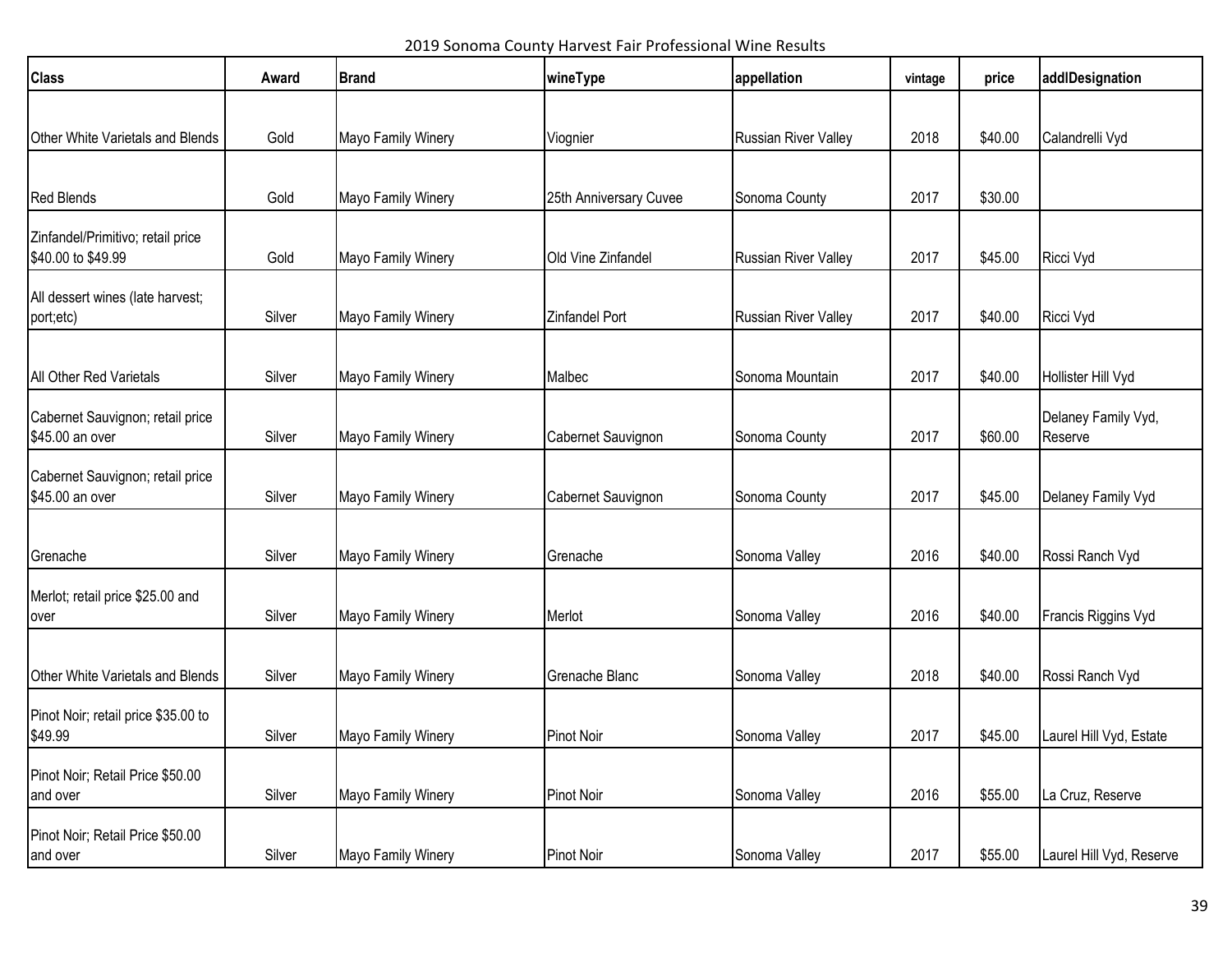2019 Sonoma County Harvest Fair Professional Wine Results

| Class | Award | Brand | wineType | appellation | vintage | price | addlDesignation |
|---|---|---|---|---|---|---|---|
| Other White Varietals and Blends | Gold | Mayo Family Winery | Viognier | Russian River Valley | 2018 | $40.00 | Calandrelli Vyd |
| Red Blends | Gold | Mayo Family Winery | 25th Anniversary Cuvee | Sonoma County | 2017 | $30.00 | |
| Zinfandel/Primitivo; retail price $40.00 to $49.99 | Gold | Mayo Family Winery | Old Vine Zinfandel | Russian River Valley | 2017 | $45.00 | Ricci Vyd |
| All dessert wines (late harvest; port;etc) | Silver | Mayo Family Winery | Zinfandel Port | Russian River Valley | 2017 | $40.00 | Ricci Vyd |
| All Other Red Varietals | Silver | Mayo Family Winery | Malbec | Sonoma Mountain | 2017 | $40.00 | Hollister Hill Vyd |
| Cabernet Sauvignon; retail price $45.00 an over | Silver | Mayo Family Winery | Cabernet Sauvignon | Sonoma County | 2017 | $60.00 | Delaney Family Vyd, Reserve |
| Cabernet Sauvignon; retail price $45.00 an over | Silver | Mayo Family Winery | Cabernet Sauvignon | Sonoma County | 2017 | $45.00 | Delaney Family Vyd |
| Grenache | Silver | Mayo Family Winery | Grenache | Sonoma Valley | 2016 | $40.00 | Rossi Ranch Vyd |
| Merlot; retail price $25.00 and over | Silver | Mayo Family Winery | Merlot | Sonoma Valley | 2016 | $40.00 | Francis Riggins Vyd |
| Other White Varietals and Blends | Silver | Mayo Family Winery | Grenache Blanc | Sonoma Valley | 2018 | $40.00 | Rossi Ranch Vyd |
| Pinot Noir; retail price $35.00 to $49.99 | Silver | Mayo Family Winery | Pinot Noir | Sonoma Valley | 2017 | $45.00 | Laurel Hill Vyd, Estate |
| Pinot Noir; Retail Price $50.00 and over | Silver | Mayo Family Winery | Pinot Noir | Sonoma Valley | 2016 | $55.00 | La Cruz, Reserve |
| Pinot Noir; Retail Price $50.00 and over | Silver | Mayo Family Winery | Pinot Noir | Sonoma Valley | 2017 | $55.00 | Laurel Hill Vyd, Reserve |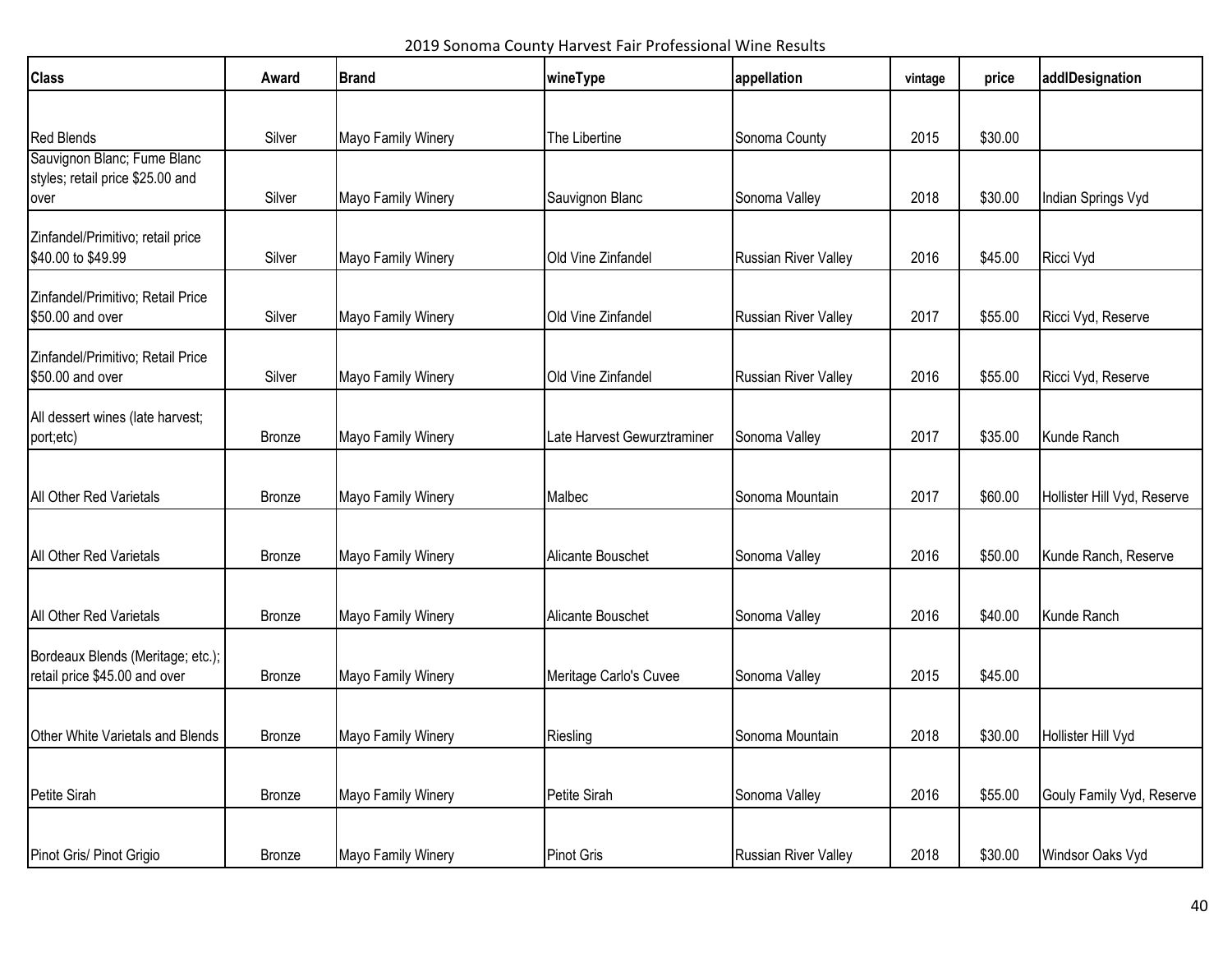2019 Sonoma County Harvest Fair Professional Wine Results

| Class | Award | Brand | wineType | appellation | vintage | price | addlDesignation |
|---|---|---|---|---|---|---|---|
| Red Blends | Silver | Mayo Family Winery | The Libertine | Sonoma County | 2015 | $30.00 | |
| Sauvignon Blanc; Fume Blanc styles; retail price $25.00 and over | Silver | Mayo Family Winery | Sauvignon Blanc | Sonoma Valley | 2018 | $30.00 | Indian Springs Vyd |
| Zinfandel/Primitivo; retail price $40.00 to $49.99 | Silver | Mayo Family Winery | Old Vine Zinfandel | Russian River Valley | 2016 | $45.00 | Ricci Vyd |
| Zinfandel/Primitivo; Retail Price $50.00 and over | Silver | Mayo Family Winery | Old Vine Zinfandel | Russian River Valley | 2017 | $55.00 | Ricci Vyd, Reserve |
| Zinfandel/Primitivo; Retail Price $50.00 and over | Silver | Mayo Family Winery | Old Vine Zinfandel | Russian River Valley | 2016 | $55.00 | Ricci Vyd, Reserve |
| All dessert wines (late harvest; port;etc) | Bronze | Mayo Family Winery | Late Harvest Gewurztraminer | Sonoma Valley | 2017 | $35.00 | Kunde Ranch |
| All Other Red Varietals | Bronze | Mayo Family Winery | Malbec | Sonoma Mountain | 2017 | $60.00 | Hollister Hill Vyd, Reserve |
| All Other Red Varietals | Bronze | Mayo Family Winery | Alicante Bouschet | Sonoma Valley | 2016 | $50.00 | Kunde Ranch, Reserve |
| All Other Red Varietals | Bronze | Mayo Family Winery | Alicante Bouschet | Sonoma Valley | 2016 | $40.00 | Kunde Ranch |
| Bordeaux Blends (Meritage; etc.); retail price $45.00 and over | Bronze | Mayo Family Winery | Meritage Carlo's Cuvee | Sonoma Valley | 2015 | $45.00 | |
| Other White Varietals and Blends | Bronze | Mayo Family Winery | Riesling | Sonoma Mountain | 2018 | $30.00 | Hollister Hill Vyd |
| Petite Sirah | Bronze | Mayo Family Winery | Petite Sirah | Sonoma Valley | 2016 | $55.00 | Gouly Family Vyd, Reserve |
| Pinot Gris/ Pinot Grigio | Bronze | Mayo Family Winery | Pinot Gris | Russian River Valley | 2018 | $30.00 | Windsor Oaks Vyd |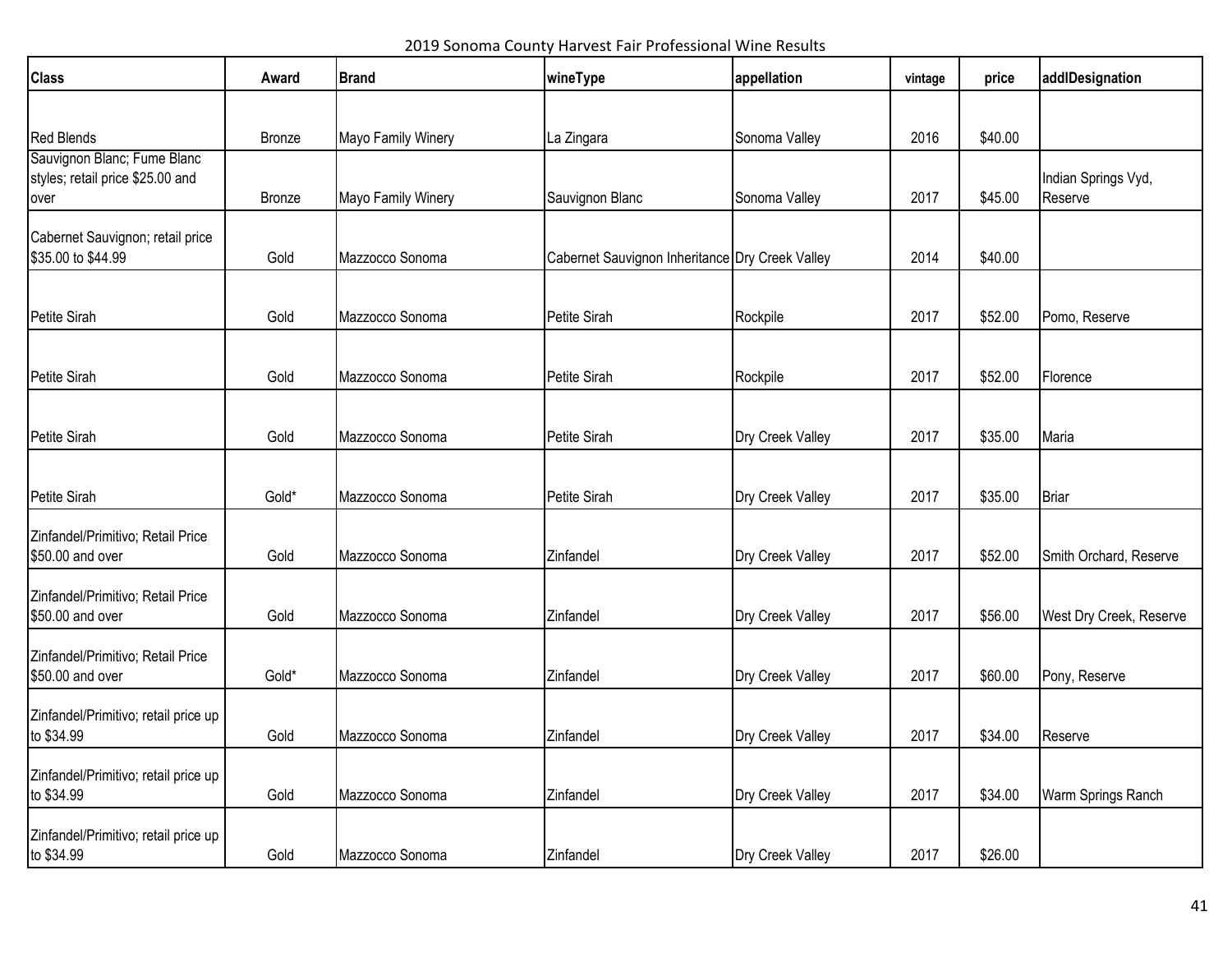2019 Sonoma County Harvest Fair Professional Wine Results

| Class | Award | Brand | wineType | appellation | vintage | price | addlDesignation |
|---|---|---|---|---|---|---|---|
| Red Blends | Bronze | Mayo Family Winery | La Zingara | Sonoma Valley | 2016 | $40.00 | |
| Sauvignon Blanc; Fume Blanc styles; retail price $25.00 and over | Bronze | Mayo Family Winery | Sauvignon Blanc | Sonoma Valley | 2017 | $45.00 | Indian Springs Vyd, Reserve |
| Cabernet Sauvignon; retail price $35.00 to $44.99 | Gold | Mazzocco Sonoma | Cabernet Sauvignon Inheritance | Dry Creek Valley | 2014 | $40.00 | |
| Petite Sirah | Gold | Mazzocco Sonoma | Petite Sirah | Rockpile | 2017 | $52.00 | Pomo, Reserve |
| Petite Sirah | Gold | Mazzocco Sonoma | Petite Sirah | Rockpile | 2017 | $52.00 | Florence |
| Petite Sirah | Gold | Mazzocco Sonoma | Petite Sirah | Dry Creek Valley | 2017 | $35.00 | Maria |
| Petite Sirah | Gold* | Mazzocco Sonoma | Petite Sirah | Dry Creek Valley | 2017 | $35.00 | Briar |
| Zinfandel/Primitivo; Retail Price $50.00 and over | Gold | Mazzocco Sonoma | Zinfandel | Dry Creek Valley | 2017 | $52.00 | Smith Orchard, Reserve |
| Zinfandel/Primitivo; Retail Price $50.00 and over | Gold | Mazzocco Sonoma | Zinfandel | Dry Creek Valley | 2017 | $56.00 | West Dry Creek, Reserve |
| Zinfandel/Primitivo; Retail Price $50.00 and over | Gold* | Mazzocco Sonoma | Zinfandel | Dry Creek Valley | 2017 | $60.00 | Pony, Reserve |
| Zinfandel/Primitivo; retail price up to $34.99 | Gold | Mazzocco Sonoma | Zinfandel | Dry Creek Valley | 2017 | $34.00 | Reserve |
| Zinfandel/Primitivo; retail price up to $34.99 | Gold | Mazzocco Sonoma | Zinfandel | Dry Creek Valley | 2017 | $34.00 | Warm Springs Ranch |
| Zinfandel/Primitivo; retail price up to $34.99 | Gold | Mazzocco Sonoma | Zinfandel | Dry Creek Valley | 2017 | $26.00 | |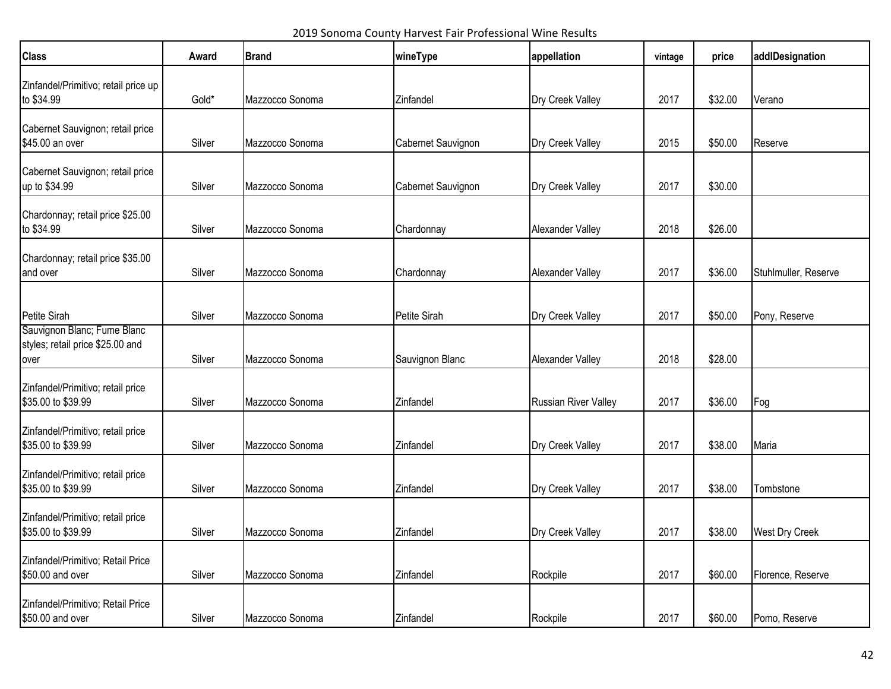2019 Sonoma County Harvest Fair Professional Wine Results

| Class | Award | Brand | wineType | appellation | vintage | price | addlDesignation |
|---|---|---|---|---|---|---|---|
| Zinfandel/Primitivo; retail price up to $34.99 | Gold* | Mazzocco Sonoma | Zinfandel | Dry Creek Valley | 2017 | $32.00 | Verano |
| Cabernet Sauvignon; retail price $45.00 an over | Silver | Mazzocco Sonoma | Cabernet Sauvignon | Dry Creek Valley | 2015 | $50.00 | Reserve |
| Cabernet Sauvignon; retail price up to $34.99 | Silver | Mazzocco Sonoma | Cabernet Sauvignon | Dry Creek Valley | 2017 | $30.00 | |
| Chardonnay; retail price $25.00 to $34.99 | Silver | Mazzocco Sonoma | Chardonnay | Alexander Valley | 2018 | $26.00 | |
| Chardonnay; retail price $35.00 and over | Silver | Mazzocco Sonoma | Chardonnay | Alexander Valley | 2017 | $36.00 | Stuhlmuller, Reserve |
| Petite Sirah | Silver | Mazzocco Sonoma | Petite Sirah | Dry Creek Valley | 2017 | $50.00 | Pony, Reserve |
| Sauvignon Blanc; Fume Blanc styles; retail price $25.00 and over | Silver | Mazzocco Sonoma | Sauvignon Blanc | Alexander Valley | 2018 | $28.00 | |
| Zinfandel/Primitivo; retail price $35.00 to $39.99 | Silver | Mazzocco Sonoma | Zinfandel | Russian River Valley | 2017 | $36.00 | Fog |
| Zinfandel/Primitivo; retail price $35.00 to $39.99 | Silver | Mazzocco Sonoma | Zinfandel | Dry Creek Valley | 2017 | $38.00 | Maria |
| Zinfandel/Primitivo; retail price $35.00 to $39.99 | Silver | Mazzocco Sonoma | Zinfandel | Dry Creek Valley | 2017 | $38.00 | Tombstone |
| Zinfandel/Primitivo; retail price $35.00 to $39.99 | Silver | Mazzocco Sonoma | Zinfandel | Dry Creek Valley | 2017 | $38.00 | West Dry Creek |
| Zinfandel/Primitivo; Retail Price $50.00 and over | Silver | Mazzocco Sonoma | Zinfandel | Rockpile | 2017 | $60.00 | Florence, Reserve |
| Zinfandel/Primitivo; Retail Price $50.00 and over | Silver | Mazzocco Sonoma | Zinfandel | Rockpile | 2017 | $60.00 | Pomo, Reserve |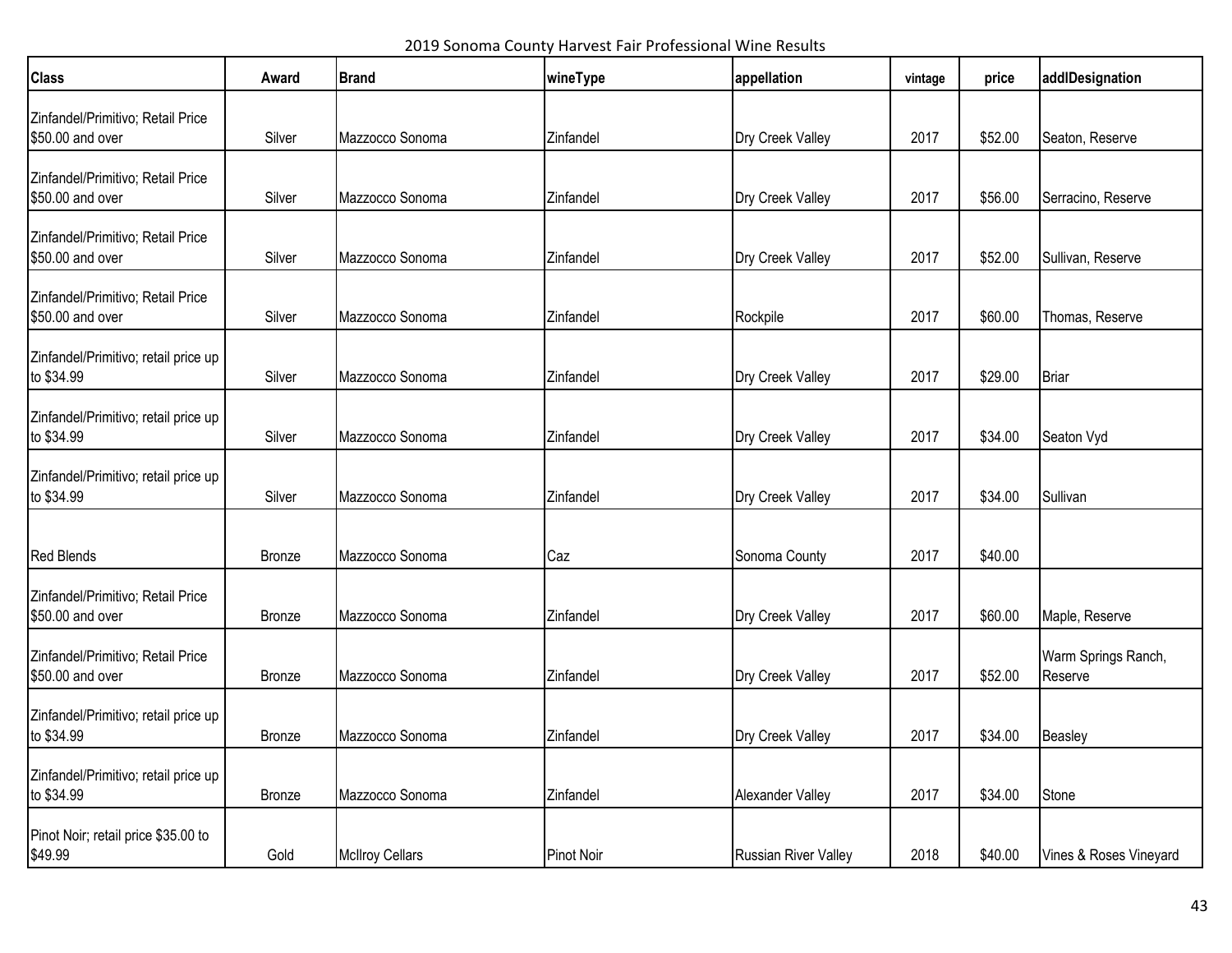2019 Sonoma County Harvest Fair Professional Wine Results

| Class | Award | Brand | wineType | appellation | vintage | price | addlDesignation |
|---|---|---|---|---|---|---|---|
| Zinfandel/Primitivo; Retail Price $50.00 and over | Silver | Mazzocco Sonoma | Zinfandel | Dry Creek Valley | 2017 | $52.00 | Seaton, Reserve |
| Zinfandel/Primitivo; Retail Price $50.00 and over | Silver | Mazzocco Sonoma | Zinfandel | Dry Creek Valley | 2017 | $56.00 | Serracino, Reserve |
| Zinfandel/Primitivo; Retail Price $50.00 and over | Silver | Mazzocco Sonoma | Zinfandel | Dry Creek Valley | 2017 | $52.00 | Sullivan, Reserve |
| Zinfandel/Primitivo; Retail Price $50.00 and over | Silver | Mazzocco Sonoma | Zinfandel | Rockpile | 2017 | $60.00 | Thomas, Reserve |
| Zinfandel/Primitivo; retail price up to $34.99 | Silver | Mazzocco Sonoma | Zinfandel | Dry Creek Valley | 2017 | $29.00 | Briar |
| Zinfandel/Primitivo; retail price up to $34.99 | Silver | Mazzocco Sonoma | Zinfandel | Dry Creek Valley | 2017 | $34.00 | Seaton Vyd |
| Zinfandel/Primitivo; retail price up to $34.99 | Silver | Mazzocco Sonoma | Zinfandel | Dry Creek Valley | 2017 | $34.00 | Sullivan |
| Red Blends | Bronze | Mazzocco Sonoma | Caz | Sonoma County | 2017 | $40.00 | |
| Zinfandel/Primitivo; Retail Price $50.00 and over | Bronze | Mazzocco Sonoma | Zinfandel | Dry Creek Valley | 2017 | $60.00 | Maple, Reserve |
| Zinfandel/Primitivo; Retail Price $50.00 and over | Bronze | Mazzocco Sonoma | Zinfandel | Dry Creek Valley | 2017 | $52.00 | Warm Springs Ranch, Reserve |
| Zinfandel/Primitivo; retail price up to $34.99 | Bronze | Mazzocco Sonoma | Zinfandel | Dry Creek Valley | 2017 | $34.00 | Beasley |
| Zinfandel/Primitivo; retail price up to $34.99 | Bronze | Mazzocco Sonoma | Zinfandel | Alexander Valley | 2017 | $34.00 | Stone |
| Pinot Noir; retail price $35.00 to $49.99 | Gold | McIlroy Cellars | Pinot Noir | Russian River Valley | 2018 | $40.00 | Vines & Roses Vineyard |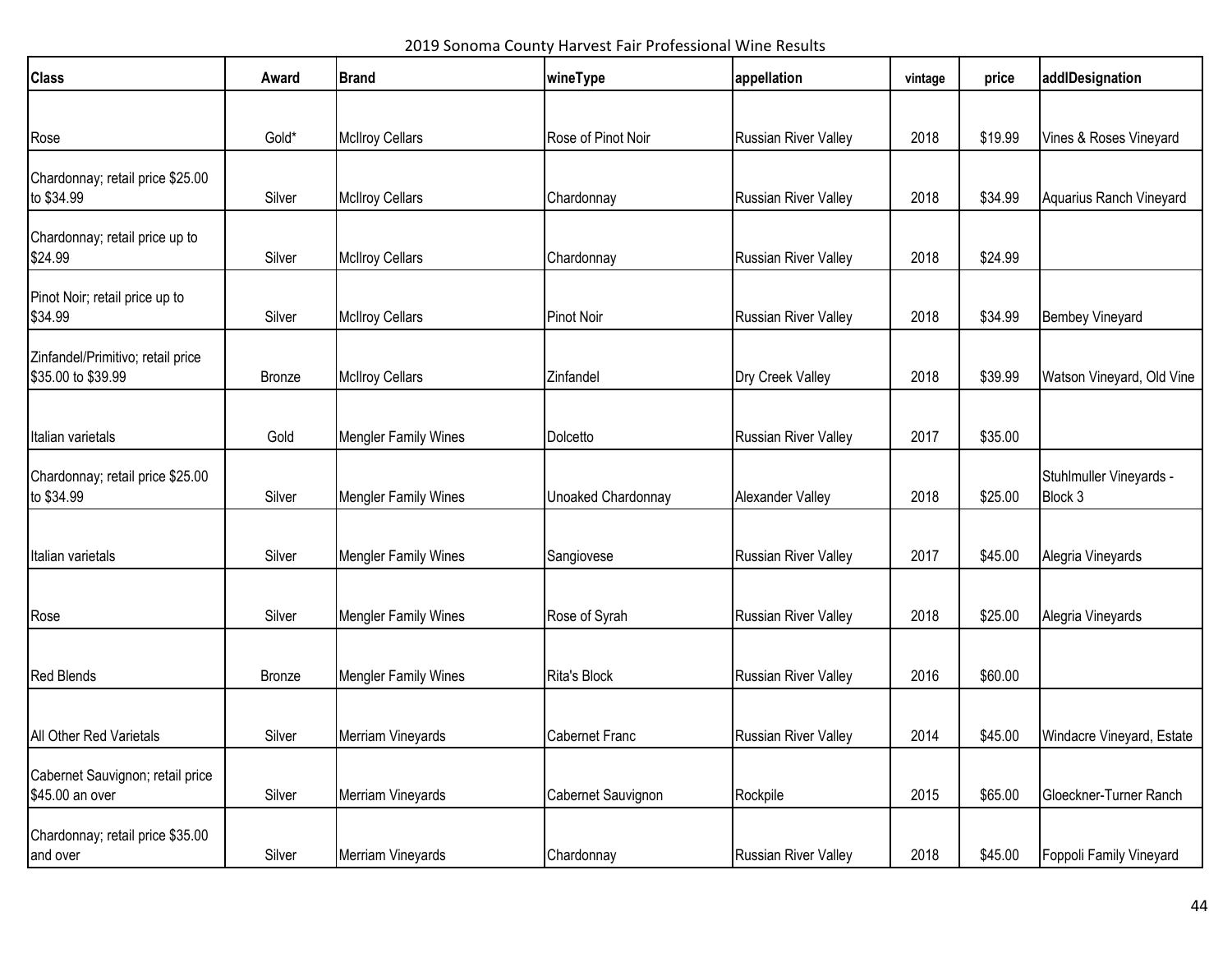2019 Sonoma County Harvest Fair Professional Wine Results

| Class | Award | Brand | wineType | appellation | vintage | price | addlDesignation |
|---|---|---|---|---|---|---|---|
| Rose | Gold* | McIlroy Cellars | Rose of Pinot Noir | Russian River Valley | 2018 | $19.99 | Vines & Roses Vineyard |
| Chardonnay; retail price $25.00 to $34.99 | Silver | McIlroy Cellars | Chardonnay | Russian River Valley | 2018 | $34.99 | Aquarius Ranch Vineyard |
| Chardonnay; retail price up to $24.99 | Silver | McIlroy Cellars | Chardonnay | Russian River Valley | 2018 | $24.99 | |
| Pinot Noir; retail price up to $34.99 | Silver | McIlroy Cellars | Pinot Noir | Russian River Valley | 2018 | $34.99 | Bembey Vineyard |
| Zinfandel/Primitivo; retail price $35.00 to $39.99 | Bronze | McIlroy Cellars | Zinfandel | Dry Creek Valley | 2018 | $39.99 | Watson Vineyard, Old Vine |
| Italian varietals | Gold | Mengler Family Wines | Dolcetto | Russian River Valley | 2017 | $35.00 | |
| Chardonnay; retail price $25.00 to $34.99 | Silver | Mengler Family Wines | Unoaked Chardonnay | Alexander Valley | 2018 | $25.00 | Stuhlmuller Vineyards - Block 3 |
| Italian varietals | Silver | Mengler Family Wines | Sangiovese | Russian River Valley | 2017 | $45.00 | Alegria Vineyards |
| Rose | Silver | Mengler Family Wines | Rose of Syrah | Russian River Valley | 2018 | $25.00 | Alegria Vineyards |
| Red Blends | Bronze | Mengler Family Wines | Rita's Block | Russian River Valley | 2016 | $60.00 | |
| All Other Red Varietals | Silver | Merriam Vineyards | Cabernet Franc | Russian River Valley | 2014 | $45.00 | Windacre Vineyard, Estate |
| Cabernet Sauvignon; retail price $45.00 an over | Silver | Merriam Vineyards | Cabernet Sauvignon | Rockpile | 2015 | $65.00 | Gloeckner-Turner Ranch |
| Chardonnay; retail price $35.00 and over | Silver | Merriam Vineyards | Chardonnay | Russian River Valley | 2018 | $45.00 | Foppoli Family Vineyard |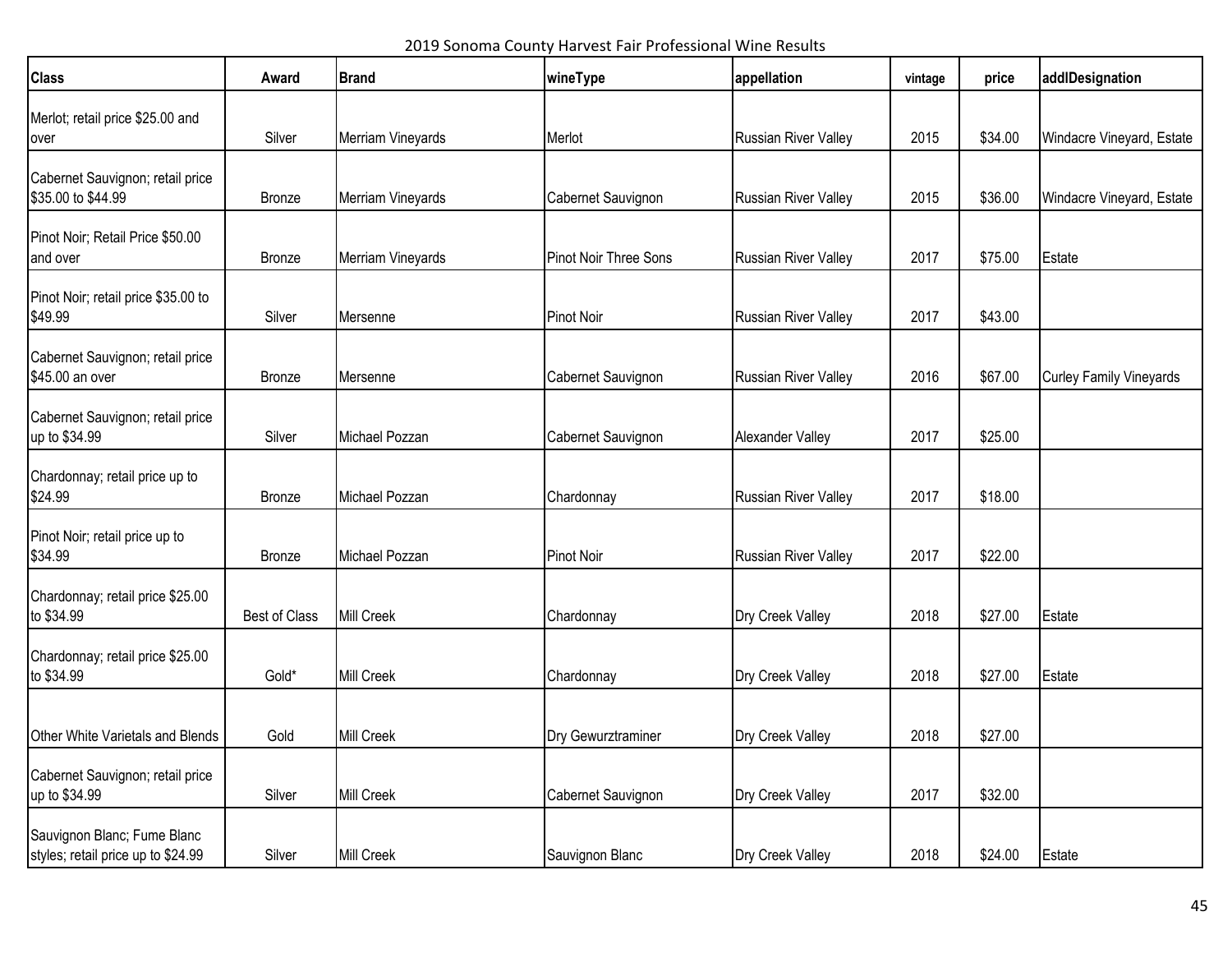2019 Sonoma County Harvest Fair Professional Wine Results

| Class | Award | Brand | wineType | appellation | vintage | price | addlDesignation |
|---|---|---|---|---|---|---|---|
| Merlot; retail price $25.00 and over | Silver | Merriam Vineyards | Merlot | Russian River Valley | 2015 | $34.00 | Windacre Vineyard, Estate |
| Cabernet Sauvignon; retail price $35.00 to $44.99 | Bronze | Merriam Vineyards | Cabernet Sauvignon | Russian River Valley | 2015 | $36.00 | Windacre Vineyard, Estate |
| Pinot Noir; Retail Price $50.00 and over | Bronze | Merriam Vineyards | Pinot Noir Three Sons | Russian River Valley | 2017 | $75.00 | Estate |
| Pinot Noir; retail price $35.00 to $49.99 | Silver | Mersenne | Pinot Noir | Russian River Valley | 2017 | $43.00 | |
| Cabernet Sauvignon; retail price $45.00 an over | Bronze | Mersenne | Cabernet Sauvignon | Russian River Valley | 2016 | $67.00 | Curley Family Vineyards |
| Cabernet Sauvignon; retail price up to $34.99 | Silver | Michael Pozzan | Cabernet Sauvignon | Alexander Valley | 2017 | $25.00 | |
| Chardonnay; retail price up to $24.99 | Bronze | Michael Pozzan | Chardonnay | Russian River Valley | 2017 | $18.00 | |
| Pinot Noir; retail price up to $34.99 | Bronze | Michael Pozzan | Pinot Noir | Russian River Valley | 2017 | $22.00 | |
| Chardonnay; retail price $25.00 to $34.99 | Best of Class | Mill Creek | Chardonnay | Dry Creek Valley | 2018 | $27.00 | Estate |
| Chardonnay; retail price $25.00 to $34.99 | Gold* | Mill Creek | Chardonnay | Dry Creek Valley | 2018 | $27.00 | Estate |
| Other White Varietals and Blends | Gold | Mill Creek | Dry Gewurztraminer | Dry Creek Valley | 2018 | $27.00 | |
| Cabernet Sauvignon; retail price up to $34.99 | Silver | Mill Creek | Cabernet Sauvignon | Dry Creek Valley | 2017 | $32.00 | |
| Sauvignon Blanc; Fume Blanc styles; retail price up to $24.99 | Silver | Mill Creek | Sauvignon Blanc | Dry Creek Valley | 2018 | $24.00 | Estate |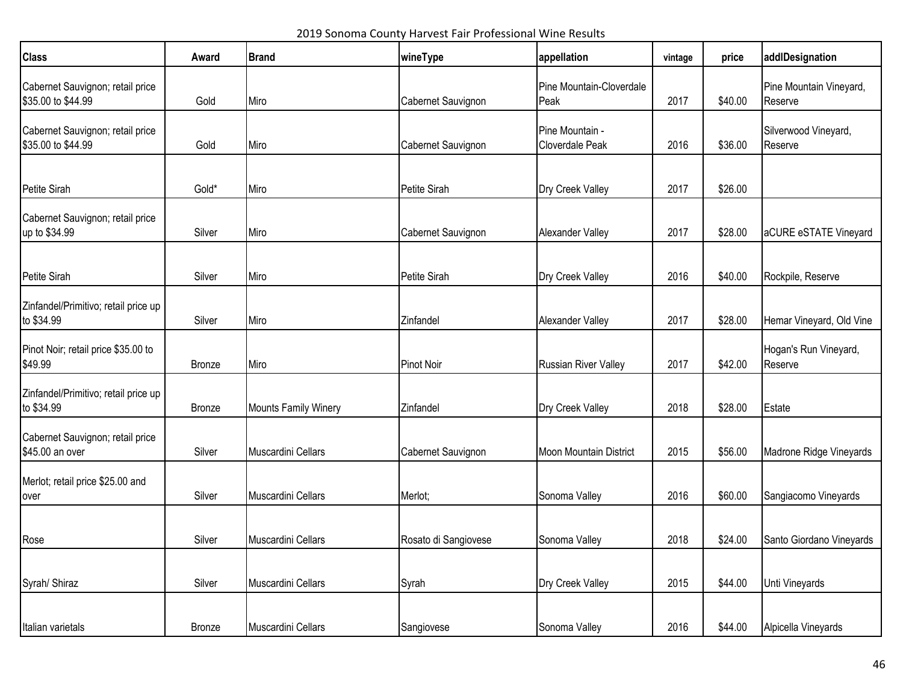2019 Sonoma County Harvest Fair Professional Wine Results

| Class | Award | Brand | wineType | appellation | vintage | price | addlDesignation |
|---|---|---|---|---|---|---|---|
| Cabernet Sauvignon; retail price $35.00 to $44.99 | Gold | Miro | Cabernet Sauvignon | Pine Mountain-Cloverdale Peak | 2017 | $40.00 | Pine Mountain Vineyard, Reserve |
| Cabernet Sauvignon; retail price $35.00 to $44.99 | Gold | Miro | Cabernet Sauvignon | Pine Mountain - Cloverdale Peak | 2016 | $36.00 | Silverwood Vineyard, Reserve |
| Petite Sirah | Gold* | Miro | Petite Sirah | Dry Creek Valley | 2017 | $26.00 | |
| Cabernet Sauvignon; retail price up to $34.99 | Silver | Miro | Cabernet Sauvignon | Alexander Valley | 2017 | $28.00 | aCURE eSTATE Vineyard |
| Petite Sirah | Silver | Miro | Petite Sirah | Dry Creek Valley | 2016 | $40.00 | Rockpile, Reserve |
| Zinfandel/Primitivo; retail price up to $34.99 | Silver | Miro | Zinfandel | Alexander Valley | 2017 | $28.00 | Hemar Vineyard, Old Vine |
| Pinot Noir; retail price $35.00 to $49.99 | Bronze | Miro | Pinot Noir | Russian River Valley | 2017 | $42.00 | Hogan's Run Vineyard, Reserve |
| Zinfandel/Primitivo; retail price up to $34.99 | Bronze | Mounts Family Winery | Zinfandel | Dry Creek Valley | 2018 | $28.00 | Estate |
| Cabernet Sauvignon; retail price $45.00 an over | Silver | Muscardini Cellars | Cabernet Sauvignon | Moon Mountain District | 2015 | $56.00 | Madrone Ridge Vineyards |
| Merlot; retail price $25.00 and over | Silver | Muscardini Cellars | Merlot; | Sonoma Valley | 2016 | $60.00 | Sangiacomo Vineyards |
| Rose | Silver | Muscardini Cellars | Rosato di Sangiovese | Sonoma Valley | 2018 | $24.00 | Santo Giordano Vineyards |
| Syrah/ Shiraz | Silver | Muscardini Cellars | Syrah | Dry Creek Valley | 2015 | $44.00 | Unti Vineyards |
| Italian varietals | Bronze | Muscardini Cellars | Sangiovese | Sonoma Valley | 2016 | $44.00 | Alpicella Vineyards |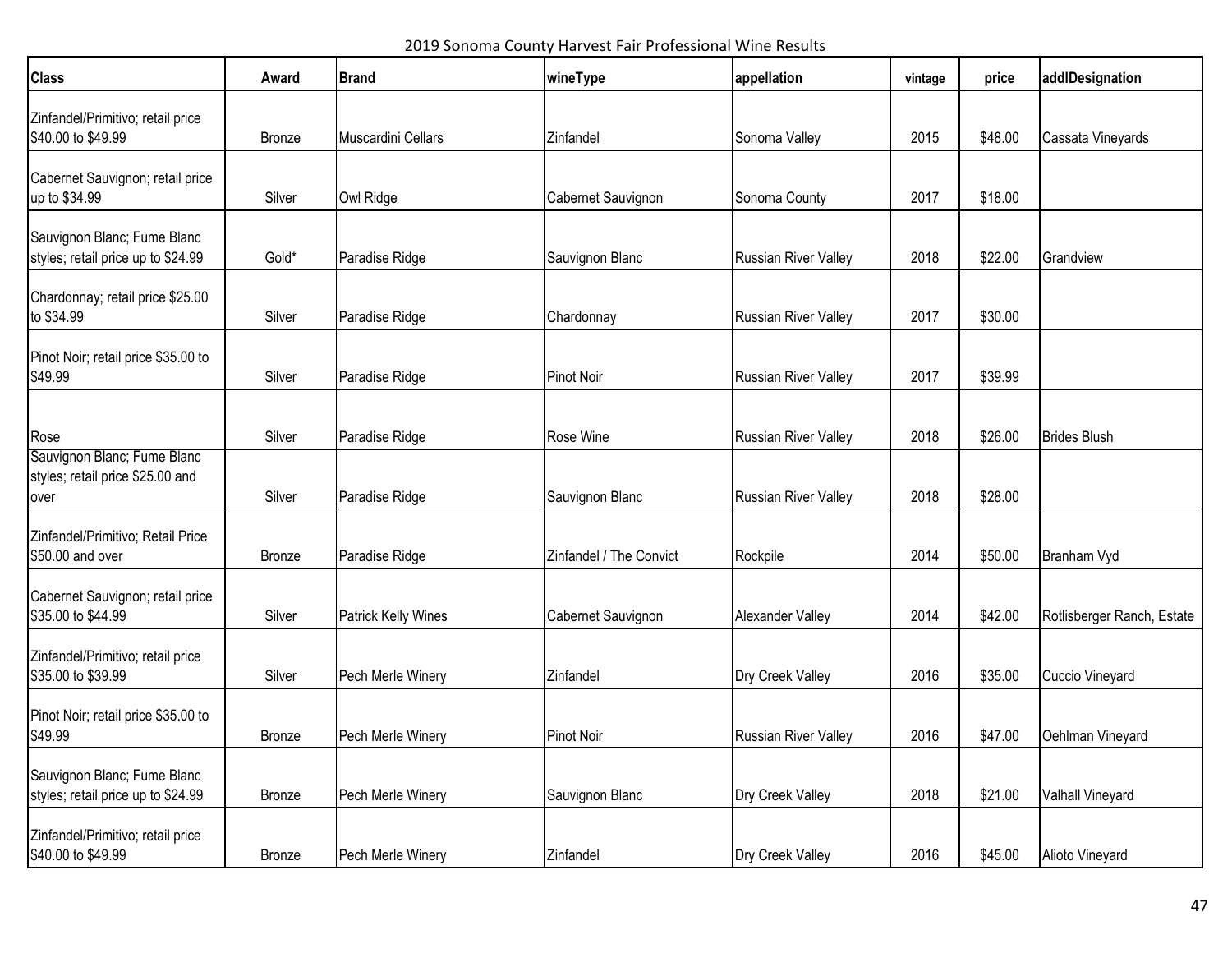2019 Sonoma County Harvest Fair Professional Wine Results

| Class | Award | Brand | wineType | appellation | vintage | price | addlDesignation |
|---|---|---|---|---|---|---|---|
| Zinfandel/Primitivo; retail price $40.00 to $49.99 | Bronze | Muscardini Cellars | Zinfandel | Sonoma Valley | 2015 | $48.00 | Cassata Vineyards |
| Cabernet Sauvignon; retail price up to $34.99 | Silver | Owl Ridge | Cabernet Sauvignon | Sonoma County | 2017 | $18.00 | |
| Sauvignon Blanc; Fume Blanc styles; retail price up to $24.99 | Gold* | Paradise Ridge | Sauvignon Blanc | Russian River Valley | 2018 | $22.00 | Grandview |
| Chardonnay; retail price $25.00 to $34.99 | Silver | Paradise Ridge | Chardonnay | Russian River Valley | 2017 | $30.00 | |
| Pinot Noir; retail price $35.00 to $49.99 | Silver | Paradise Ridge | Pinot Noir | Russian River Valley | 2017 | $39.99 | |
| Rose | Silver | Paradise Ridge | Rose Wine | Russian River Valley | 2018 | $26.00 | Brides Blush |
| Sauvignon Blanc; Fume Blanc styles; retail price $25.00 and over | Silver | Paradise Ridge | Sauvignon Blanc | Russian River Valley | 2018 | $28.00 | |
| Zinfandel/Primitivo; Retail Price $50.00 and over | Bronze | Paradise Ridge | Zinfandel / The Convict | Rockpile | 2014 | $50.00 | Branham Vyd |
| Cabernet Sauvignon; retail price $35.00 to $44.99 | Silver | Patrick Kelly Wines | Cabernet Sauvignon | Alexander Valley | 2014 | $42.00 | Rotlisberger Ranch, Estate |
| Zinfandel/Primitivo; retail price $35.00 to $39.99 | Silver | Pech Merle Winery | Zinfandel | Dry Creek Valley | 2016 | $35.00 | Cuccio Vineyard |
| Pinot Noir; retail price $35.00 to $49.99 | Bronze | Pech Merle Winery | Pinot Noir | Russian River Valley | 2016 | $47.00 | Oehlman Vineyard |
| Sauvignon Blanc; Fume Blanc styles; retail price up to $24.99 | Bronze | Pech Merle Winery | Sauvignon Blanc | Dry Creek Valley | 2018 | $21.00 | Valhall Vineyard |
| Zinfandel/Primitivo; retail price $40.00 to $49.99 | Bronze | Pech Merle Winery | Zinfandel | Dry Creek Valley | 2016 | $45.00 | Alioto Vineyard |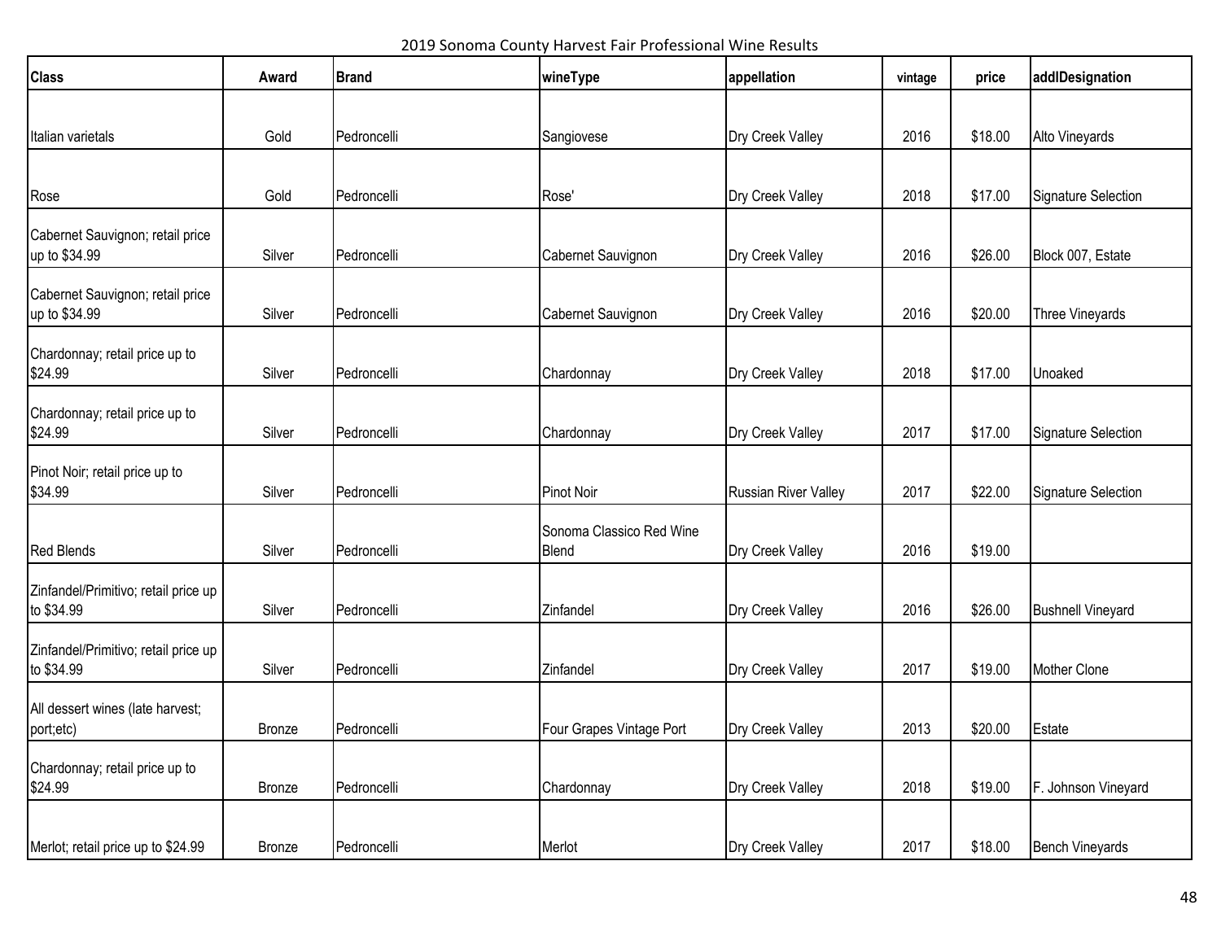2019 Sonoma County Harvest Fair Professional Wine Results

| Class | Award | Brand | wineType | appellation | vintage | price | addlDesignation |
|---|---|---|---|---|---|---|---|
| Italian varietals | Gold | Pedroncelli | Sangiovese | Dry Creek Valley | 2016 | $18.00 | Alto Vineyards |
| Rose | Gold | Pedroncelli | Rose' | Dry Creek Valley | 2018 | $17.00 | Signature Selection |
| Cabernet Sauvignon; retail price up to $34.99 | Silver | Pedroncelli | Cabernet Sauvignon | Dry Creek Valley | 2016 | $26.00 | Block 007, Estate |
| Cabernet Sauvignon; retail price up to $34.99 | Silver | Pedroncelli | Cabernet Sauvignon | Dry Creek Valley | 2016 | $20.00 | Three Vineyards |
| Chardonnay; retail price up to $24.99 | Silver | Pedroncelli | Chardonnay | Dry Creek Valley | 2018 | $17.00 | Unoaked |
| Chardonnay; retail price up to $24.99 | Silver | Pedroncelli | Chardonnay | Dry Creek Valley | 2017 | $17.00 | Signature Selection |
| Pinot Noir; retail price up to $34.99 | Silver | Pedroncelli | Pinot Noir | Russian River Valley | 2017 | $22.00 | Signature Selection |
| Red Blends | Silver | Pedroncelli | Sonoma Classico Red Wine Blend | Dry Creek Valley | 2016 | $19.00 | |
| Zinfandel/Primitivo; retail price up to $34.99 | Silver | Pedroncelli | Zinfandel | Dry Creek Valley | 2016 | $26.00 | Bushnell Vineyard |
| Zinfandel/Primitivo; retail price up to $34.99 | Silver | Pedroncelli | Zinfandel | Dry Creek Valley | 2017 | $19.00 | Mother Clone |
| All dessert wines (late harvest; port;etc) | Bronze | Pedroncelli | Four Grapes Vintage Port | Dry Creek Valley | 2013 | $20.00 | Estate |
| Chardonnay; retail price up to $24.99 | Bronze | Pedroncelli | Chardonnay | Dry Creek Valley | 2018 | $19.00 | F. Johnson Vineyard |
| Merlot; retail price up to $24.99 | Bronze | Pedroncelli | Merlot | Dry Creek Valley | 2017 | $18.00 | Bench Vineyards |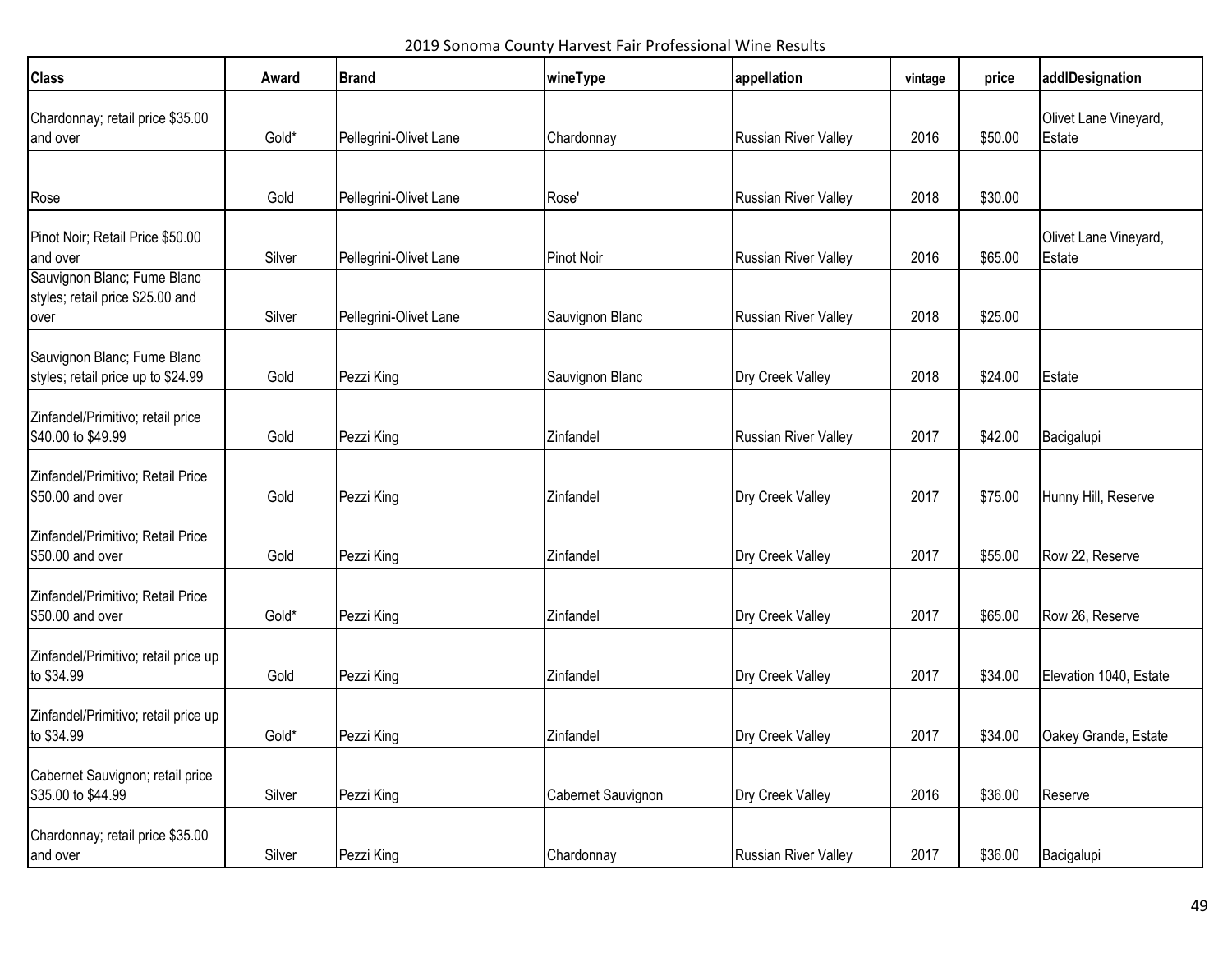2019 Sonoma County Harvest Fair Professional Wine Results

| Class | Award | Brand | wineType | appellation | vintage | price | addlDesignation |
|---|---|---|---|---|---|---|---|
| Chardonnay; retail price $35.00 and over | Gold* | Pellegrini-Olivet Lane | Chardonnay | Russian River Valley | 2016 | $50.00 | Olivet Lane Vineyard, Estate |
| Rose | Gold | Pellegrini-Olivet Lane | Rose' | Russian River Valley | 2018 | $30.00 | |
| Pinot Noir; Retail Price $50.00 and over | Silver | Pellegrini-Olivet Lane | Pinot Noir | Russian River Valley | 2016 | $65.00 | Olivet Lane Vineyard, Estate |
| Sauvignon Blanc; Fume Blanc styles; retail price $25.00 and over | Silver | Pellegrini-Olivet Lane | Sauvignon Blanc | Russian River Valley | 2018 | $25.00 | |
| Sauvignon Blanc; Fume Blanc styles; retail price up to $24.99 | Gold | Pezzi King | Sauvignon Blanc | Dry Creek Valley | 2018 | $24.00 | Estate |
| Zinfandel/Primitivo; retail price $40.00 to $49.99 | Gold | Pezzi King | Zinfandel | Russian River Valley | 2017 | $42.00 | Bacigalupi |
| Zinfandel/Primitivo; Retail Price $50.00 and over | Gold | Pezzi King | Zinfandel | Dry Creek Valley | 2017 | $75.00 | Hunny Hill, Reserve |
| Zinfandel/Primitivo; Retail Price $50.00 and over | Gold | Pezzi King | Zinfandel | Dry Creek Valley | 2017 | $55.00 | Row 22, Reserve |
| Zinfandel/Primitivo; Retail Price $50.00 and over | Gold* | Pezzi King | Zinfandel | Dry Creek Valley | 2017 | $65.00 | Row 26, Reserve |
| Zinfandel/Primitivo; retail price up to $34.99 | Gold | Pezzi King | Zinfandel | Dry Creek Valley | 2017 | $34.00 | Elevation 1040, Estate |
| Zinfandel/Primitivo; retail price up to $34.99 | Gold* | Pezzi King | Zinfandel | Dry Creek Valley | 2017 | $34.00 | Oakey Grande, Estate |
| Cabernet Sauvignon; retail price $35.00 to $44.99 | Silver | Pezzi King | Cabernet Sauvignon | Dry Creek Valley | 2016 | $36.00 | Reserve |
| Chardonnay; retail price $35.00 and over | Silver | Pezzi King | Chardonnay | Russian River Valley | 2017 | $36.00 | Bacigalupi |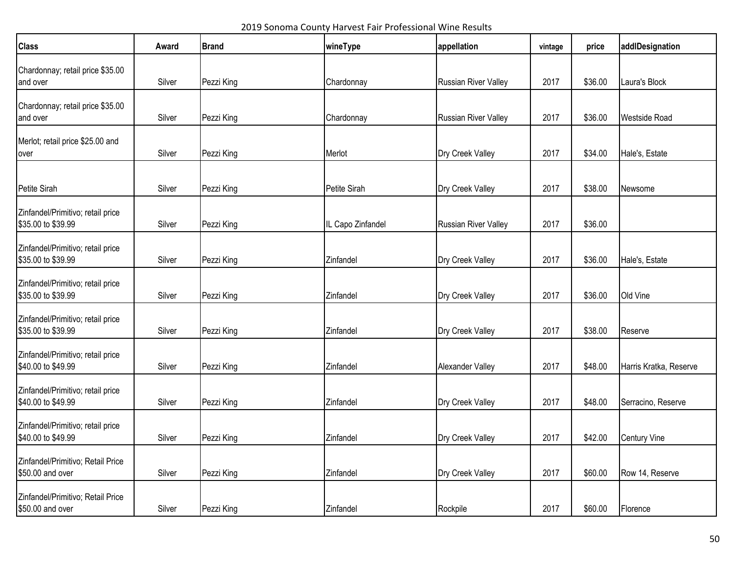2019 Sonoma County Harvest Fair Professional Wine Results

| Class | Award | Brand | wineType | appellation | vintage | price | addlDesignation |
|---|---|---|---|---|---|---|---|
| Chardonnay; retail price $35.00 and over | Silver | Pezzi King | Chardonnay | Russian River Valley | 2017 | $36.00 | Laura's Block |
| Chardonnay; retail price $35.00 and over | Silver | Pezzi King | Chardonnay | Russian River Valley | 2017 | $36.00 | Westside Road |
| Merlot; retail price $25.00 and over | Silver | Pezzi King | Merlot | Dry Creek Valley | 2017 | $34.00 | Hale's, Estate |
| Petite Sirah | Silver | Pezzi King | Petite Sirah | Dry Creek Valley | 2017 | $38.00 | Newsome |
| Zinfandel/Primitivo; retail price $35.00 to $39.99 | Silver | Pezzi King | IL Capo Zinfandel | Russian River Valley | 2017 | $36.00 | |
| Zinfandel/Primitivo; retail price $35.00 to $39.99 | Silver | Pezzi King | Zinfandel | Dry Creek Valley | 2017 | $36.00 | Hale's, Estate |
| Zinfandel/Primitivo; retail price $35.00 to $39.99 | Silver | Pezzi King | Zinfandel | Dry Creek Valley | 2017 | $36.00 | Old Vine |
| Zinfandel/Primitivo; retail price $35.00 to $39.99 | Silver | Pezzi King | Zinfandel | Dry Creek Valley | 2017 | $38.00 | Reserve |
| Zinfandel/Primitivo; retail price $40.00 to $49.99 | Silver | Pezzi King | Zinfandel | Alexander Valley | 2017 | $48.00 | Harris Kratka, Reserve |
| Zinfandel/Primitivo; retail price $40.00 to $49.99 | Silver | Pezzi King | Zinfandel | Dry Creek Valley | 2017 | $48.00 | Serracino, Reserve |
| Zinfandel/Primitivo; retail price $40.00 to $49.99 | Silver | Pezzi King | Zinfandel | Dry Creek Valley | 2017 | $42.00 | Century Vine |
| Zinfandel/Primitivo; Retail Price $50.00 and over | Silver | Pezzi King | Zinfandel | Dry Creek Valley | 2017 | $60.00 | Row 14, Reserve |
| Zinfandel/Primitivo; Retail Price $50.00 and over | Silver | Pezzi King | Zinfandel | Rockpile | 2017 | $60.00 | Florence |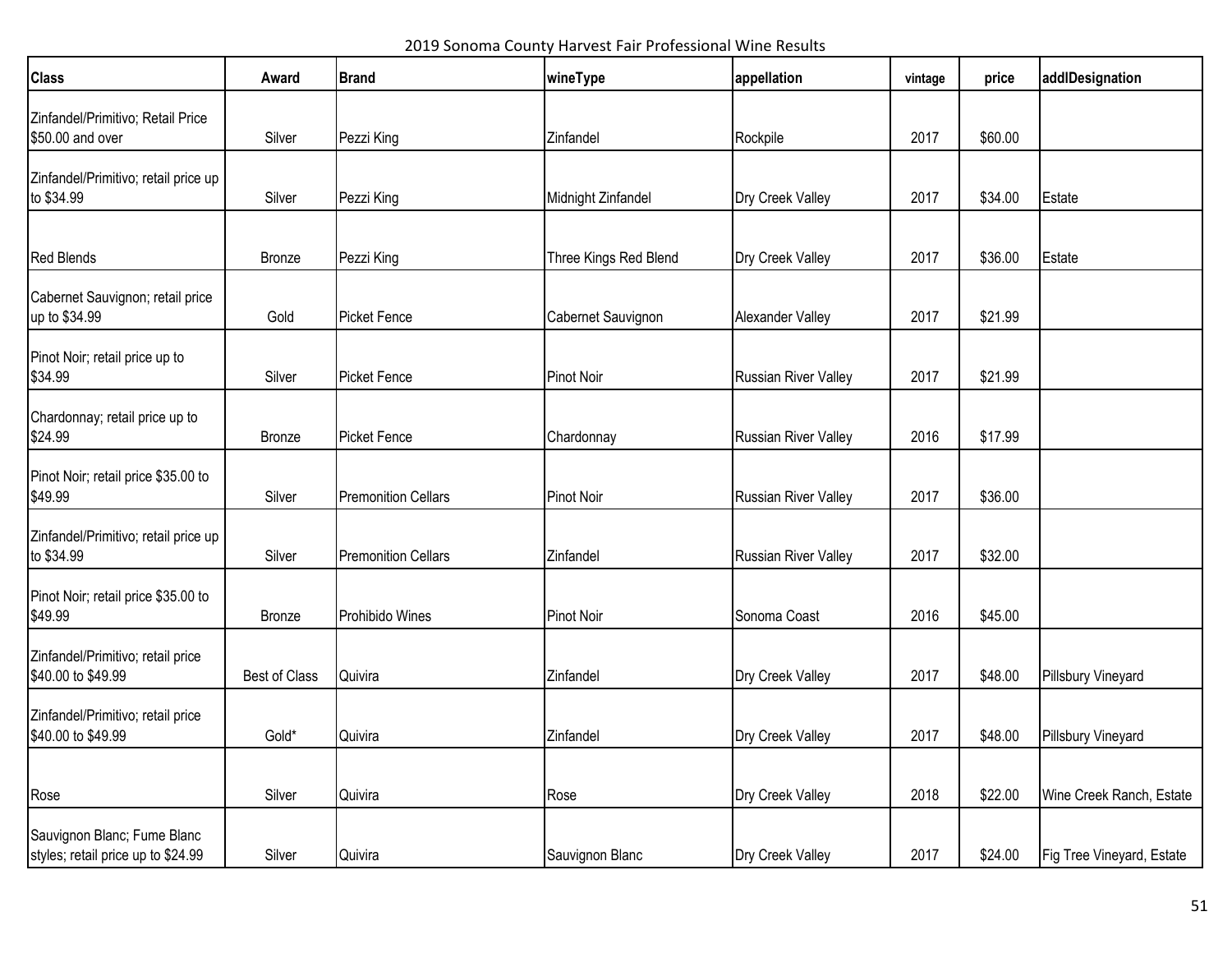2019 Sonoma County Harvest Fair Professional Wine Results

| Class | Award | Brand | wineType | appellation | vintage | price | addlDesignation |
|---|---|---|---|---|---|---|---|
| Zinfandel/Primitivo; Retail Price $50.00 and over | Silver | Pezzi King | Zinfandel | Rockpile | 2017 | $60.00 | |
| Zinfandel/Primitivo; retail price up to $34.99 | Silver | Pezzi King | Midnight Zinfandel | Dry Creek Valley | 2017 | $34.00 | Estate |
| Red Blends | Bronze | Pezzi King | Three Kings Red Blend | Dry Creek Valley | 2017 | $36.00 | Estate |
| Cabernet Sauvignon; retail price up to $34.99 | Gold | Picket Fence | Cabernet Sauvignon | Alexander Valley | 2017 | $21.99 | |
| Pinot Noir; retail price up to $34.99 | Silver | Picket Fence | Pinot Noir | Russian River Valley | 2017 | $21.99 | |
| Chardonnay; retail price up to $24.99 | Bronze | Picket Fence | Chardonnay | Russian River Valley | 2016 | $17.99 | |
| Pinot Noir; retail price $35.00 to $49.99 | Silver | Premonition Cellars | Pinot Noir | Russian River Valley | 2017 | $36.00 | |
| Zinfandel/Primitivo; retail price up to $34.99 | Silver | Premonition Cellars | Zinfandel | Russian River Valley | 2017 | $32.00 | |
| Pinot Noir; retail price $35.00 to $49.99 | Bronze | Prohibido Wines | Pinot Noir | Sonoma Coast | 2016 | $45.00 | |
| Zinfandel/Primitivo; retail price $40.00 to $49.99 | Best of Class | Quivira | Zinfandel | Dry Creek Valley | 2017 | $48.00 | Pillsbury Vineyard |
| Zinfandel/Primitivo; retail price $40.00 to $49.99 | Gold* | Quivira | Zinfandel | Dry Creek Valley | 2017 | $48.00 | Pillsbury Vineyard |
| Rose | Silver | Quivira | Rose | Dry Creek Valley | 2018 | $22.00 | Wine Creek Ranch, Estate |
| Sauvignon Blanc; Fume Blanc styles; retail price up to $24.99 | Silver | Quivira | Sauvignon Blanc | Dry Creek Valley | 2017 | $24.00 | Fig Tree Vineyard, Estate |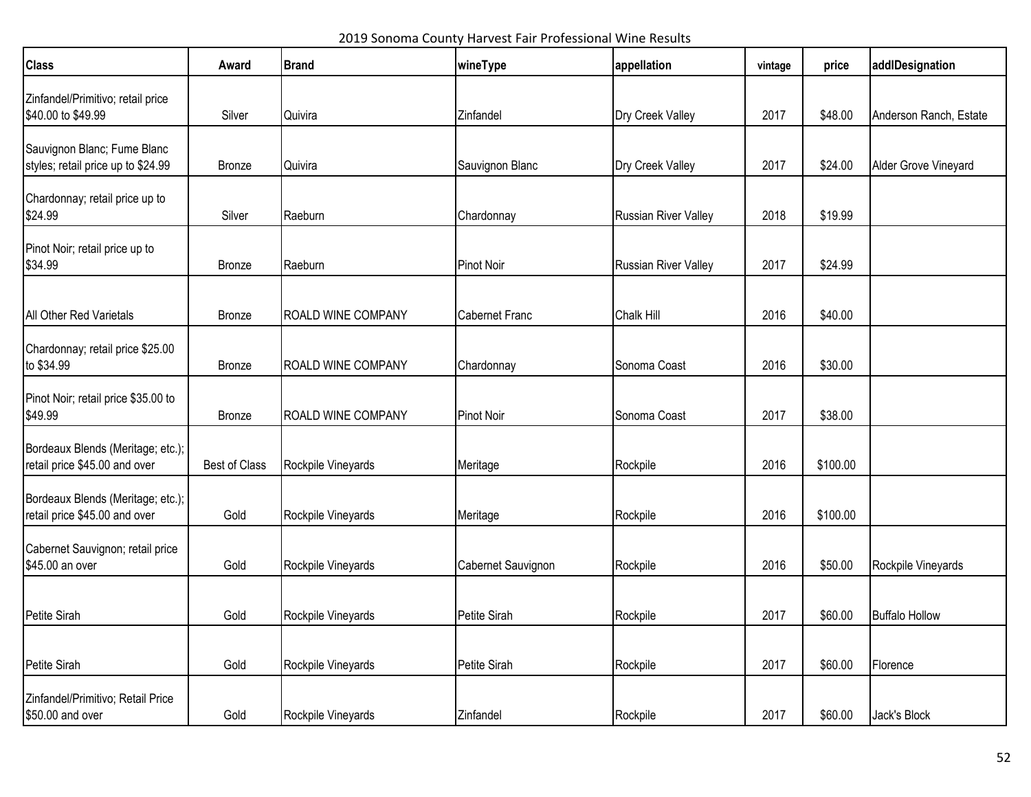2019 Sonoma County Harvest Fair Professional Wine Results

| Class | Award | Brand | wineType | appellation | vintage | price | addlDesignation |
|---|---|---|---|---|---|---|---|
| Zinfandel/Primitivo; retail price $40.00 to $49.99 | Silver | Quivira | Zinfandel | Dry Creek Valley | 2017 | $48.00 | Anderson Ranch, Estate |
| Sauvignon Blanc; Fume Blanc styles; retail price up to $24.99 | Bronze | Quivira | Sauvignon Blanc | Dry Creek Valley | 2017 | $24.00 | Alder Grove Vineyard |
| Chardonnay; retail price up to $24.99 | Silver | Raeburn | Chardonnay | Russian River Valley | 2018 | $19.99 | |
| Pinot Noir; retail price up to $34.99 | Bronze | Raeburn | Pinot Noir | Russian River Valley | 2017 | $24.99 | |
| All Other Red Varietals | Bronze | ROALD WINE COMPANY | Cabernet Franc | Chalk Hill | 2016 | $40.00 | |
| Chardonnay; retail price $25.00 to $34.99 | Bronze | ROALD WINE COMPANY | Chardonnay | Sonoma Coast | 2016 | $30.00 | |
| Pinot Noir; retail price $35.00 to $49.99 | Bronze | ROALD WINE COMPANY | Pinot Noir | Sonoma Coast | 2017 | $38.00 | |
| Bordeaux Blends (Meritage; etc.); retail price $45.00 and over | Best of Class | Rockpile Vineyards | Meritage | Rockpile | 2016 | $100.00 | |
| Bordeaux Blends (Meritage; etc.); retail price $45.00 and over | Gold | Rockpile Vineyards | Meritage | Rockpile | 2016 | $100.00 | |
| Cabernet Sauvignon; retail price $45.00 an over | Gold | Rockpile Vineyards | Cabernet Sauvignon | Rockpile | 2016 | $50.00 | Rockpile Vineyards |
| Petite Sirah | Gold | Rockpile Vineyards | Petite Sirah | Rockpile | 2017 | $60.00 | Buffalo Hollow |
| Petite Sirah | Gold | Rockpile Vineyards | Petite Sirah | Rockpile | 2017 | $60.00 | Florence |
| Zinfandel/Primitivo; Retail Price $50.00 and over | Gold | Rockpile Vineyards | Zinfandel | Rockpile | 2017 | $60.00 | Jack's Block |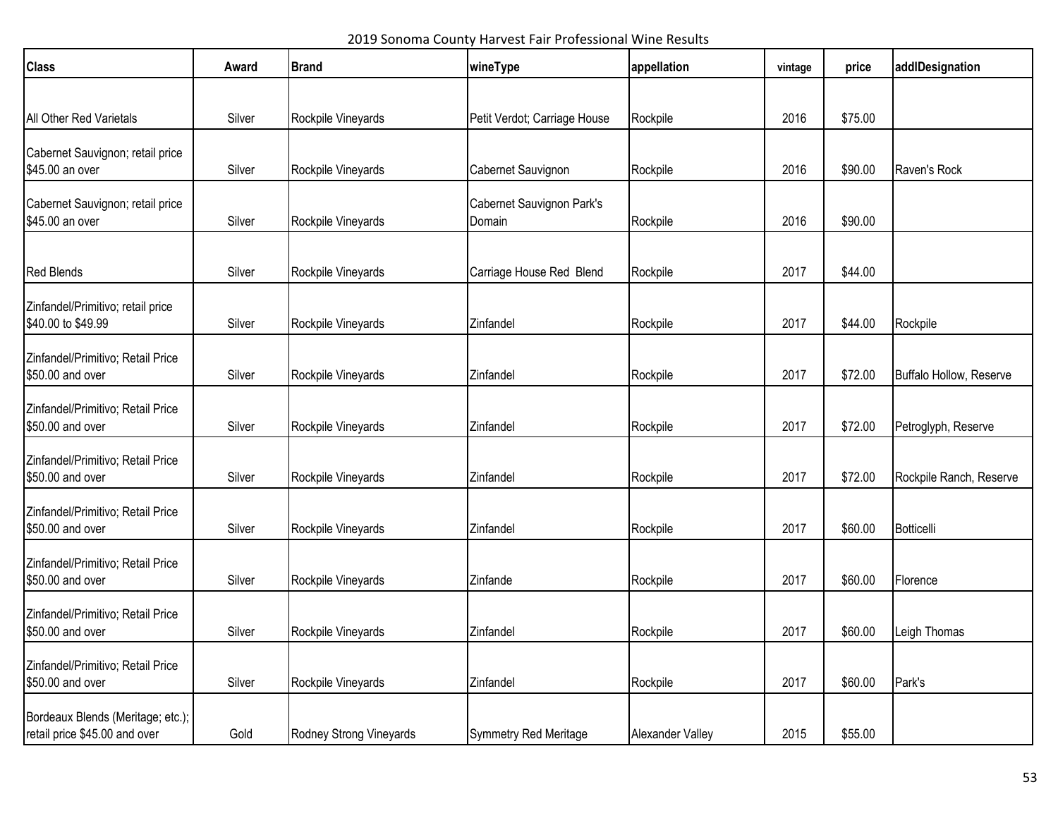2019 Sonoma County Harvest Fair Professional Wine Results

| Class | Award | Brand | wineType | appellation | vintage | price | addlDesignation |
|---|---|---|---|---|---|---|---|
| All Other Red Varietals | Silver | Rockpile Vineyards | Petit Verdot; Carriage House | Rockpile | 2016 | $75.00 | |
| Cabernet Sauvignon; retail price $45.00 an over | Silver | Rockpile Vineyards | Cabernet Sauvignon | Rockpile | 2016 | $90.00 | Raven's Rock |
| Cabernet Sauvignon; retail price $45.00 an over | Silver | Rockpile Vineyards | Cabernet Sauvignon Park's Domain | Rockpile | 2016 | $90.00 | |
| Red Blends | Silver | Rockpile Vineyards | Carriage House Red Blend | Rockpile | 2017 | $44.00 | |
| Zinfandel/Primitivo; retail price $40.00 to $49.99 | Silver | Rockpile Vineyards | Zinfandel | Rockpile | 2017 | $44.00 | Rockpile |
| Zinfandel/Primitivo; Retail Price $50.00 and over | Silver | Rockpile Vineyards | Zinfandel | Rockpile | 2017 | $72.00 | Buffalo Hollow, Reserve |
| Zinfandel/Primitivo; Retail Price $50.00 and over | Silver | Rockpile Vineyards | Zinfandel | Rockpile | 2017 | $72.00 | Petroglyph, Reserve |
| Zinfandel/Primitivo; Retail Price $50.00 and over | Silver | Rockpile Vineyards | Zinfandel | Rockpile | 2017 | $72.00 | Rockpile Ranch, Reserve |
| Zinfandel/Primitivo; Retail Price $50.00 and over | Silver | Rockpile Vineyards | Zinfandel | Rockpile | 2017 | $60.00 | Botticelli |
| Zinfandel/Primitivo; Retail Price $50.00 and over | Silver | Rockpile Vineyards | Zinfande | Rockpile | 2017 | $60.00 | Florence |
| Zinfandel/Primitivo; Retail Price $50.00 and over | Silver | Rockpile Vineyards | Zinfandel | Rockpile | 2017 | $60.00 | Leigh Thomas |
| Zinfandel/Primitivo; Retail Price $50.00 and over | Silver | Rockpile Vineyards | Zinfandel | Rockpile | 2017 | $60.00 | Park's |
| Bordeaux Blends (Meritage; etc.); retail price $45.00 and over | Gold | Rodney Strong Vineyards | Symmetry Red Meritage | Alexander Valley | 2015 | $55.00 | |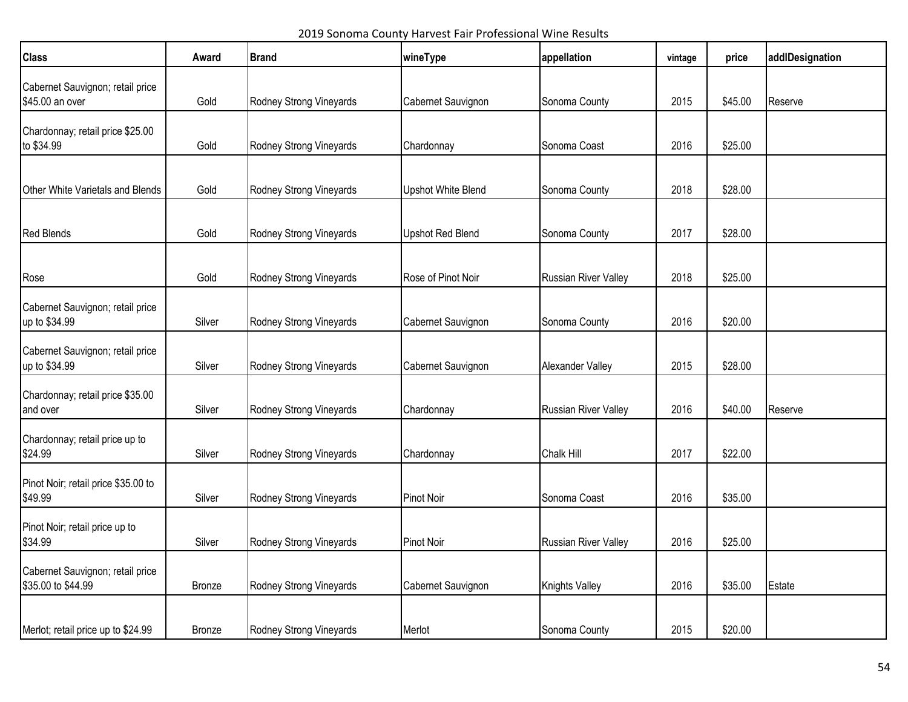2019 Sonoma County Harvest Fair Professional Wine Results

| Class | Award | Brand | wineType | appellation | vintage | price | addlDesignation |
|---|---|---|---|---|---|---|---|
| Cabernet Sauvignon; retail price $45.00 an over | Gold | Rodney Strong Vineyards | Cabernet Sauvignon | Sonoma County | 2015 | $45.00 | Reserve |
| Chardonnay; retail price $25.00 to $34.99 | Gold | Rodney Strong Vineyards | Chardonnay | Sonoma Coast | 2016 | $25.00 | |
| Other White Varietals and Blends | Gold | Rodney Strong Vineyards | Upshot White Blend | Sonoma County | 2018 | $28.00 | |
| Red Blends | Gold | Rodney Strong Vineyards | Upshot Red Blend | Sonoma County | 2017 | $28.00 | |
| Rose | Gold | Rodney Strong Vineyards | Rose of Pinot Noir | Russian River Valley | 2018 | $25.00 | |
| Cabernet Sauvignon; retail price up to $34.99 | Silver | Rodney Strong Vineyards | Cabernet Sauvignon | Sonoma County | 2016 | $20.00 | |
| Cabernet Sauvignon; retail price up to $34.99 | Silver | Rodney Strong Vineyards | Cabernet Sauvignon | Alexander Valley | 2015 | $28.00 | |
| Chardonnay; retail price $35.00 and over | Silver | Rodney Strong Vineyards | Chardonnay | Russian River Valley | 2016 | $40.00 | Reserve |
| Chardonnay; retail price up to $24.99 | Silver | Rodney Strong Vineyards | Chardonnay | Chalk Hill | 2017 | $22.00 | |
| Pinot Noir; retail price $35.00 to $49.99 | Silver | Rodney Strong Vineyards | Pinot Noir | Sonoma Coast | 2016 | $35.00 | |
| Pinot Noir; retail price up to $34.99 | Silver | Rodney Strong Vineyards | Pinot Noir | Russian River Valley | 2016 | $25.00 | |
| Cabernet Sauvignon; retail price $35.00 to $44.99 | Bronze | Rodney Strong Vineyards | Cabernet Sauvignon | Knights Valley | 2016 | $35.00 | Estate |
| Merlot; retail price up to $24.99 | Bronze | Rodney Strong Vineyards | Merlot | Sonoma County | 2015 | $20.00 | |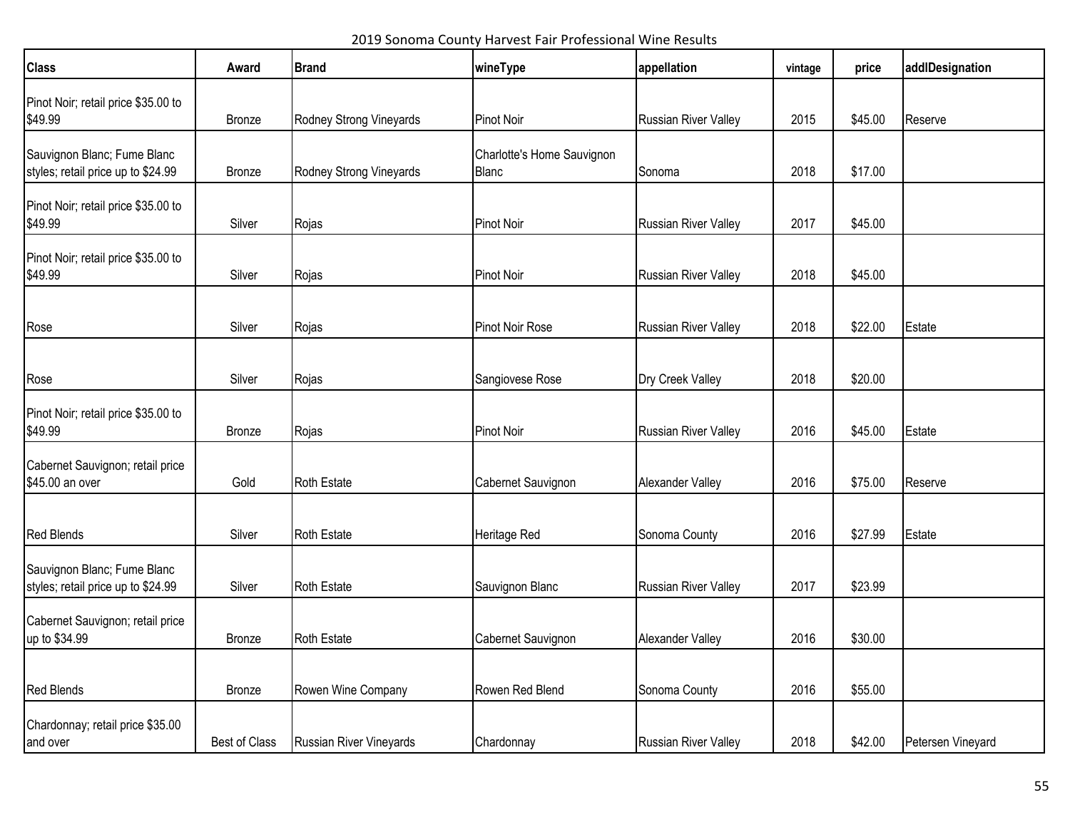2019 Sonoma County Harvest Fair Professional Wine Results

| Class | Award | Brand | wineType | appellation | vintage | price | addlDesignation |
|---|---|---|---|---|---|---|---|
| Pinot Noir; retail price $35.00 to $49.99 | Bronze | Rodney Strong Vineyards | Pinot Noir | Russian River Valley | 2015 | $45.00 | Reserve |
| Sauvignon Blanc; Fume Blanc styles; retail price up to $24.99 | Bronze | Rodney Strong Vineyards | Charlotte's Home Sauvignon Blanc | Sonoma | 2018 | $17.00 | |
| Pinot Noir; retail price $35.00 to $49.99 | Silver | Rojas | Pinot Noir | Russian River Valley | 2017 | $45.00 | |
| Pinot Noir; retail price $35.00 to $49.99 | Silver | Rojas | Pinot Noir | Russian River Valley | 2018 | $45.00 | |
| Rose | Silver | Rojas | Pinot Noir Rose | Russian River Valley | 2018 | $22.00 | Estate |
| Rose | Silver | Rojas | Sangiovese Rose | Dry Creek Valley | 2018 | $20.00 | |
| Pinot Noir; retail price $35.00 to $49.99 | Bronze | Rojas | Pinot Noir | Russian River Valley | 2016 | $45.00 | Estate |
| Cabernet Sauvignon; retail price $45.00 an over | Gold | Roth Estate | Cabernet Sauvignon | Alexander Valley | 2016 | $75.00 | Reserve |
| Red Blends | Silver | Roth Estate | Heritage Red | Sonoma County | 2016 | $27.99 | Estate |
| Sauvignon Blanc; Fume Blanc styles; retail price up to $24.99 | Silver | Roth Estate | Sauvignon Blanc | Russian River Valley | 2017 | $23.99 | |
| Cabernet Sauvignon; retail price up to $34.99 | Bronze | Roth Estate | Cabernet Sauvignon | Alexander Valley | 2016 | $30.00 | |
| Red Blends | Bronze | Rowen Wine Company | Rowen Red Blend | Sonoma County | 2016 | $55.00 | |
| Chardonnay; retail price $35.00 and over | Best of Class | Russian River Vineyards | Chardonnay | Russian River Valley | 2018 | $42.00 | Petersen Vineyard |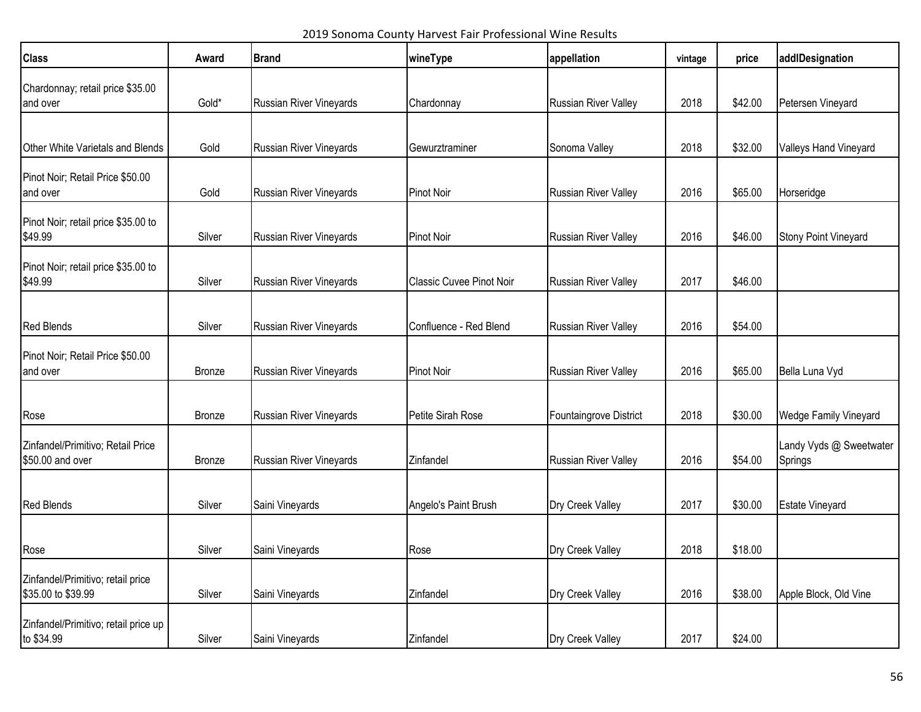2019 Sonoma County Harvest Fair Professional Wine Results

| Class | Award | Brand | wineType | appellation | vintage | price | addlDesignation |
|---|---|---|---|---|---|---|---|
| Chardonnay; retail price $35.00 and over | Gold* | Russian River Vineyards | Chardonnay | Russian River Valley | 2018 | $42.00 | Petersen Vineyard |
| Other White Varietals and Blends | Gold | Russian River Vineyards | Gewurztraminer | Sonoma Valley | 2018 | $32.00 | Valleys Hand Vineyard |
| Pinot Noir; Retail Price $50.00 and over | Gold | Russian River Vineyards | Pinot Noir | Russian River Valley | 2016 | $65.00 | Horseridge |
| Pinot Noir; retail price $35.00 to $49.99 | Silver | Russian River Vineyards | Pinot Noir | Russian River Valley | 2016 | $46.00 | Stony Point Vineyard |
| Pinot Noir; retail price $35.00 to $49.99 | Silver | Russian River Vineyards | Classic Cuvee Pinot Noir | Russian River Valley | 2017 | $46.00 | |
| Red Blends | Silver | Russian River Vineyards | Confluence - Red Blend | Russian River Valley | 2016 | $54.00 | |
| Pinot Noir; Retail Price $50.00 and over | Bronze | Russian River Vineyards | Pinot Noir | Russian River Valley | 2016 | $65.00 | Bella Luna Vyd |
| Rose | Bronze | Russian River Vineyards | Petite Sirah Rose | Fountaingrove District | 2018 | $30.00 | Wedge Family Vineyard |
| Zinfandel/Primitivo; Retail Price $50.00 and over | Bronze | Russian River Vineyards | Zinfandel | Russian River Valley | 2016 | $54.00 | Landy Vyds @ Sweetwater Springs |
| Red Blends | Silver | Saini Vineyards | Angelo's Paint Brush | Dry Creek Valley | 2017 | $30.00 | Estate Vineyard |
| Rose | Silver | Saini Vineyards | Rose | Dry Creek Valley | 2018 | $18.00 | |
| Zinfandel/Primitivo; retail price $35.00 to $39.99 | Silver | Saini Vineyards | Zinfandel | Dry Creek Valley | 2016 | $38.00 | Apple Block, Old Vine |
| Zinfandel/Primitivo; retail price up to $34.99 | Silver | Saini Vineyards | Zinfandel | Dry Creek Valley | 2017 | $24.00 | |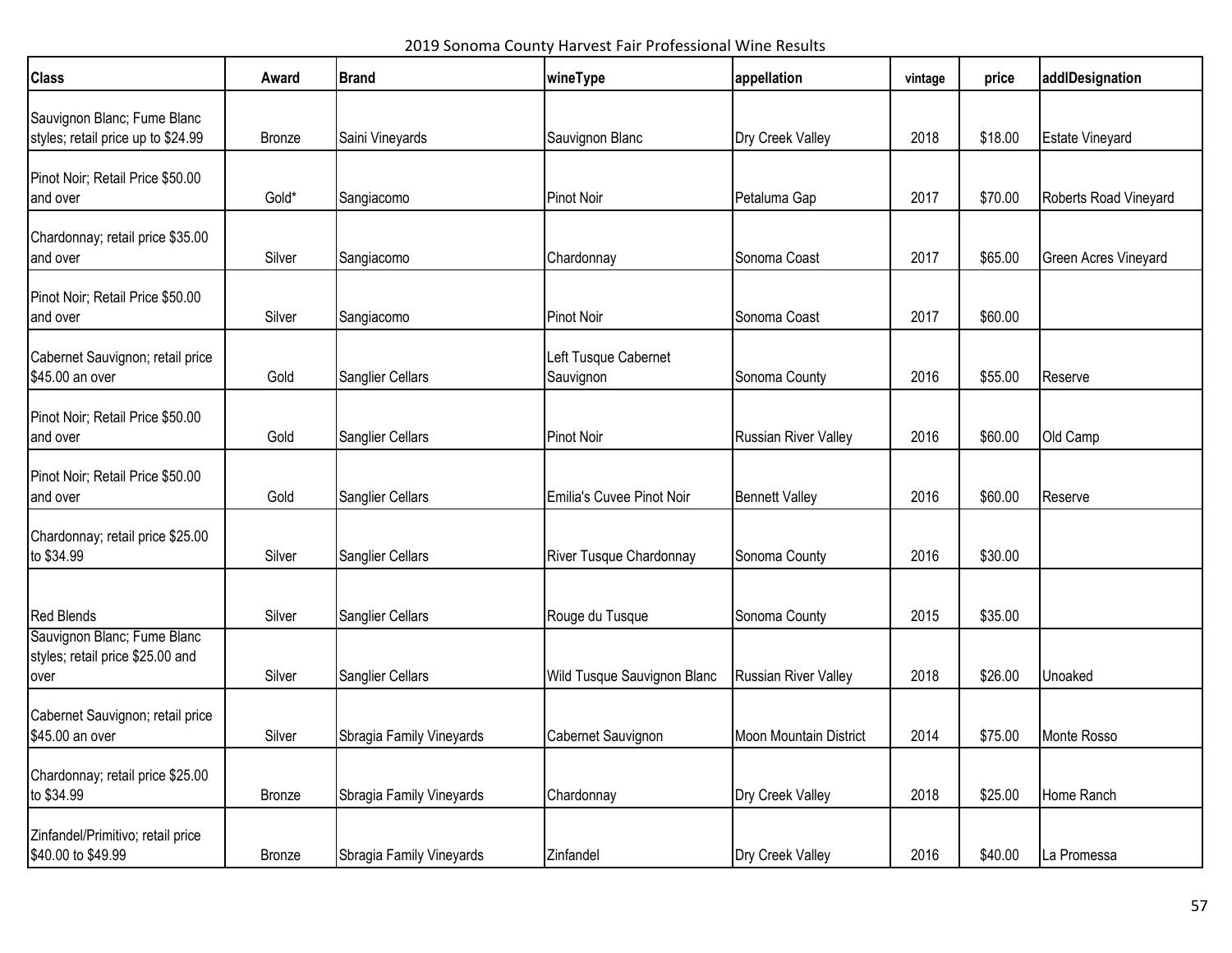2019 Sonoma County Harvest Fair Professional Wine Results

| Class | Award | Brand | wineType | appellation | vintage | price | addlDesignation |
|---|---|---|---|---|---|---|---|
| Sauvignon Blanc; Fume Blanc styles; retail price up to $24.99 | Bronze | Saini Vineyards | Sauvignon Blanc | Dry Creek Valley | 2018 | $18.00 | Estate Vineyard |
| Pinot Noir; Retail Price $50.00 and over | Gold* | Sangiacomo | Pinot Noir | Petaluma Gap | 2017 | $70.00 | Roberts Road Vineyard |
| Chardonnay; retail price $35.00 and over | Silver | Sangiacomo | Chardonnay | Sonoma Coast | 2017 | $65.00 | Green Acres Vineyard |
| Pinot Noir; Retail Price $50.00 and over | Silver | Sangiacomo | Pinot Noir | Sonoma Coast | 2017 | $60.00 | |
| Cabernet Sauvignon; retail price $45.00 an over | Gold | Sanglier Cellars | Left Tusque Cabernet Sauvignon | Sonoma County | 2016 | $55.00 | Reserve |
| Pinot Noir; Retail Price $50.00 and over | Gold | Sanglier Cellars | Pinot Noir | Russian River Valley | 2016 | $60.00 | Old Camp |
| Pinot Noir; Retail Price $50.00 and over | Gold | Sanglier Cellars | Emilia's Cuvee Pinot Noir | Bennett Valley | 2016 | $60.00 | Reserve |
| Chardonnay; retail price $25.00 to $34.99 | Silver | Sanglier Cellars | River Tusque Chardonnay | Sonoma County | 2016 | $30.00 | |
| Red Blends | Silver | Sanglier Cellars | Rouge du Tusque | Sonoma County | 2015 | $35.00 | |
| Sauvignon Blanc; Fume Blanc styles; retail price $25.00 and over | Silver | Sanglier Cellars | Wild Tusque Sauvignon Blanc | Russian River Valley | 2018 | $26.00 | Unoaked |
| Cabernet Sauvignon; retail price $45.00 an over | Silver | Sbragia Family Vineyards | Cabernet Sauvignon | Moon Mountain District | 2014 | $75.00 | Monte Rosso |
| Chardonnay; retail price $25.00 to $34.99 | Bronze | Sbragia Family Vineyards | Chardonnay | Dry Creek Valley | 2018 | $25.00 | Home Ranch |
| Zinfandel/Primitivo; retail price $40.00 to $49.99 | Bronze | Sbragia Family Vineyards | Zinfandel | Dry Creek Valley | 2016 | $40.00 | La Promessa |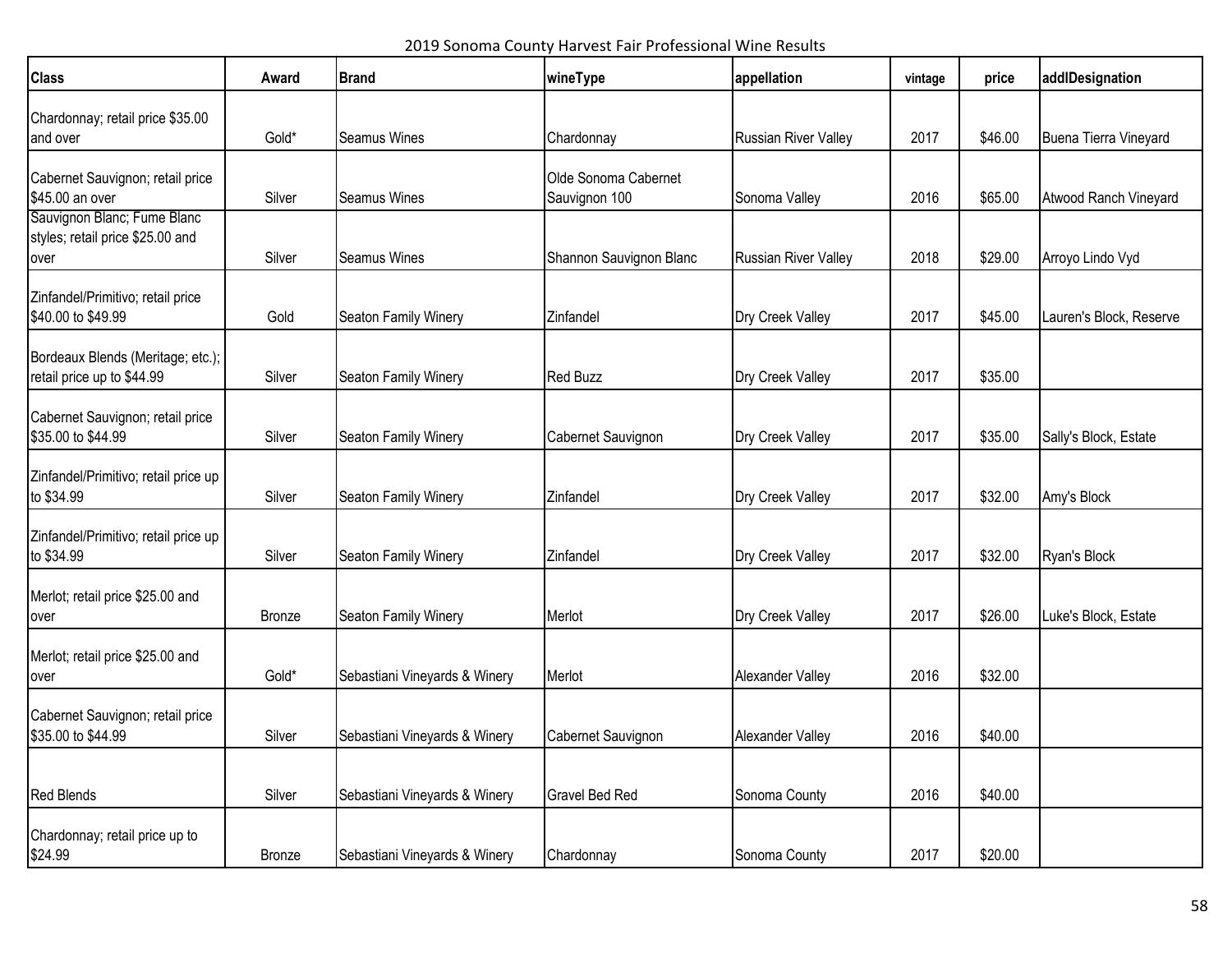2019 Sonoma County Harvest Fair Professional Wine Results

| Class | Award | Brand | wineType | appellation | vintage | price | addlDesignation |
|---|---|---|---|---|---|---|---|
| Chardonnay; retail price $35.00 and over | Gold* | Seamus Wines | Chardonnay | Russian River Valley | 2017 | $46.00 | Buena Tierra Vineyard |
| Cabernet Sauvignon; retail price $45.00 an over | Silver | Seamus Wines | Olde Sonoma Cabernet Sauvignon 100 | Sonoma Valley | 2016 | $65.00 | Atwood Ranch Vineyard |
| Sauvignon Blanc; Fume Blanc styles; retail price $25.00 and over | Silver | Seamus Wines | Shannon Sauvignon Blanc | Russian River Valley | 2018 | $29.00 | Arroyo Lindo Vyd |
| Zinfandel/Primitivo; retail price $40.00 to $49.99 | Gold | Seaton Family Winery | Zinfandel | Dry Creek Valley | 2017 | $45.00 | Lauren's Block, Reserve |
| Bordeaux Blends (Meritage; etc.); retail price up to $44.99 | Silver | Seaton Family Winery | Red Buzz | Dry Creek Valley | 2017 | $35.00 | |
| Cabernet Sauvignon; retail price $35.00 to $44.99 | Silver | Seaton Family Winery | Cabernet Sauvignon | Dry Creek Valley | 2017 | $35.00 | Sally's Block, Estate |
| Zinfandel/Primitivo; retail price up to $34.99 | Silver | Seaton Family Winery | Zinfandel | Dry Creek Valley | 2017 | $32.00 | Amy's Block |
| Zinfandel/Primitivo; retail price up to $34.99 | Silver | Seaton Family Winery | Zinfandel | Dry Creek Valley | 2017 | $32.00 | Ryan's Block |
| Merlot; retail price $25.00 and over | Bronze | Seaton Family Winery | Merlot | Dry Creek Valley | 2017 | $26.00 | Luke's Block, Estate |
| Merlot; retail price $25.00 and over | Gold* | Sebastiani Vineyards & Winery | Merlot | Alexander Valley | 2016 | $32.00 | |
| Cabernet Sauvignon; retail price $35.00 to $44.99 | Silver | Sebastiani Vineyards & Winery | Cabernet Sauvignon | Alexander Valley | 2016 | $40.00 | |
| Red Blends | Silver | Sebastiani Vineyards & Winery | Gravel Bed Red | Sonoma County | 2016 | $40.00 | |
| Chardonnay; retail price up to $24.99 | Bronze | Sebastiani Vineyards & Winery | Chardonnay | Sonoma County | 2017 | $20.00 | |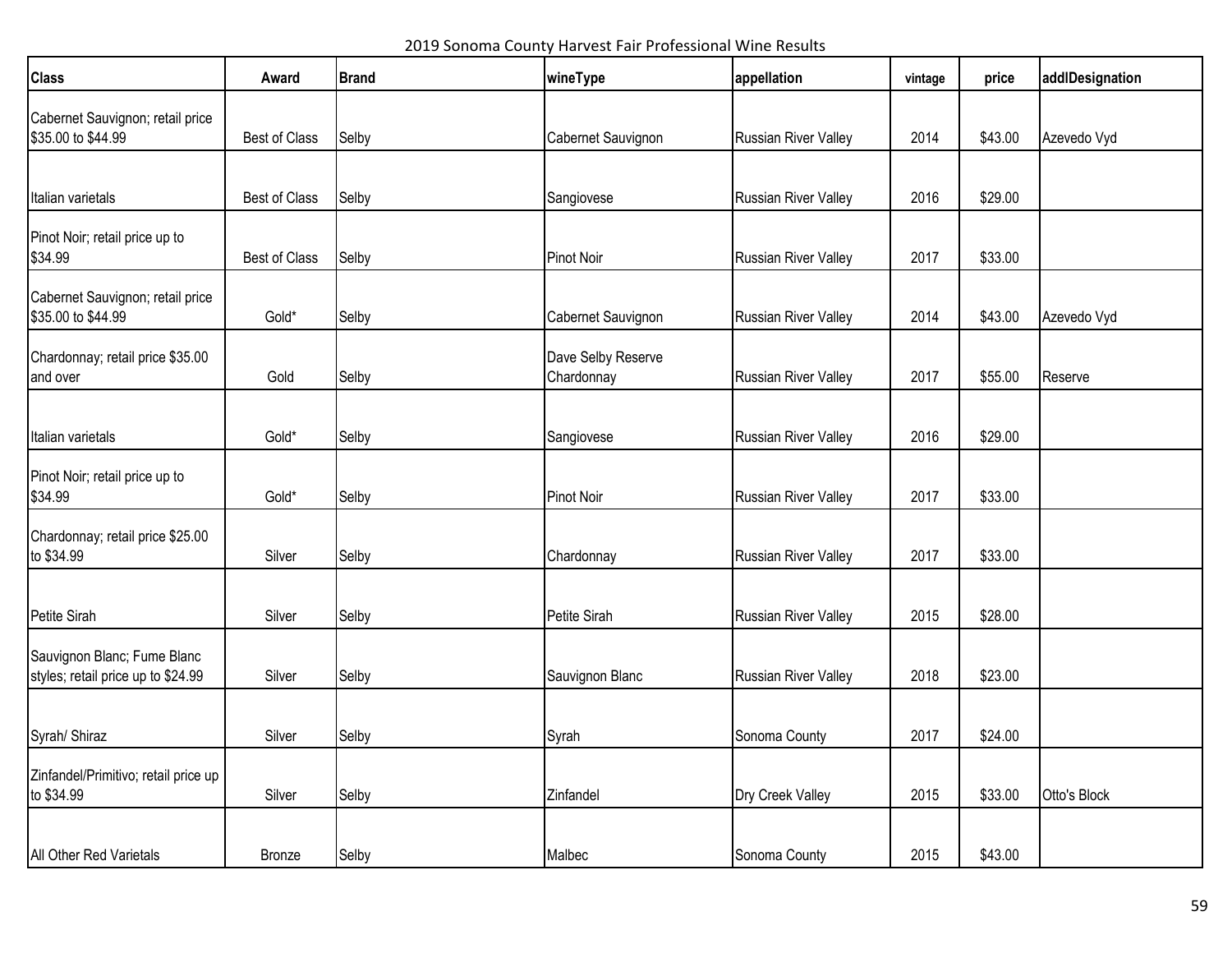2019 Sonoma County Harvest Fair Professional Wine Results

| Class | Award | Brand | wineType | appellation | vintage | price | addlDesignation |
|---|---|---|---|---|---|---|---|
| Cabernet Sauvignon; retail price $35.00 to $44.99 | Best of Class | Selby | Cabernet Sauvignon | Russian River Valley | 2014 | $43.00 | Azevedo Vyd |
| Italian varietals | Best of Class | Selby | Sangiovese | Russian River Valley | 2016 | $29.00 | |
| Pinot Noir; retail price up to $34.99 | Best of Class | Selby | Pinot Noir | Russian River Valley | 2017 | $33.00 | |
| Cabernet Sauvignon; retail price $35.00 to $44.99 | Gold* | Selby | Cabernet Sauvignon | Russian River Valley | 2014 | $43.00 | Azevedo Vyd |
| Chardonnay; retail price $35.00 and over | Gold | Selby | Dave Selby Reserve Chardonnay | Russian River Valley | 2017 | $55.00 | Reserve |
| Italian varietals | Gold* | Selby | Sangiovese | Russian River Valley | 2016 | $29.00 | |
| Pinot Noir; retail price up to $34.99 | Gold* | Selby | Pinot Noir | Russian River Valley | 2017 | $33.00 | |
| Chardonnay; retail price $25.00 to $34.99 | Silver | Selby | Chardonnay | Russian River Valley | 2017 | $33.00 | |
| Petite Sirah | Silver | Selby | Petite Sirah | Russian River Valley | 2015 | $28.00 | |
| Sauvignon Blanc; Fume Blanc styles; retail price up to $24.99 | Silver | Selby | Sauvignon Blanc | Russian River Valley | 2018 | $23.00 | |
| Syrah/ Shiraz | Silver | Selby | Syrah | Sonoma County | 2017 | $24.00 | |
| Zinfandel/Primitivo; retail price up to $34.99 | Silver | Selby | Zinfandel | Dry Creek Valley | 2015 | $33.00 | Otto's Block |
| All Other Red Varietals | Bronze | Selby | Malbec | Sonoma County | 2015 | $43.00 | |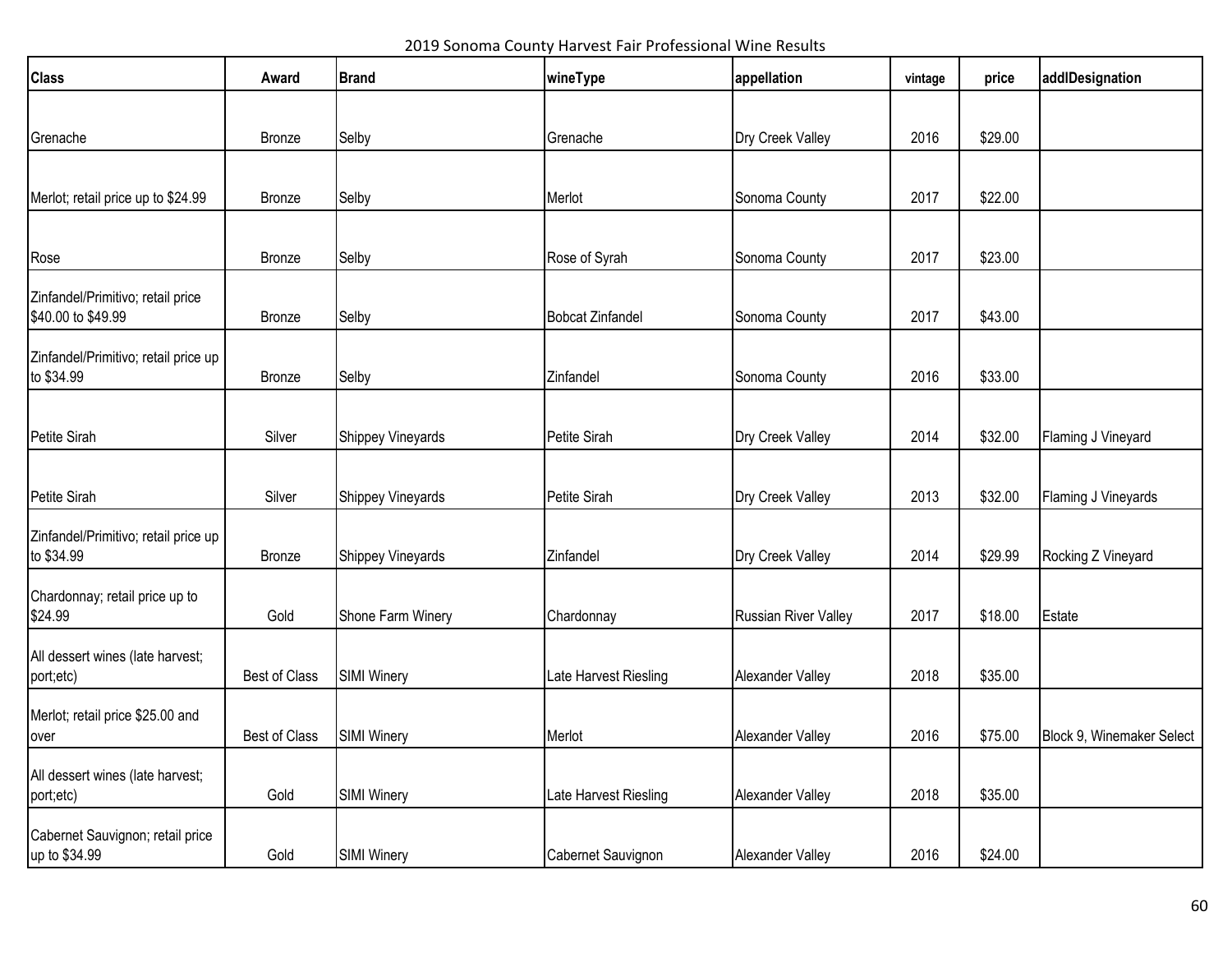2019 Sonoma County Harvest Fair Professional Wine Results

| Class | Award | Brand | wineType | appellation | vintage | price | addlDesignation |
|---|---|---|---|---|---|---|---|
| Grenache | Bronze | Selby | Grenache | Dry Creek Valley | 2016 | $29.00 | |
| Merlot; retail price up to $24.99 | Bronze | Selby | Merlot | Sonoma County | 2017 | $22.00 | |
| Rose | Bronze | Selby | Rose of Syrah | Sonoma County | 2017 | $23.00 | |
| Zinfandel/Primitivo; retail price $40.00 to $49.99 | Bronze | Selby | Bobcat Zinfandel | Sonoma County | 2017 | $43.00 | |
| Zinfandel/Primitivo; retail price up to $34.99 | Bronze | Selby | Zinfandel | Sonoma County | 2016 | $33.00 | |
| Petite Sirah | Silver | Shippey Vineyards | Petite Sirah | Dry Creek Valley | 2014 | $32.00 | Flaming J Vineyard |
| Petite Sirah | Silver | Shippey Vineyards | Petite Sirah | Dry Creek Valley | 2013 | $32.00 | Flaming J Vineyards |
| Zinfandel/Primitivo; retail price up to $34.99 | Bronze | Shippey Vineyards | Zinfandel | Dry Creek Valley | 2014 | $29.99 | Rocking Z Vineyard |
| Chardonnay; retail price up to $24.99 | Gold | Shone Farm Winery | Chardonnay | Russian River Valley | 2017 | $18.00 | Estate |
| All dessert wines (late harvest; port;etc) | Best of Class | SIMI Winery | Late Harvest Riesling | Alexander Valley | 2018 | $35.00 | |
| Merlot; retail price $25.00 and over | Best of Class | SIMI Winery | Merlot | Alexander Valley | 2016 | $75.00 | Block 9, Winemaker Select |
| All dessert wines (late harvest; port;etc) | Gold | SIMI Winery | Late Harvest Riesling | Alexander Valley | 2018 | $35.00 | |
| Cabernet Sauvignon; retail price up to $34.99 | Gold | SIMI Winery | Cabernet Sauvignon | Alexander Valley | 2016 | $24.00 | |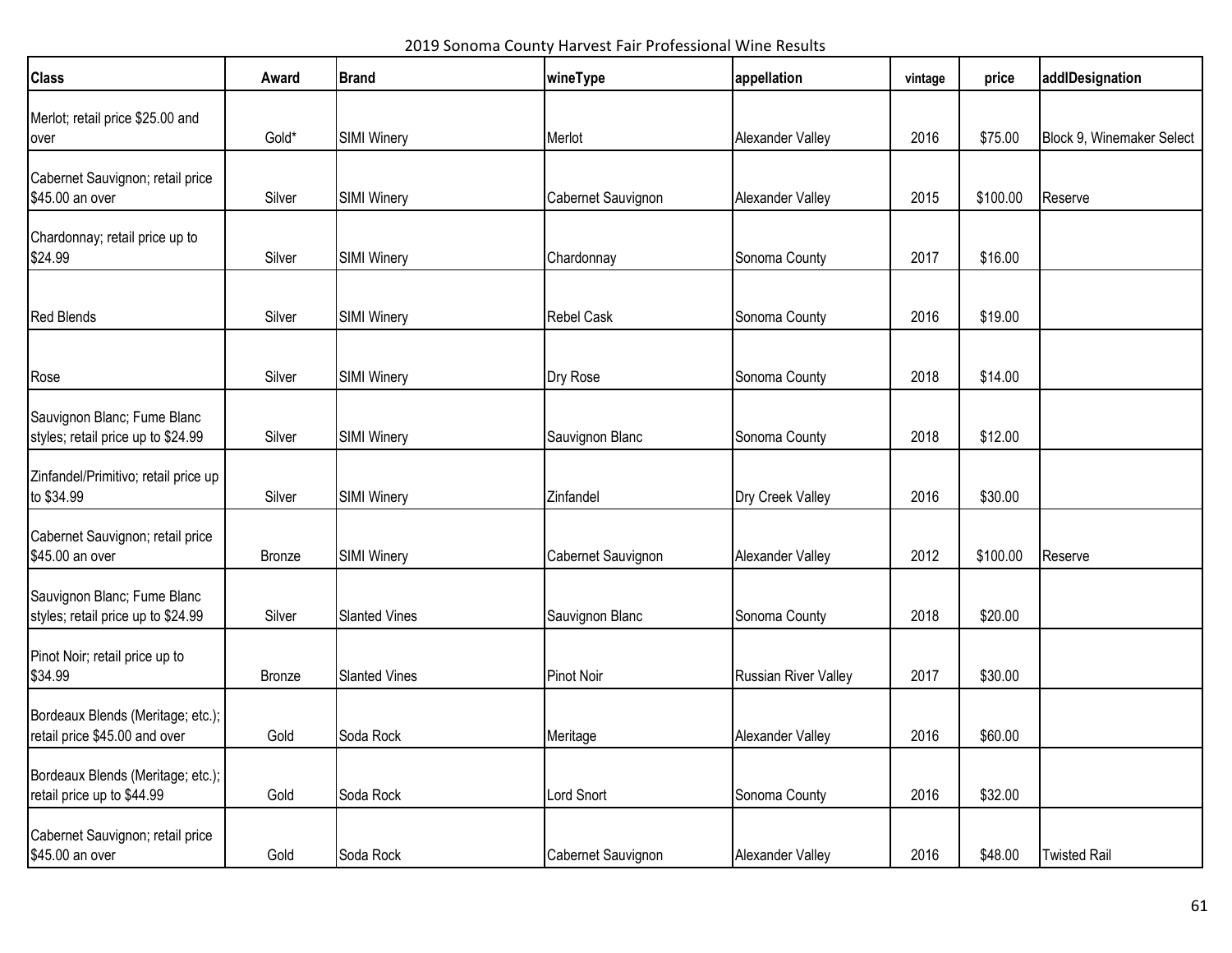2019 Sonoma County Harvest Fair Professional Wine Results

| Class | Award | Brand | wineType | appellation | vintage | price | addlDesignation |
|---|---|---|---|---|---|---|---|
| Merlot; retail price $25.00 and over | Gold* | SIMI Winery | Merlot | Alexander Valley | 2016 | $75.00 | Block 9, Winemaker Select |
| Cabernet Sauvignon; retail price $45.00 an over | Silver | SIMI Winery | Cabernet Sauvignon | Alexander Valley | 2015 | $100.00 | Reserve |
| Chardonnay; retail price up to $24.99 | Silver | SIMI Winery | Chardonnay | Sonoma County | 2017 | $16.00 | |
| Red Blends | Silver | SIMI Winery | Rebel Cask | Sonoma County | 2016 | $19.00 | |
| Rose | Silver | SIMI Winery | Dry Rose | Sonoma County | 2018 | $14.00 | |
| Sauvignon Blanc; Fume Blanc styles; retail price up to $24.99 | Silver | SIMI Winery | Sauvignon Blanc | Sonoma County | 2018 | $12.00 | |
| Zinfandel/Primitivo; retail price up to $34.99 | Silver | SIMI Winery | Zinfandel | Dry Creek Valley | 2016 | $30.00 | |
| Cabernet Sauvignon; retail price $45.00 an over | Bronze | SIMI Winery | Cabernet Sauvignon | Alexander Valley | 2012 | $100.00 | Reserve |
| Sauvignon Blanc; Fume Blanc styles; retail price up to $24.99 | Silver | Slanted Vines | Sauvignon Blanc | Sonoma County | 2018 | $20.00 | |
| Pinot Noir; retail price up to $34.99 | Bronze | Slanted Vines | Pinot Noir | Russian River Valley | 2017 | $30.00 | |
| Bordeaux Blends (Meritage; etc.); retail price $45.00 and over | Gold | Soda Rock | Meritage | Alexander Valley | 2016 | $60.00 | |
| Bordeaux Blends (Meritage; etc.); retail price up to $44.99 | Gold | Soda Rock | Lord Snort | Sonoma County | 2016 | $32.00 | |
| Cabernet Sauvignon; retail price $45.00 an over | Gold | Soda Rock | Cabernet Sauvignon | Alexander Valley | 2016 | $48.00 | Twisted Rail |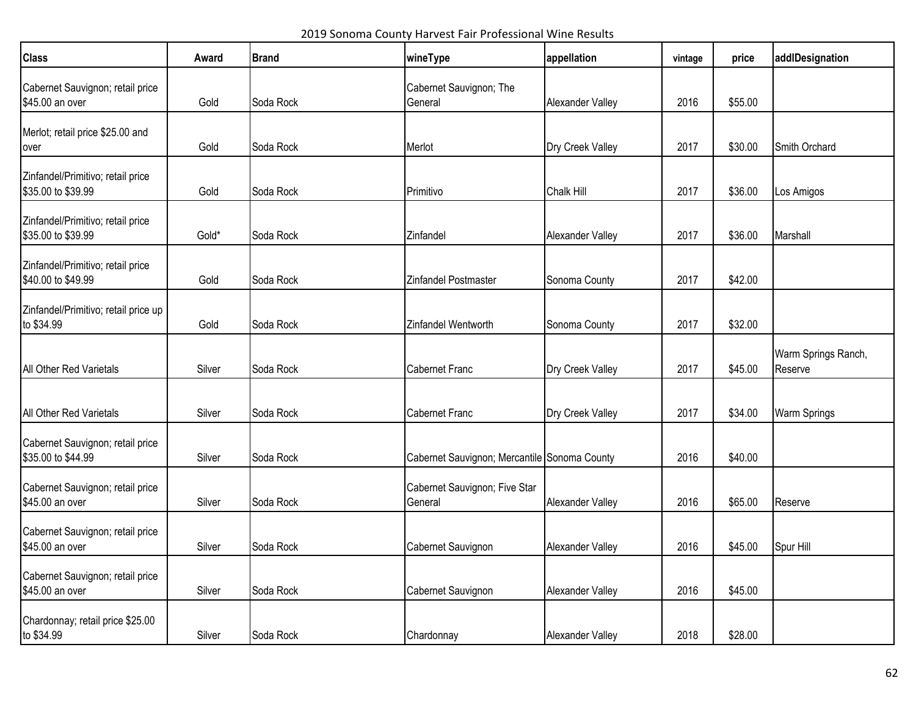2019 Sonoma County Harvest Fair Professional Wine Results

| Class | Award | Brand | wineType | appellation | vintage | price | addlDesignation |
|---|---|---|---|---|---|---|---|
| Cabernet Sauvignon; retail price $45.00 an over | Gold | Soda Rock | Cabernet Sauvignon; The General | Alexander Valley | 2016 | $55.00 | |
| Merlot; retail price $25.00 and over | Gold | Soda Rock | Merlot | Dry Creek Valley | 2017 | $30.00 | Smith Orchard |
| Zinfandel/Primitivo; retail price $35.00 to $39.99 | Gold | Soda Rock | Primitivo | Chalk Hill | 2017 | $36.00 | Los Amigos |
| Zinfandel/Primitivo; retail price $35.00 to $39.99 | Gold* | Soda Rock | Zinfandel | Alexander Valley | 2017 | $36.00 | Marshall |
| Zinfandel/Primitivo; retail price $40.00 to $49.99 | Gold | Soda Rock | Zinfandel Postmaster | Sonoma County | 2017 | $42.00 | |
| Zinfandel/Primitivo; retail price up to $34.99 | Gold | Soda Rock | Zinfandel Wentworth | Sonoma County | 2017 | $32.00 | |
| All Other Red Varietals | Silver | Soda Rock | Cabernet Franc | Dry Creek Valley | 2017 | $45.00 | Warm Springs Ranch, Reserve |
| All Other Red Varietals | Silver | Soda Rock | Cabernet Franc | Dry Creek Valley | 2017 | $34.00 | Warm Springs |
| Cabernet Sauvignon; retail price $35.00 to $44.99 | Silver | Soda Rock | Cabernet Sauvignon; Mercantile | Sonoma County | 2016 | $40.00 | |
| Cabernet Sauvignon; retail price $45.00 an over | Silver | Soda Rock | Cabernet Sauvignon; Five Star General | Alexander Valley | 2016 | $65.00 | Reserve |
| Cabernet Sauvignon; retail price $45.00 an over | Silver | Soda Rock | Cabernet Sauvignon | Alexander Valley | 2016 | $45.00 | Spur Hill |
| Cabernet Sauvignon; retail price $45.00 an over | Silver | Soda Rock | Cabernet Sauvignon | Alexander Valley | 2016 | $45.00 | |
| Chardonnay; retail price $25.00 to $34.99 | Silver | Soda Rock | Chardonnay | Alexander Valley | 2018 | $28.00 | |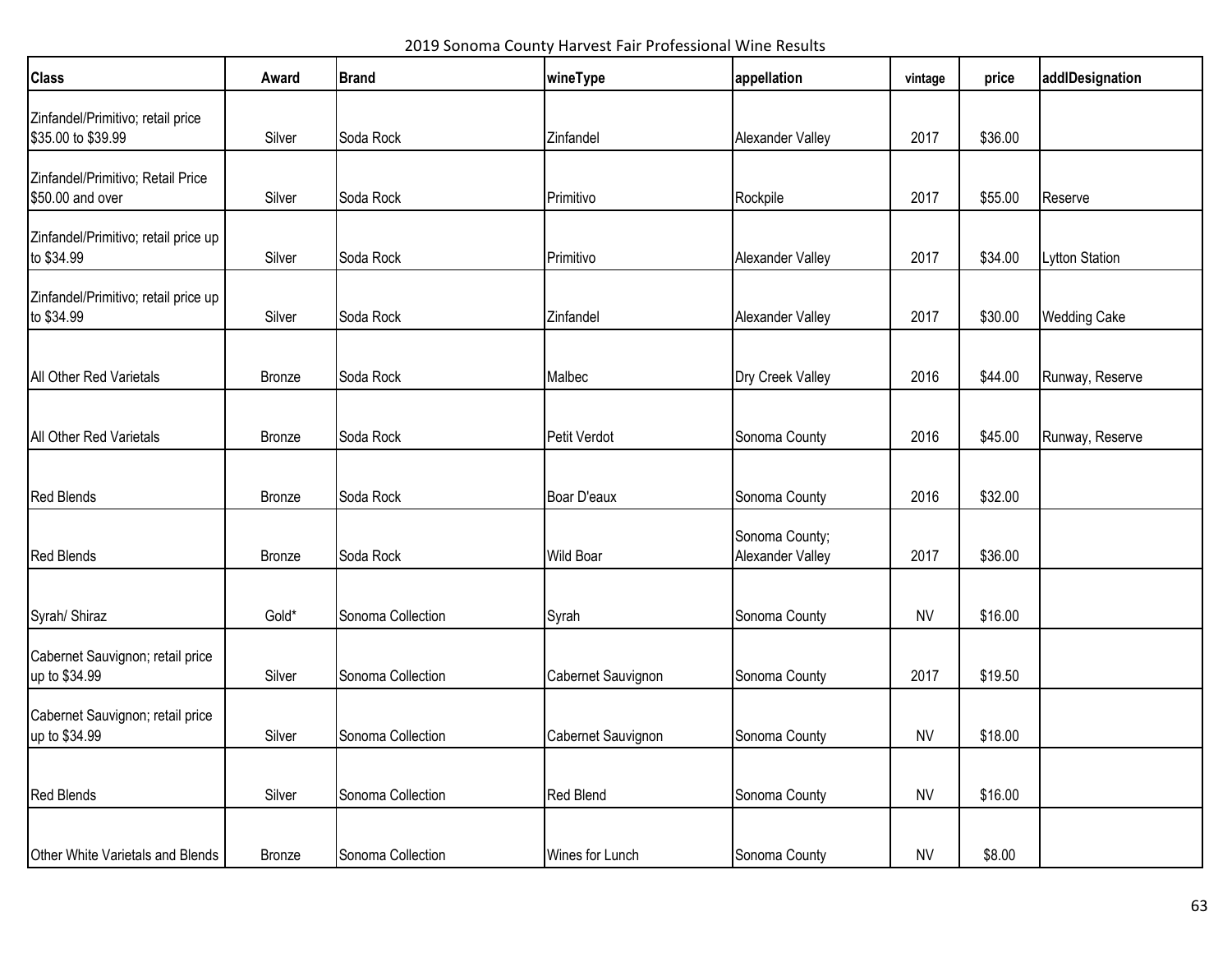2019 Sonoma County Harvest Fair Professional Wine Results

| Class | Award | Brand | wineType | appellation | vintage | price | addlDesignation |
|---|---|---|---|---|---|---|---|
| Zinfandel/Primitivo; retail price $35.00 to $39.99 | Silver | Soda Rock | Zinfandel | Alexander Valley | 2017 | $36.00 | |
| Zinfandel/Primitivo; Retail Price $50.00 and over | Silver | Soda Rock | Primitivo | Rockpile | 2017 | $55.00 | Reserve |
| Zinfandel/Primitivo; retail price up to $34.99 | Silver | Soda Rock | Primitivo | Alexander Valley | 2017 | $34.00 | Lytton Station |
| Zinfandel/Primitivo; retail price up to $34.99 | Silver | Soda Rock | Zinfandel | Alexander Valley | 2017 | $30.00 | Wedding Cake |
| All Other Red Varietals | Bronze | Soda Rock | Malbec | Dry Creek Valley | 2016 | $44.00 | Runway, Reserve |
| All Other Red Varietals | Bronze | Soda Rock | Petit Verdot | Sonoma County | 2016 | $45.00 | Runway, Reserve |
| Red Blends | Bronze | Soda Rock | Boar D'eaux | Sonoma County | 2016 | $32.00 | |
| Red Blends | Bronze | Soda Rock | Wild Boar | Sonoma County; Alexander Valley | 2017 | $36.00 | |
| Syrah/ Shiraz | Gold* | Sonoma Collection | Syrah | Sonoma County | NV | $16.00 | |
| Cabernet Sauvignon; retail price up to $34.99 | Silver | Sonoma Collection | Cabernet Sauvignon | Sonoma County | 2017 | $19.50 | |
| Cabernet Sauvignon; retail price up to $34.99 | Silver | Sonoma Collection | Cabernet Sauvignon | Sonoma County | NV | $18.00 | |
| Red Blends | Silver | Sonoma Collection | Red Blend | Sonoma County | NV | $16.00 | |
| Other White Varietals and Blends | Bronze | Sonoma Collection | Wines for Lunch | Sonoma County | NV | $8.00 | |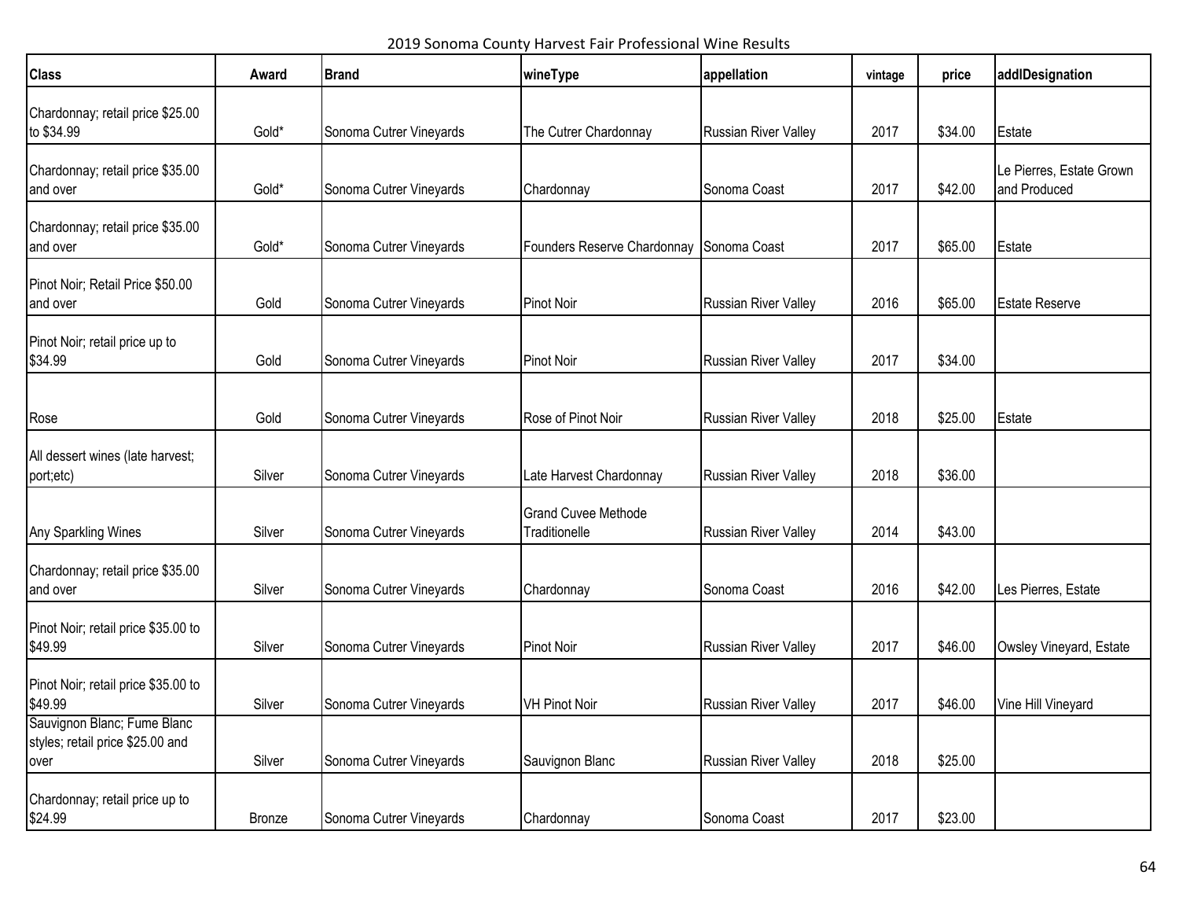2019 Sonoma County Harvest Fair Professional Wine Results

| Class | Award | Brand | wineType | appellation | vintage | price | addlDesignation |
|---|---|---|---|---|---|---|---|
| Chardonnay; retail price $25.00 to $34.99 | Gold* | Sonoma Cutrer Vineyards | The Cutrer Chardonnay | Russian River Valley | 2017 | $34.00 | Estate |
| Chardonnay; retail price $35.00 and over | Gold* | Sonoma Cutrer Vineyards | Chardonnay | Sonoma Coast | 2017 | $42.00 | Le Pierres, Estate Grown and Produced |
| Chardonnay; retail price $35.00 and over | Gold* | Sonoma Cutrer Vineyards | Founders Reserve Chardonnay | Sonoma Coast | 2017 | $65.00 | Estate |
| Pinot Noir; Retail Price $50.00 and over | Gold | Sonoma Cutrer Vineyards | Pinot Noir | Russian River Valley | 2016 | $65.00 | Estate Reserve |
| Pinot Noir; retail price up to $34.99 | Gold | Sonoma Cutrer Vineyards | Pinot Noir | Russian River Valley | 2017 | $34.00 | |
| Rose | Gold | Sonoma Cutrer Vineyards | Rose of Pinot Noir | Russian River Valley | 2018 | $25.00 | Estate |
| All dessert wines (late harvest; port;etc) | Silver | Sonoma Cutrer Vineyards | Late Harvest Chardonnay | Russian River Valley | 2018 | $36.00 | |
| Any Sparkling Wines | Silver | Sonoma Cutrer Vineyards | Grand Cuvee Methode Traditionelle | Russian River Valley | 2014 | $43.00 | |
| Chardonnay; retail price $35.00 and over | Silver | Sonoma Cutrer Vineyards | Chardonnay | Sonoma Coast | 2016 | $42.00 | Les Pierres, Estate |
| Pinot Noir; retail price $35.00 to $49.99 | Silver | Sonoma Cutrer Vineyards | Pinot Noir | Russian River Valley | 2017 | $46.00 | Owsley Vineyard, Estate |
| Pinot Noir; retail price $35.00 to $49.99 | Silver | Sonoma Cutrer Vineyards | VH Pinot Noir | Russian River Valley | 2017 | $46.00 | Vine Hill Vineyard |
| Sauvignon Blanc; Fume Blanc styles; retail price $25.00 and over | Silver | Sonoma Cutrer Vineyards | Sauvignon Blanc | Russian River Valley | 2018 | $25.00 | |
| Chardonnay; retail price up to $24.99 | Bronze | Sonoma Cutrer Vineyards | Chardonnay | Sonoma Coast | 2017 | $23.00 | |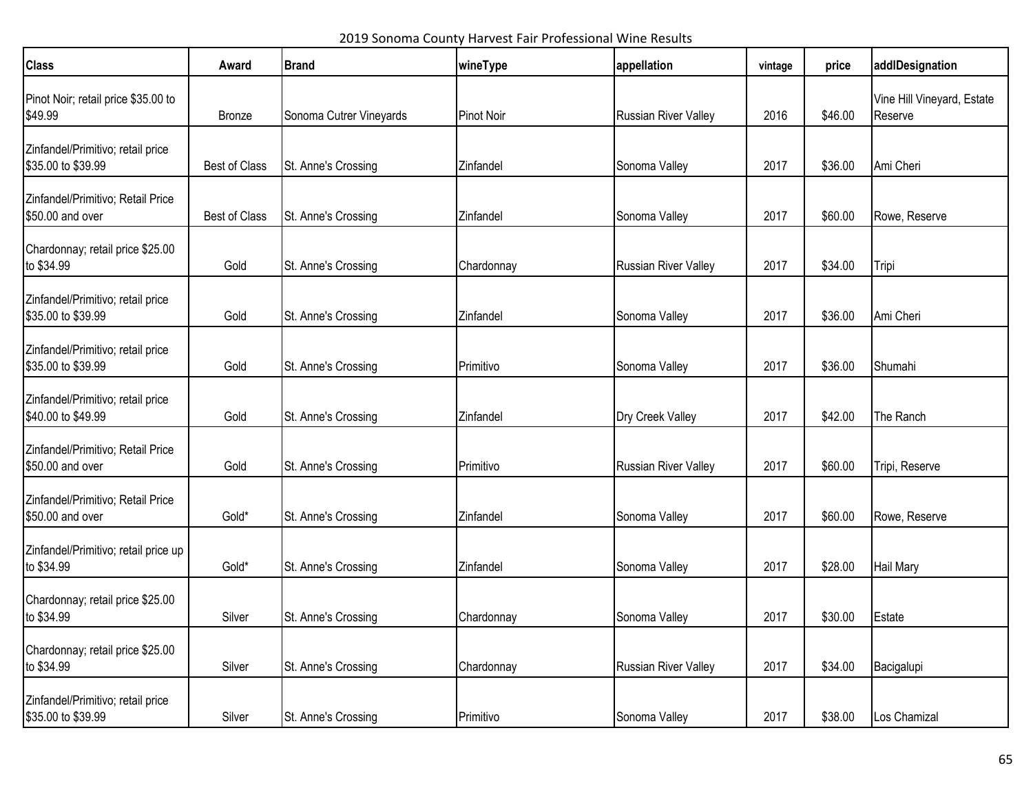2019 Sonoma County Harvest Fair Professional Wine Results

| Class | Award | Brand | wineType | appellation | vintage | price | addlDesignation |
|---|---|---|---|---|---|---|---|
| Pinot Noir; retail price $35.00 to $49.99 | Bronze | Sonoma Cutrer Vineyards | Pinot Noir | Russian River Valley | 2016 | $46.00 | Vine Hill Vineyard, Estate Reserve |
| Zinfandel/Primitivo; retail price $35.00 to $39.99 | Best of Class | St. Anne's Crossing | Zinfandel | Sonoma Valley | 2017 | $36.00 | Ami Cheri |
| Zinfandel/Primitivo; Retail Price $50.00 and over | Best of Class | St. Anne's Crossing | Zinfandel | Sonoma Valley | 2017 | $60.00 | Rowe, Reserve |
| Chardonnay; retail price $25.00 to $34.99 | Gold | St. Anne's Crossing | Chardonnay | Russian River Valley | 2017 | $34.00 | Tripi |
| Zinfandel/Primitivo; retail price $35.00 to $39.99 | Gold | St. Anne's Crossing | Zinfandel | Sonoma Valley | 2017 | $36.00 | Ami Cheri |
| Zinfandel/Primitivo; retail price $35.00 to $39.99 | Gold | St. Anne's Crossing | Primitivo | Sonoma Valley | 2017 | $36.00 | Shumahi |
| Zinfandel/Primitivo; retail price $40.00 to $49.99 | Gold | St. Anne's Crossing | Zinfandel | Dry Creek Valley | 2017 | $42.00 | The Ranch |
| Zinfandel/Primitivo; Retail Price $50.00 and over | Gold | St. Anne's Crossing | Primitivo | Russian River Valley | 2017 | $60.00 | Tripi, Reserve |
| Zinfandel/Primitivo; Retail Price $50.00 and over | Gold* | St. Anne's Crossing | Zinfandel | Sonoma Valley | 2017 | $60.00 | Rowe, Reserve |
| Zinfandel/Primitivo; retail price up to $34.99 | Gold* | St. Anne's Crossing | Zinfandel | Sonoma Valley | 2017 | $28.00 | Hail Mary |
| Chardonnay; retail price $25.00 to $34.99 | Silver | St. Anne's Crossing | Chardonnay | Sonoma Valley | 2017 | $30.00 | Estate |
| Chardonnay; retail price $25.00 to $34.99 | Silver | St. Anne's Crossing | Chardonnay | Russian River Valley | 2017 | $34.00 | Bacigalupi |
| Zinfandel/Primitivo; retail price $35.00 to $39.99 | Silver | St. Anne's Crossing | Primitivo | Sonoma Valley | 2017 | $38.00 | Los Chamizal |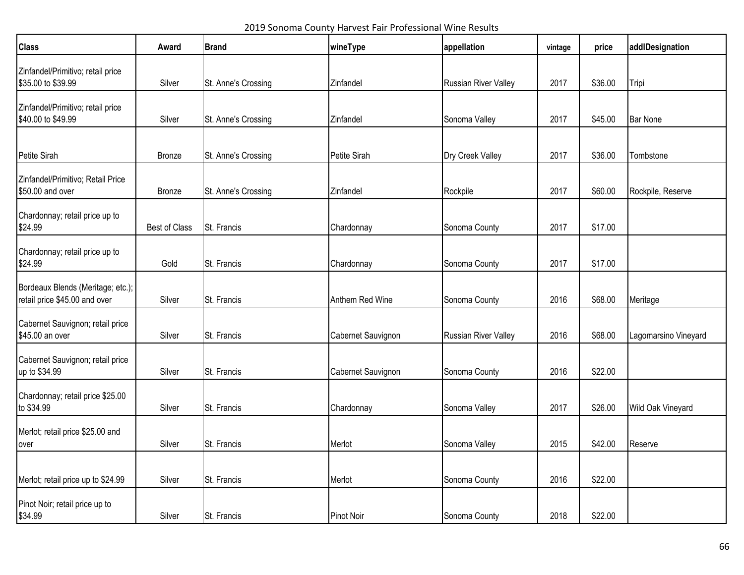2019 Sonoma County Harvest Fair Professional Wine Results

| Class | Award | Brand | wineType | appellation | vintage | price | addlDesignation |
|---|---|---|---|---|---|---|---|
| Zinfandel/Primitivo; retail price $35.00 to $39.99 | Silver | St. Anne's Crossing | Zinfandel | Russian River Valley | 2017 | $36.00 | Tripi |
| Zinfandel/Primitivo; retail price $40.00 to $49.99 | Silver | St. Anne's Crossing | Zinfandel | Sonoma Valley | 2017 | $45.00 | Bar None |
| Petite Sirah | Bronze | St. Anne's Crossing | Petite Sirah | Dry Creek Valley | 2017 | $36.00 | Tombstone |
| Zinfandel/Primitivo; Retail Price $50.00 and over | Bronze | St. Anne's Crossing | Zinfandel | Rockpile | 2017 | $60.00 | Rockpile, Reserve |
| Chardonnay; retail price up to $24.99 | Best of Class | St. Francis | Chardonnay | Sonoma County | 2017 | $17.00 | |
| Chardonnay; retail price up to $24.99 | Gold | St. Francis | Chardonnay | Sonoma County | 2017 | $17.00 | |
| Bordeaux Blends (Meritage; etc.); retail price $45.00 and over | Silver | St. Francis | Anthem Red Wine | Sonoma County | 2016 | $68.00 | Meritage |
| Cabernet Sauvignon; retail price $45.00 an over | Silver | St. Francis | Cabernet Sauvignon | Russian River Valley | 2016 | $68.00 | Lagomarsino Vineyard |
| Cabernet Sauvignon; retail price up to $34.99 | Silver | St. Francis | Cabernet Sauvignon | Sonoma County | 2016 | $22.00 | |
| Chardonnay; retail price $25.00 to $34.99 | Silver | St. Francis | Chardonnay | Sonoma Valley | 2017 | $26.00 | Wild Oak Vineyard |
| Merlot; retail price $25.00 and over | Silver | St. Francis | Merlot | Sonoma Valley | 2015 | $42.00 | Reserve |
| Merlot; retail price up to $24.99 | Silver | St. Francis | Merlot | Sonoma County | 2016 | $22.00 | |
| Pinot Noir; retail price up to $34.99 | Silver | St. Francis | Pinot Noir | Sonoma County | 2018 | $22.00 | |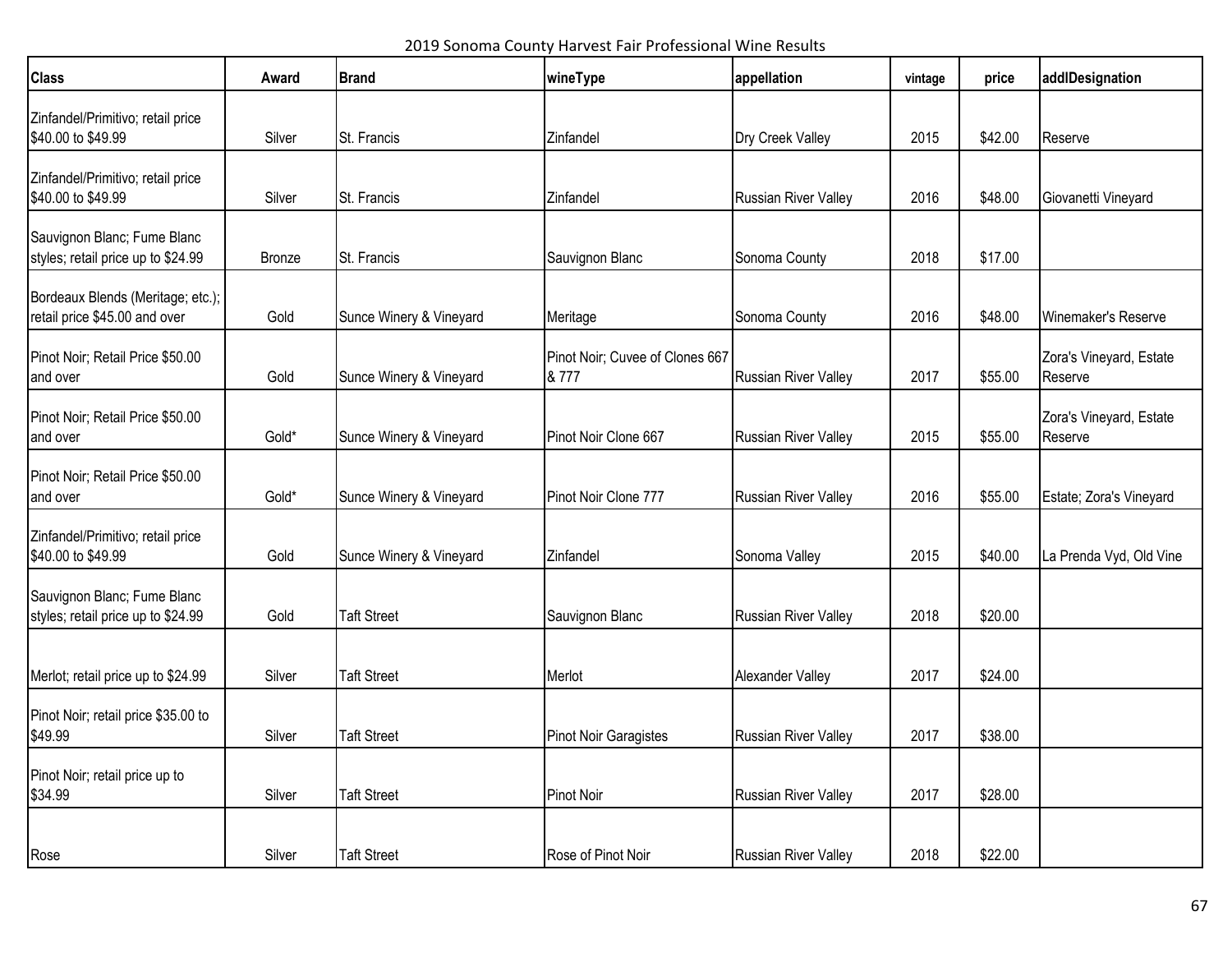2019 Sonoma County Harvest Fair Professional Wine Results

| Class | Award | Brand | wineType | appellation | vintage | price | addlDesignation |
|---|---|---|---|---|---|---|---|
| Zinfandel/Primitivo; retail price $40.00 to $49.99 | Silver | St. Francis | Zinfandel | Dry Creek Valley | 2015 | $42.00 | Reserve |
| Zinfandel/Primitivo; retail price $40.00 to $49.99 | Silver | St. Francis | Zinfandel | Russian River Valley | 2016 | $48.00 | Giovanetti Vineyard |
| Sauvignon Blanc; Fume Blanc styles; retail price up to $24.99 | Bronze | St. Francis | Sauvignon Blanc | Sonoma County | 2018 | $17.00 | |
| Bordeaux Blends (Meritage; etc.); retail price $45.00 and over | Gold | Sunce Winery & Vineyard | Meritage | Sonoma County | 2016 | $48.00 | Winemaker's Reserve |
| Pinot Noir; Retail Price $50.00 and over | Gold | Sunce Winery & Vineyard | Pinot Noir; Cuvee of Clones 667 & 777 | Russian River Valley | 2017 | $55.00 | Zora's Vineyard, Estate Reserve |
| Pinot Noir; Retail Price $50.00 and over | Gold* | Sunce Winery & Vineyard | Pinot Noir Clone 667 | Russian River Valley | 2015 | $55.00 | Zora's Vineyard, Estate Reserve |
| Pinot Noir; Retail Price $50.00 and over | Gold* | Sunce Winery & Vineyard | Pinot Noir Clone 777 | Russian River Valley | 2016 | $55.00 | Estate; Zora's Vineyard |
| Zinfandel/Primitivo; retail price $40.00 to $49.99 | Gold | Sunce Winery & Vineyard | Zinfandel | Sonoma Valley | 2015 | $40.00 | La Prenda Vyd, Old Vine |
| Sauvignon Blanc; Fume Blanc styles; retail price up to $24.99 | Gold | Taft Street | Sauvignon Blanc | Russian River Valley | 2018 | $20.00 | |
| Merlot; retail price up to $24.99 | Silver | Taft Street | Merlot | Alexander Valley | 2017 | $24.00 | |
| Pinot Noir; retail price $35.00 to $49.99 | Silver | Taft Street | Pinot Noir Garagistes | Russian River Valley | 2017 | $38.00 | |
| Pinot Noir; retail price up to $34.99 | Silver | Taft Street | Pinot Noir | Russian River Valley | 2017 | $28.00 | |
| Rose | Silver | Taft Street | Rose of Pinot Noir | Russian River Valley | 2018 | $22.00 | |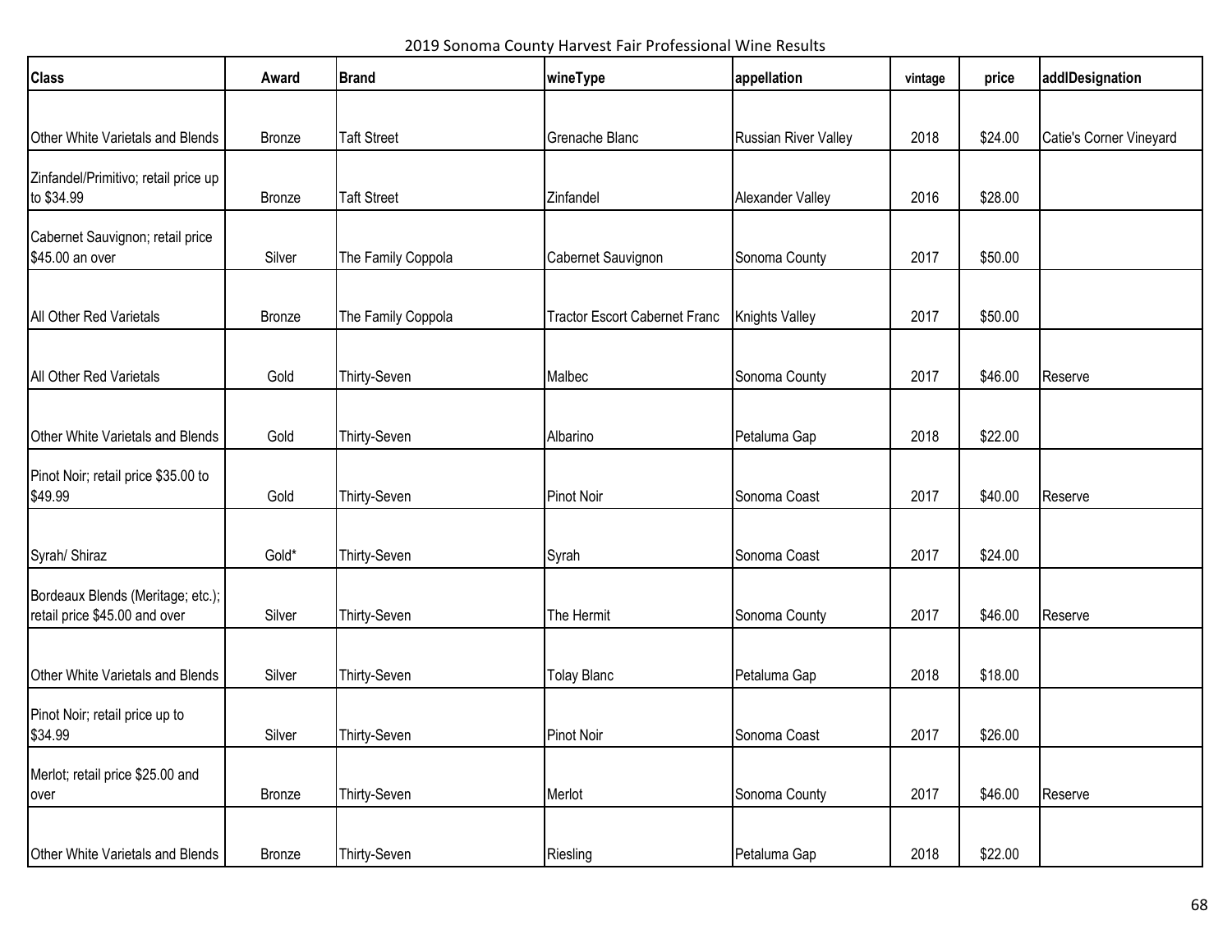2019 Sonoma County Harvest Fair Professional Wine Results

| Class | Award | Brand | wineType | appellation | vintage | price | addlDesignation |
|---|---|---|---|---|---|---|---|
| Other White Varietals and Blends | Bronze | Taft Street | Grenache Blanc | Russian River Valley | 2018 | $24.00 | Catie's Corner Vineyard |
| Zinfandel/Primitivo; retail price up to $34.99 | Bronze | Taft Street | Zinfandel | Alexander Valley | 2016 | $28.00 | |
| Cabernet Sauvignon; retail price $45.00 an over | Silver | The Family Coppola | Cabernet Sauvignon | Sonoma County | 2017 | $50.00 | |
| All Other Red Varietals | Bronze | The Family Coppola | Tractor Escort Cabernet Franc | Knights Valley | 2017 | $50.00 | |
| All Other Red Varietals | Gold | Thirty-Seven | Malbec | Sonoma County | 2017 | $46.00 | Reserve |
| Other White Varietals and Blends | Gold | Thirty-Seven | Albarino | Petaluma Gap | 2018 | $22.00 | |
| Pinot Noir; retail price $35.00 to $49.99 | Gold | Thirty-Seven | Pinot Noir | Sonoma Coast | 2017 | $40.00 | Reserve |
| Syrah/ Shiraz | Gold* | Thirty-Seven | Syrah | Sonoma Coast | 2017 | $24.00 | |
| Bordeaux Blends (Meritage; etc.); retail price $45.00 and over | Silver | Thirty-Seven | The Hermit | Sonoma County | 2017 | $46.00 | Reserve |
| Other White Varietals and Blends | Silver | Thirty-Seven | Tolay Blanc | Petaluma Gap | 2018 | $18.00 | |
| Pinot Noir; retail price up to $34.99 | Silver | Thirty-Seven | Pinot Noir | Sonoma Coast | 2017 | $26.00 | |
| Merlot; retail price $25.00 and over | Bronze | Thirty-Seven | Merlot | Sonoma County | 2017 | $46.00 | Reserve |
| Other White Varietals and Blends | Bronze | Thirty-Seven | Riesling | Petaluma Gap | 2018 | $22.00 | |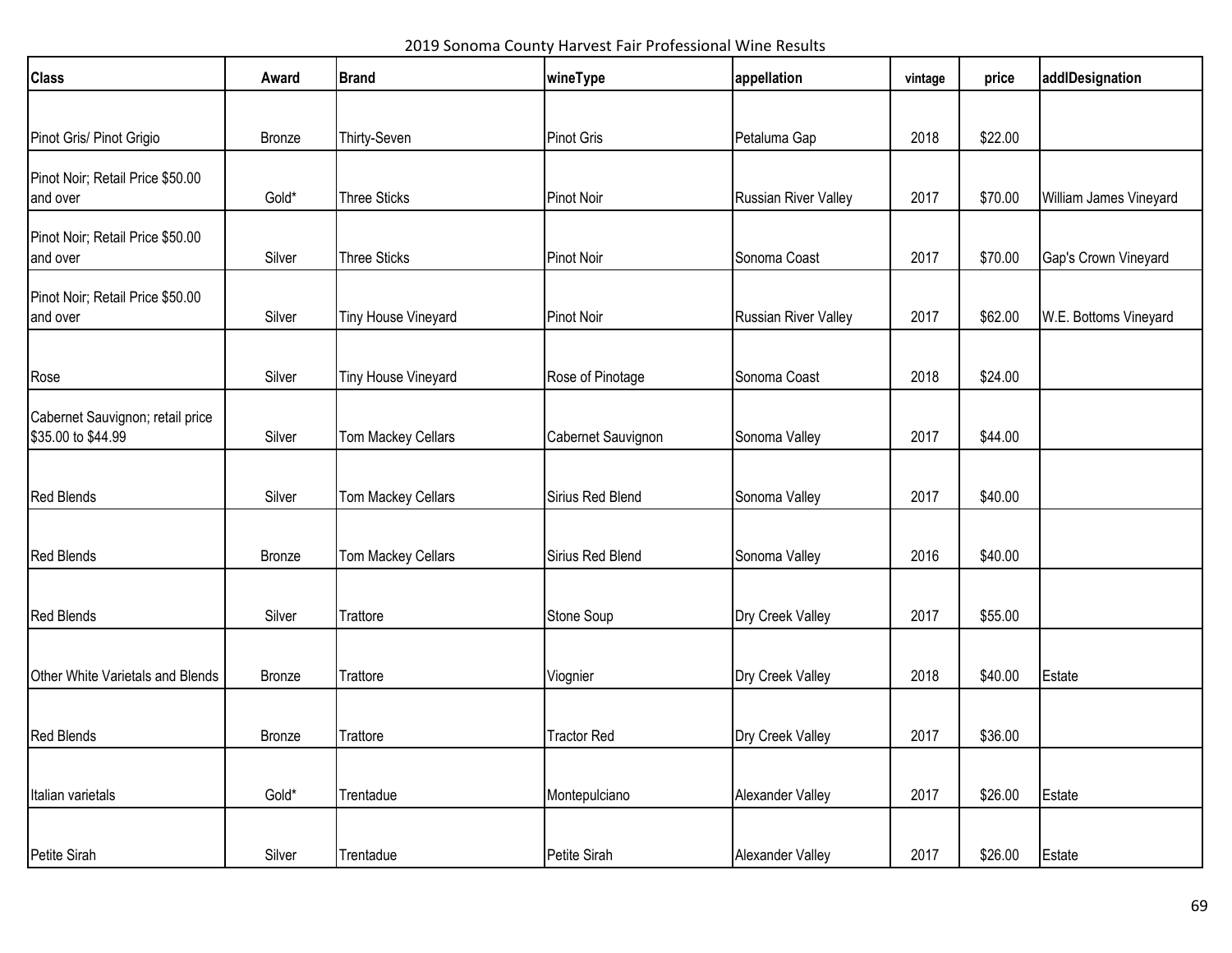2019 Sonoma County Harvest Fair Professional Wine Results

| Class | Award | Brand | wineType | appellation | vintage | price | addlDesignation |
|---|---|---|---|---|---|---|---|
| Pinot Gris/ Pinot Grigio | Bronze | Thirty-Seven | Pinot Gris | Petaluma Gap | 2018 | $22.00 | |
| Pinot Noir; Retail Price $50.00 and over | Gold* | Three Sticks | Pinot Noir | Russian River Valley | 2017 | $70.00 | William James Vineyard |
| Pinot Noir; Retail Price $50.00 and over | Silver | Three Sticks | Pinot Noir | Sonoma Coast | 2017 | $70.00 | Gap's Crown Vineyard |
| Pinot Noir; Retail Price $50.00 and over | Silver | Tiny House Vineyard | Pinot Noir | Russian River Valley | 2017 | $62.00 | W.E. Bottoms Vineyard |
| Rose | Silver | Tiny House Vineyard | Rose of Pinotage | Sonoma Coast | 2018 | $24.00 | |
| Cabernet Sauvignon; retail price $35.00 to $44.99 | Silver | Tom Mackey Cellars | Cabernet Sauvignon | Sonoma Valley | 2017 | $44.00 | |
| Red Blends | Silver | Tom Mackey Cellars | Sirius Red Blend | Sonoma Valley | 2017 | $40.00 | |
| Red Blends | Bronze | Tom Mackey Cellars | Sirius Red Blend | Sonoma Valley | 2016 | $40.00 | |
| Red Blends | Silver | Trattore | Stone Soup | Dry Creek Valley | 2017 | $55.00 | |
| Other White Varietals and Blends | Bronze | Trattore | Viognier | Dry Creek Valley | 2018 | $40.00 | Estate |
| Red Blends | Bronze | Trattore | Tractor Red | Dry Creek Valley | 2017 | $36.00 | |
| Italian varietals | Gold* | Trentadue | Montepulciano | Alexander Valley | 2017 | $26.00 | Estate |
| Petite Sirah | Silver | Trentadue | Petite Sirah | Alexander Valley | 2017 | $26.00 | Estate |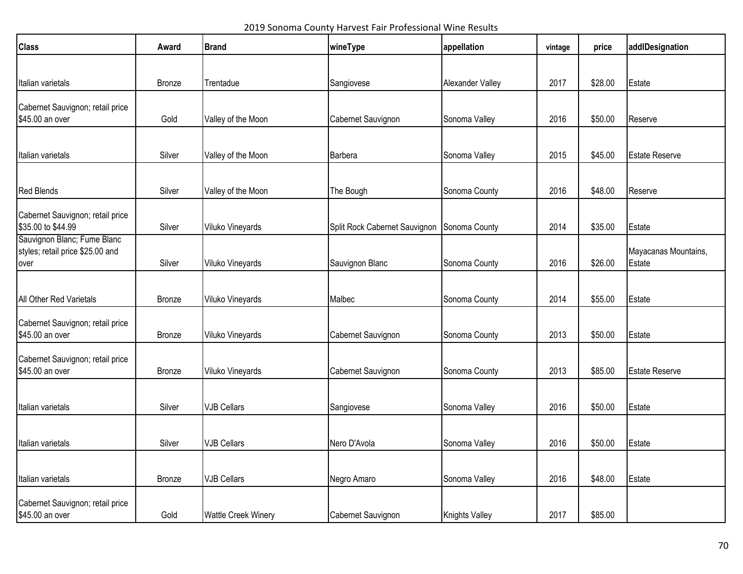2019 Sonoma County Harvest Fair Professional Wine Results

| Class | Award | Brand | wineType | appellation | vintage | price | addlDesignation |
|---|---|---|---|---|---|---|---|
| Italian varietals | Bronze | Trentadue | Sangiovese | Alexander Valley | 2017 | $28.00 | Estate |
| Cabernet Sauvignon; retail price $45.00 an over | Gold | Valley of the Moon | Cabernet Sauvignon | Sonoma Valley | 2016 | $50.00 | Reserve |
| Italian varietals | Silver | Valley of the Moon | Barbera | Sonoma Valley | 2015 | $45.00 | Estate Reserve |
| Red Blends | Silver | Valley of the Moon | The Bough | Sonoma County | 2016 | $48.00 | Reserve |
| Cabernet Sauvignon; retail price $35.00 to $44.99 | Silver | Viluko Vineyards | Split Rock Cabernet Sauvignon | Sonoma County | 2014 | $35.00 | Estate |
| Sauvignon Blanc; Fume Blanc styles; retail price $25.00 and over | Silver | Viluko Vineyards | Sauvignon Blanc | Sonoma County | 2016 | $26.00 | Mayacanas Mountains, Estate |
| All Other Red Varietals | Bronze | Viluko Vineyards | Malbec | Sonoma County | 2014 | $55.00 | Estate |
| Cabernet Sauvignon; retail price $45.00 an over | Bronze | Viluko Vineyards | Cabernet Sauvignon | Sonoma County | 2013 | $50.00 | Estate |
| Cabernet Sauvignon; retail price $45.00 an over | Bronze | Viluko Vineyards | Cabernet Sauvignon | Sonoma County | 2013 | $85.00 | Estate Reserve |
| Italian varietals | Silver | VJB Cellars | Sangiovese | Sonoma Valley | 2016 | $50.00 | Estate |
| Italian varietals | Silver | VJB Cellars | Nero D'Avola | Sonoma Valley | 2016 | $50.00 | Estate |
| Italian varietals | Bronze | VJB Cellars | Negro Amaro | Sonoma Valley | 2016 | $48.00 | Estate |
| Cabernet Sauvignon; retail price $45.00 an over | Gold | Wattle Creek Winery | Cabernet Sauvignon | Knights Valley | 2017 | $85.00 | |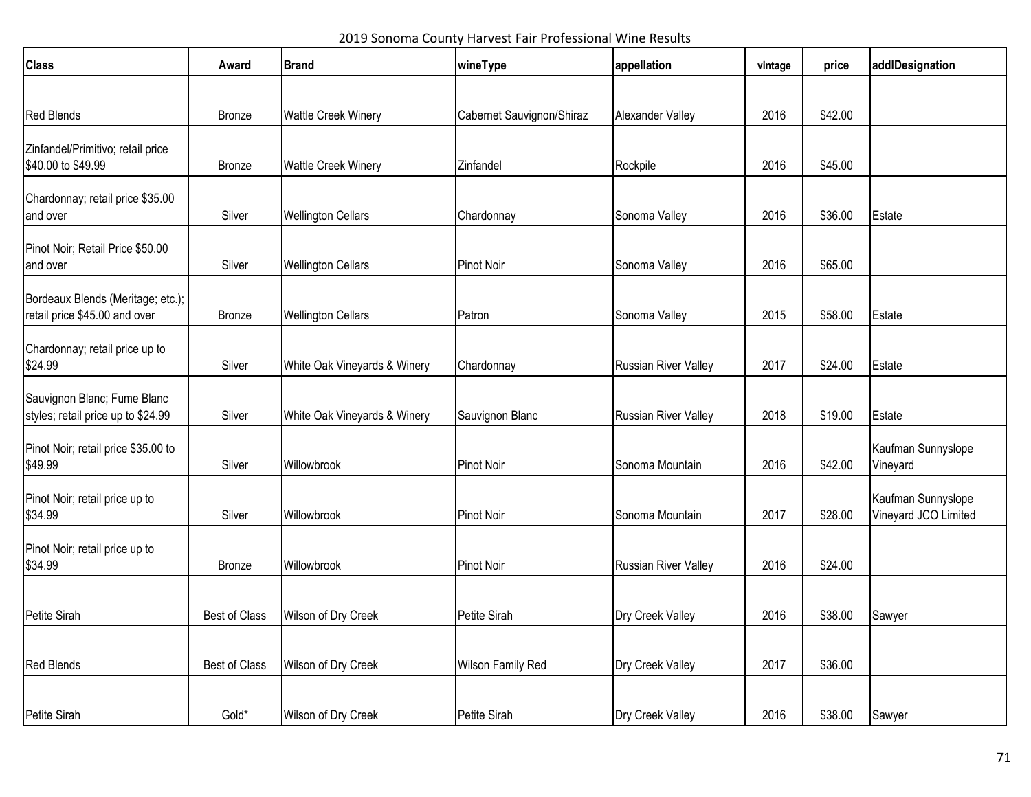2019 Sonoma County Harvest Fair Professional Wine Results

| Class | Award | Brand | wineType | appellation | vintage | price | addlDesignation |
|---|---|---|---|---|---|---|---|
| Red Blends | Bronze | Wattle Creek Winery | Cabernet Sauvignon/Shiraz | Alexander Valley | 2016 | $42.00 | |
| Zinfandel/Primitivo; retail price $40.00 to $49.99 | Bronze | Wattle Creek Winery | Zinfandel | Rockpile | 2016 | $45.00 | |
| Chardonnay; retail price $35.00 and over | Silver | Wellington Cellars | Chardonnay | Sonoma Valley | 2016 | $36.00 | Estate |
| Pinot Noir; Retail Price $50.00 and over | Silver | Wellington Cellars | Pinot Noir | Sonoma Valley | 2016 | $65.00 | |
| Bordeaux Blends (Meritage; etc.); retail price $45.00 and over | Bronze | Wellington Cellars | Patron | Sonoma Valley | 2015 | $58.00 | Estate |
| Chardonnay; retail price up to $24.99 | Silver | White Oak Vineyards & Winery | Chardonnay | Russian River Valley | 2017 | $24.00 | Estate |
| Sauvignon Blanc; Fume Blanc styles; retail price up to $24.99 | Silver | White Oak Vineyards & Winery | Sauvignon Blanc | Russian River Valley | 2018 | $19.00 | Estate |
| Pinot Noir; retail price $35.00 to $49.99 | Silver | Willowbrook | Pinot Noir | Sonoma Mountain | 2016 | $42.00 | Kaufman Sunnyslope Vineyard |
| Pinot Noir; retail price up to $34.99 | Silver | Willowbrook | Pinot Noir | Sonoma Mountain | 2017 | $28.00 | Kaufman Sunnyslope Vineyard JCO Limited |
| Pinot Noir; retail price up to $34.99 | Bronze | Willowbrook | Pinot Noir | Russian River Valley | 2016 | $24.00 | |
| Petite Sirah | Best of Class | Wilson of Dry Creek | Petite Sirah | Dry Creek Valley | 2016 | $38.00 | Sawyer |
| Red Blends | Best of Class | Wilson of Dry Creek | Wilson Family Red | Dry Creek Valley | 2017 | $36.00 | |
| Petite Sirah | Gold* | Wilson of Dry Creek | Petite Sirah | Dry Creek Valley | 2016 | $38.00 | Sawyer |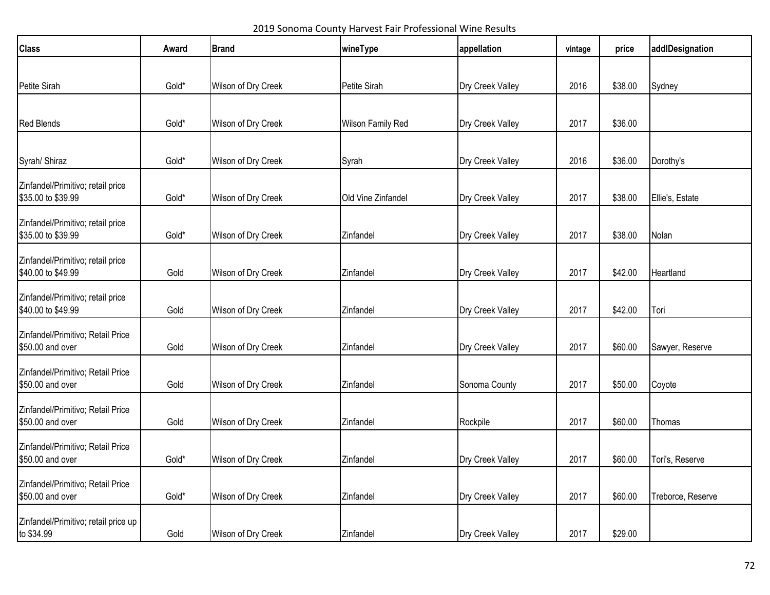2019 Sonoma County Harvest Fair Professional Wine Results

| Class | Award | Brand | wineType | appellation | vintage | price | addlDesignation |
|---|---|---|---|---|---|---|---|
| Petite Sirah | Gold* | Wilson of Dry Creek | Petite Sirah | Dry Creek Valley | 2016 | $38.00 | Sydney |
| Red Blends | Gold* | Wilson of Dry Creek | Wilson Family Red | Dry Creek Valley | 2017 | $36.00 | |
| Syrah/ Shiraz | Gold* | Wilson of Dry Creek | Syrah | Dry Creek Valley | 2016 | $36.00 | Dorothy's |
| Zinfandel/Primitivo; retail price $35.00 to $39.99 | Gold* | Wilson of Dry Creek | Old Vine Zinfandel | Dry Creek Valley | 2017 | $38.00 | Ellie's, Estate |
| Zinfandel/Primitivo; retail price $35.00 to $39.99 | Gold* | Wilson of Dry Creek | Zinfandel | Dry Creek Valley | 2017 | $38.00 | Nolan |
| Zinfandel/Primitivo; retail price $40.00 to $49.99 | Gold | Wilson of Dry Creek | Zinfandel | Dry Creek Valley | 2017 | $42.00 | Heartland |
| Zinfandel/Primitivo; retail price $40.00 to $49.99 | Gold | Wilson of Dry Creek | Zinfandel | Dry Creek Valley | 2017 | $42.00 | Tori |
| Zinfandel/Primitivo; Retail Price $50.00 and over | Gold | Wilson of Dry Creek | Zinfandel | Dry Creek Valley | 2017 | $60.00 | Sawyer, Reserve |
| Zinfandel/Primitivo; Retail Price $50.00 and over | Gold | Wilson of Dry Creek | Zinfandel | Sonoma County | 2017 | $50.00 | Coyote |
| Zinfandel/Primitivo; Retail Price $50.00 and over | Gold | Wilson of Dry Creek | Zinfandel | Rockpile | 2017 | $60.00 | Thomas |
| Zinfandel/Primitivo; Retail Price $50.00 and over | Gold* | Wilson of Dry Creek | Zinfandel | Dry Creek Valley | 2017 | $60.00 | Tori's, Reserve |
| Zinfandel/Primitivo; Retail Price $50.00 and over | Gold* | Wilson of Dry Creek | Zinfandel | Dry Creek Valley | 2017 | $60.00 | Treborce, Reserve |
| Zinfandel/Primitivo; retail price up to $34.99 | Gold | Wilson of Dry Creek | Zinfandel | Dry Creek Valley | 2017 | $29.00 | |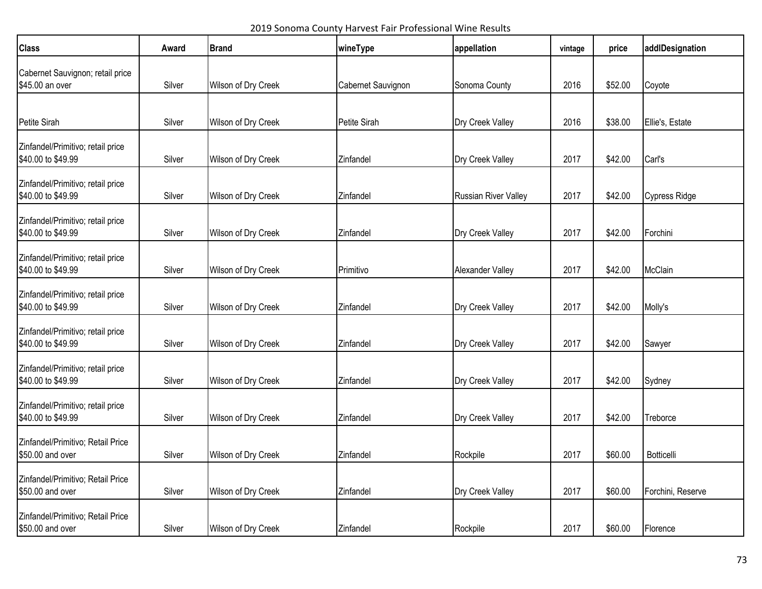2019 Sonoma County Harvest Fair Professional Wine Results

| Class | Award | Brand | wineType | appellation | vintage | price | addlDesignation |
|---|---|---|---|---|---|---|---|
| Cabernet Sauvignon; retail price $45.00 an over | Silver | Wilson of Dry Creek | Cabernet Sauvignon | Sonoma County | 2016 | $52.00 | Coyote |
| Petite Sirah | Silver | Wilson of Dry Creek | Petite Sirah | Dry Creek Valley | 2016 | $38.00 | Ellie's, Estate |
| Zinfandel/Primitivo; retail price $40.00 to $49.99 | Silver | Wilson of Dry Creek | Zinfandel | Dry Creek Valley | 2017 | $42.00 | Carl's |
| Zinfandel/Primitivo; retail price $40.00 to $49.99 | Silver | Wilson of Dry Creek | Zinfandel | Russian River Valley | 2017 | $42.00 | Cypress Ridge |
| Zinfandel/Primitivo; retail price $40.00 to $49.99 | Silver | Wilson of Dry Creek | Zinfandel | Dry Creek Valley | 2017 | $42.00 | Forchini |
| Zinfandel/Primitivo; retail price $40.00 to $49.99 | Silver | Wilson of Dry Creek | Primitivo | Alexander Valley | 2017 | $42.00 | McClain |
| Zinfandel/Primitivo; retail price $40.00 to $49.99 | Silver | Wilson of Dry Creek | Zinfandel | Dry Creek Valley | 2017 | $42.00 | Molly's |
| Zinfandel/Primitivo; retail price $40.00 to $49.99 | Silver | Wilson of Dry Creek | Zinfandel | Dry Creek Valley | 2017 | $42.00 | Sawyer |
| Zinfandel/Primitivo; retail price $40.00 to $49.99 | Silver | Wilson of Dry Creek | Zinfandel | Dry Creek Valley | 2017 | $42.00 | Sydney |
| Zinfandel/Primitivo; retail price $40.00 to $49.99 | Silver | Wilson of Dry Creek | Zinfandel | Dry Creek Valley | 2017 | $42.00 | Treborce |
| Zinfandel/Primitivo; Retail Price $50.00 and over | Silver | Wilson of Dry Creek | Zinfandel | Rockpile | 2017 | $60.00 | Botticelli |
| Zinfandel/Primitivo; Retail Price $50.00 and over | Silver | Wilson of Dry Creek | Zinfandel | Dry Creek Valley | 2017 | $60.00 | Forchini, Reserve |
| Zinfandel/Primitivo; Retail Price $50.00 and over | Silver | Wilson of Dry Creek | Zinfandel | Rockpile | 2017 | $60.00 | Florence |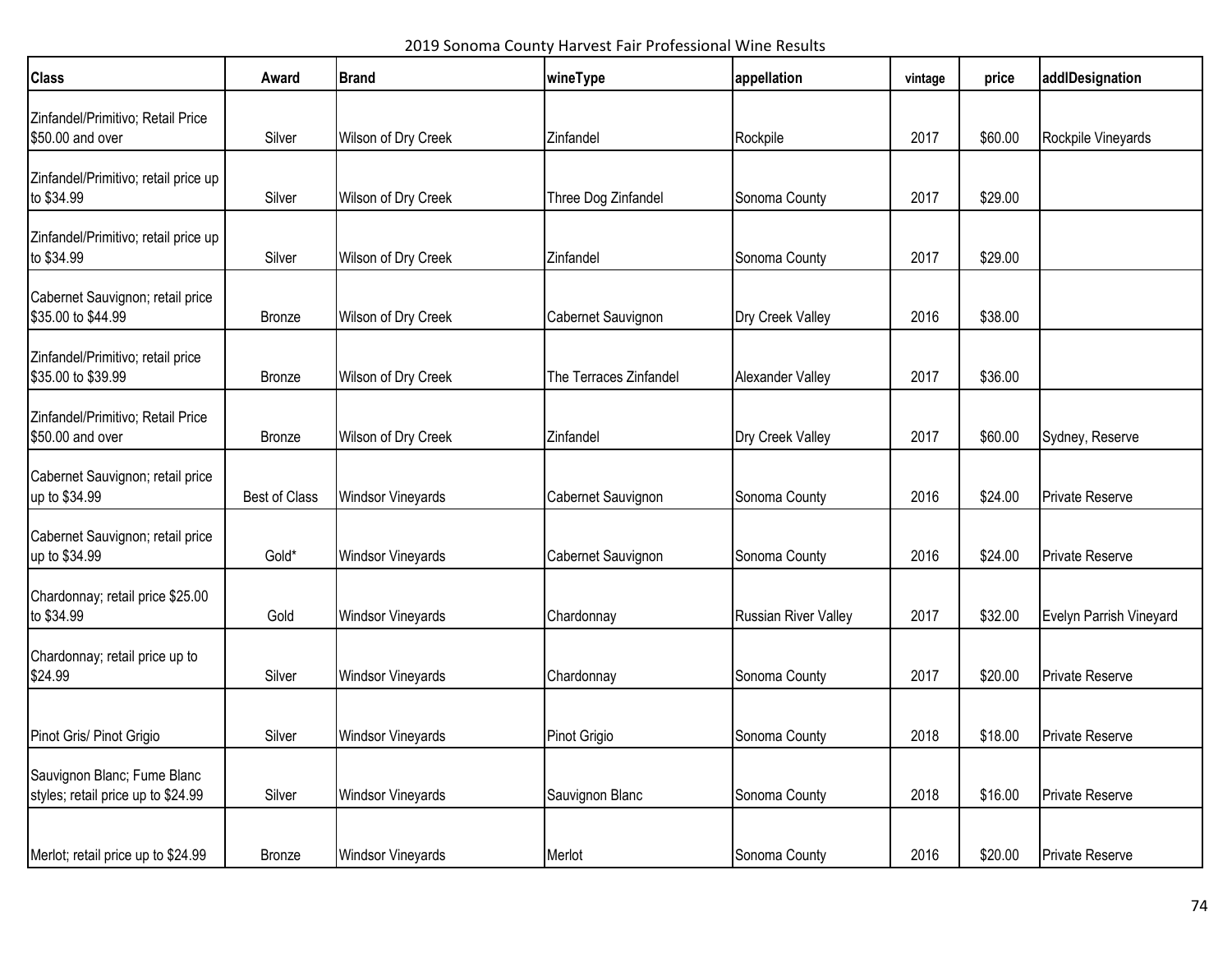2019 Sonoma County Harvest Fair Professional Wine Results

| Class | Award | Brand | wineType | appellation | vintage | price | addlDesignation |
|---|---|---|---|---|---|---|---|
| Zinfandel/Primitivo; Retail Price $50.00 and over | Silver | Wilson of Dry Creek | Zinfandel | Rockpile | 2017 | $60.00 | Rockpile Vineyards |
| Zinfandel/Primitivo; retail price up to $34.99 | Silver | Wilson of Dry Creek | Three Dog Zinfandel | Sonoma County | 2017 | $29.00 | |
| Zinfandel/Primitivo; retail price up to $34.99 | Silver | Wilson of Dry Creek | Zinfandel | Sonoma County | 2017 | $29.00 | |
| Cabernet Sauvignon; retail price $35.00 to $44.99 | Bronze | Wilson of Dry Creek | Cabernet Sauvignon | Dry Creek Valley | 2016 | $38.00 | |
| Zinfandel/Primitivo; retail price $35.00 to $39.99 | Bronze | Wilson of Dry Creek | The Terraces Zinfandel | Alexander Valley | 2017 | $36.00 | |
| Zinfandel/Primitivo; Retail Price $50.00 and over | Bronze | Wilson of Dry Creek | Zinfandel | Dry Creek Valley | 2017 | $60.00 | Sydney, Reserve |
| Cabernet Sauvignon; retail price up to $34.99 | Best of Class | Windsor Vineyards | Cabernet Sauvignon | Sonoma County | 2016 | $24.00 | Private Reserve |
| Cabernet Sauvignon; retail price up to $34.99 | Gold* | Windsor Vineyards | Cabernet Sauvignon | Sonoma County | 2016 | $24.00 | Private Reserve |
| Chardonnay; retail price $25.00 to $34.99 | Gold | Windsor Vineyards | Chardonnay | Russian River Valley | 2017 | $32.00 | Evelyn Parrish Vineyard |
| Chardonnay; retail price up to $24.99 | Silver | Windsor Vineyards | Chardonnay | Sonoma County | 2017 | $20.00 | Private Reserve |
| Pinot Gris/ Pinot Grigio | Silver | Windsor Vineyards | Pinot Grigio | Sonoma County | 2018 | $18.00 | Private Reserve |
| Sauvignon Blanc; Fume Blanc styles; retail price up to $24.99 | Silver | Windsor Vineyards | Sauvignon Blanc | Sonoma County | 2018 | $16.00 | Private Reserve |
| Merlot; retail price up to $24.99 | Bronze | Windsor Vineyards | Merlot | Sonoma County | 2016 | $20.00 | Private Reserve |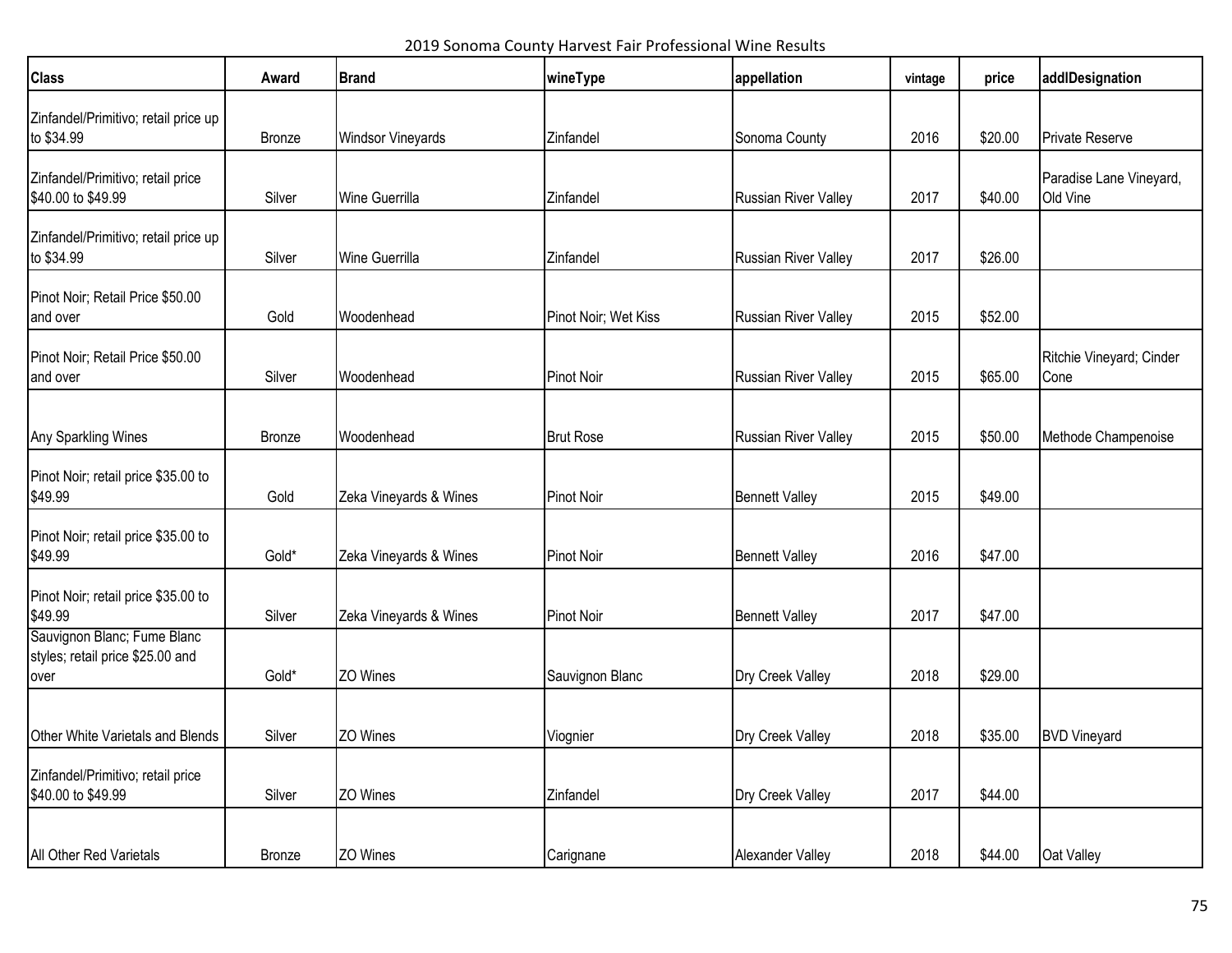2019 Sonoma County Harvest Fair Professional Wine Results

| Class | Award | Brand | wineType | appellation | vintage | price | addlDesignation |
|---|---|---|---|---|---|---|---|
| Zinfandel/Primitivo; retail price up to $34.99 | Bronze | Windsor Vineyards | Zinfandel | Sonoma County | 2016 | $20.00 | Private Reserve |
| Zinfandel/Primitivo; retail price $40.00 to $49.99 | Silver | Wine Guerrilla | Zinfandel | Russian River Valley | 2017 | $40.00 | Paradise Lane Vineyard, Old Vine |
| Zinfandel/Primitivo; retail price up to $34.99 | Silver | Wine Guerrilla | Zinfandel | Russian River Valley | 2017 | $26.00 | |
| Pinot Noir; Retail Price $50.00 and over | Gold | Woodenhead | Pinot Noir; Wet Kiss | Russian River Valley | 2015 | $52.00 | |
| Pinot Noir; Retail Price $50.00 and over | Silver | Woodenhead | Pinot Noir | Russian River Valley | 2015 | $65.00 | Ritchie Vineyard; Cinder Cone |
| Any Sparkling Wines | Bronze | Woodenhead | Brut Rose | Russian River Valley | 2015 | $50.00 | Methode Champenoise |
| Pinot Noir; retail price $35.00 to $49.99 | Gold | Zeka Vineyards & Wines | Pinot Noir | Bennett Valley | 2015 | $49.00 | |
| Pinot Noir; retail price $35.00 to $49.99 | Gold* | Zeka Vineyards & Wines | Pinot Noir | Bennett Valley | 2016 | $47.00 | |
| Pinot Noir; retail price $35.00 to $49.99 | Silver | Zeka Vineyards & Wines | Pinot Noir | Bennett Valley | 2017 | $47.00 | |
| Sauvignon Blanc; Fume Blanc styles; retail price $25.00 and over | Gold* | ZO Wines | Sauvignon Blanc | Dry Creek Valley | 2018 | $29.00 | |
| Other White Varietals and Blends | Silver | ZO Wines | Viognier | Dry Creek Valley | 2018 | $35.00 | BVD Vineyard |
| Zinfandel/Primitivo; retail price $40.00 to $49.99 | Silver | ZO Wines | Zinfandel | Dry Creek Valley | 2017 | $44.00 | |
| All Other Red Varietals | Bronze | ZO Wines | Carignane | Alexander Valley | 2018 | $44.00 | Oat Valley |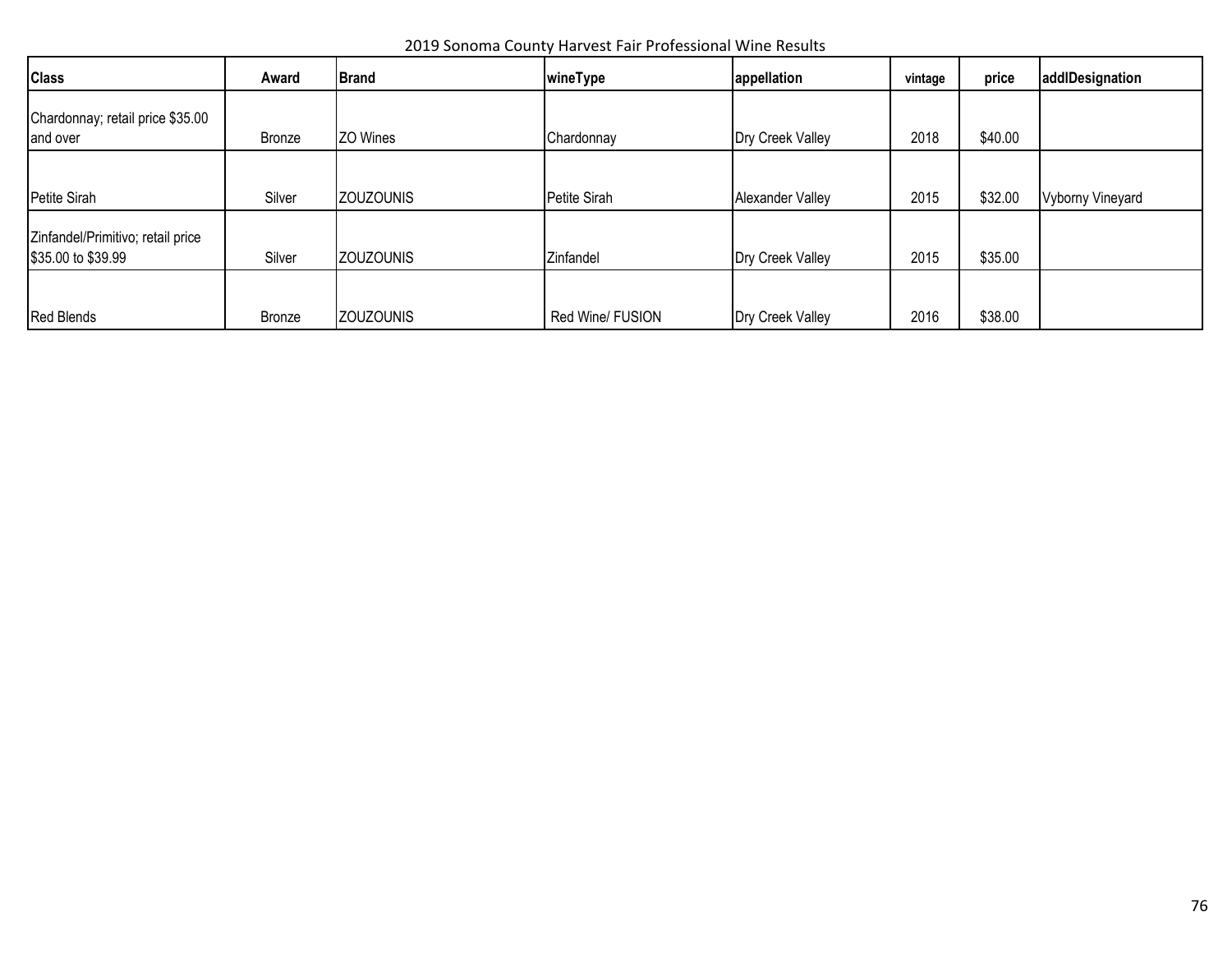2019 Sonoma County Harvest Fair Professional Wine Results

| Class | Award | Brand | wineType | appellation | vintage | price | addlDesignation |
|---|---|---|---|---|---|---|---|
| Chardonnay; retail price $35.00 and over | Bronze | ZO Wines | Chardonnay | Dry Creek Valley | 2018 | $40.00 | |
| Petite Sirah | Silver | ZOUZOUNIS | Petite Sirah | Alexander Valley | 2015 | $32.00 | Vyborny Vineyard |
| Zinfandel/Primitivo; retail price $35.00 to $39.99 | Silver | ZOUZOUNIS | Zinfandel | Dry Creek Valley | 2015 | $35.00 | |
| Red Blends | Bronze | ZOUZOUNIS | Red Wine/ FUSION | Dry Creek Valley | 2016 | $38.00 | |